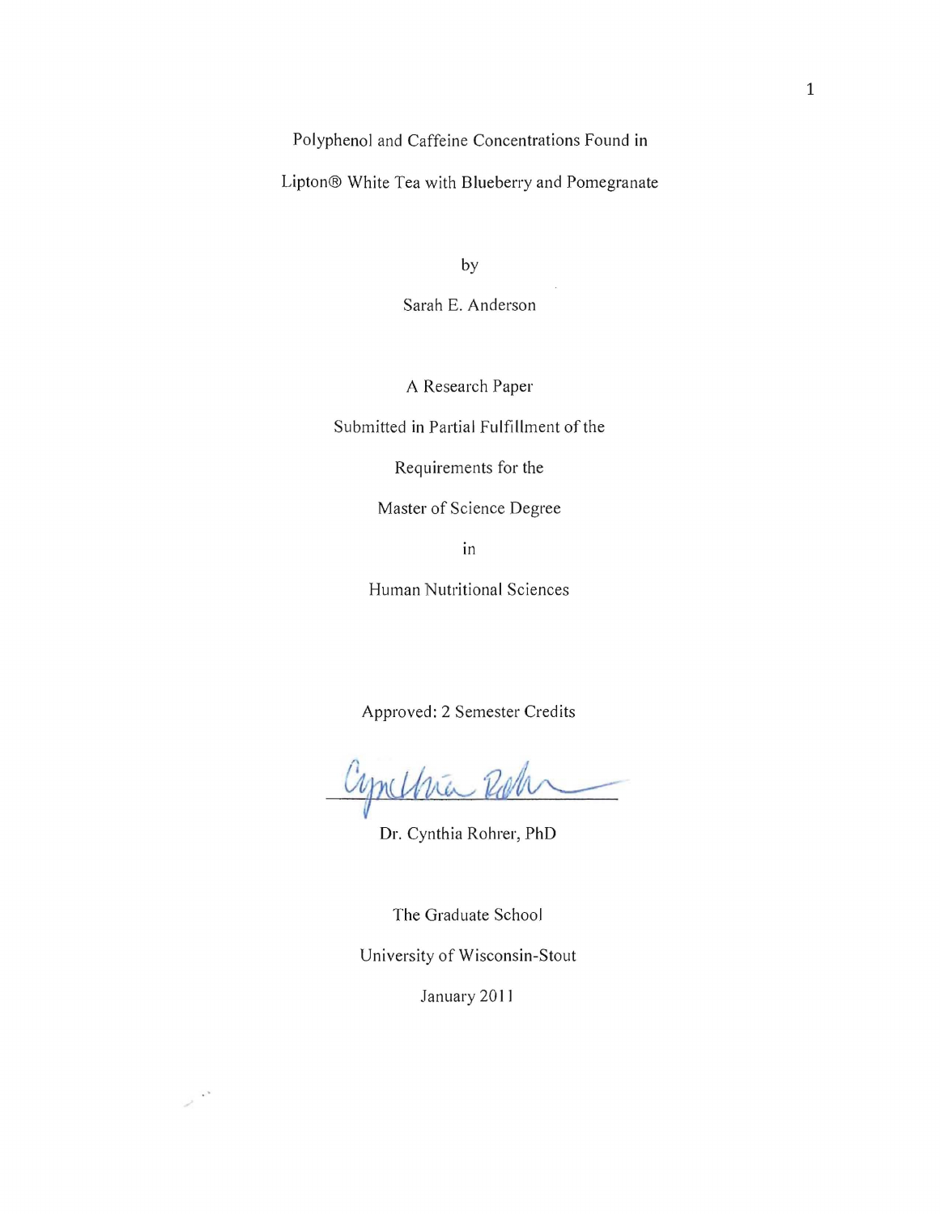# Polyphenol and Caffeine Concentrations Found in Lipton® White Tea with Blueberry and Pomegranate

by

Sarah E. Anderson

A Research Paper

Submitted in Partial Fulfillment of the

Requirements for the

Master of Science Degree

in

Human Nutritional Sciences

Approved: 2 Semester Credits

Dr. Cynthia Rohrer, PhD

The Graduate School

University of Wisconsin-Stout

January 2011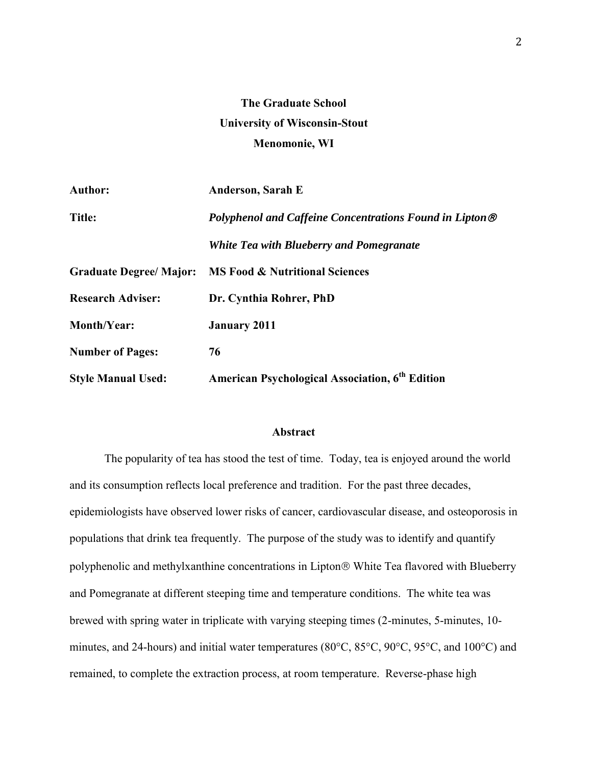**The Graduate School**
**University of Wisconsin-Stout**
**Menomonie, WI**

| | |
|---|---|
| **Author:** | **Anderson, Sarah E** |
| **Title:** | ***Polyphenol and Caffeine Concentrations Found in Lipton® White Tea with Blueberry and Pomegranate*** |
| **Graduate Degree/ Major:** | **MS Food & Nutritional Sciences** |
| **Research Adviser:** | **Dr. Cynthia Rohrer, PhD** |
| **Month/Year:** | **January 2011** |
| **Number of Pages:** | **76** |
| **Style Manual Used:** | **American Psychological Association, 6th Edition** |

## Abstract

The popularity of tea has stood the test of time. Today, tea is enjoyed around the world and its consumption reflects local preference and tradition. For the past three decades, epidemiologists have observed lower risks of cancer, cardiovascular disease, and osteoporosis in populations that drink tea frequently. The purpose of the study was to identify and quantify polyphenolic and methylxanthine concentrations in Lipton® White Tea flavored with Blueberry and Pomegranate at different steeping time and temperature conditions. The white tea was brewed with spring water in triplicate with varying steeping times (2-minutes, 5-minutes, 10-minutes, and 24-hours) and initial water temperatures (80°C, 85°C, 90°C, 95°C, and 100°C) and remained, to complete the extraction process, at room temperature. Reverse-phase high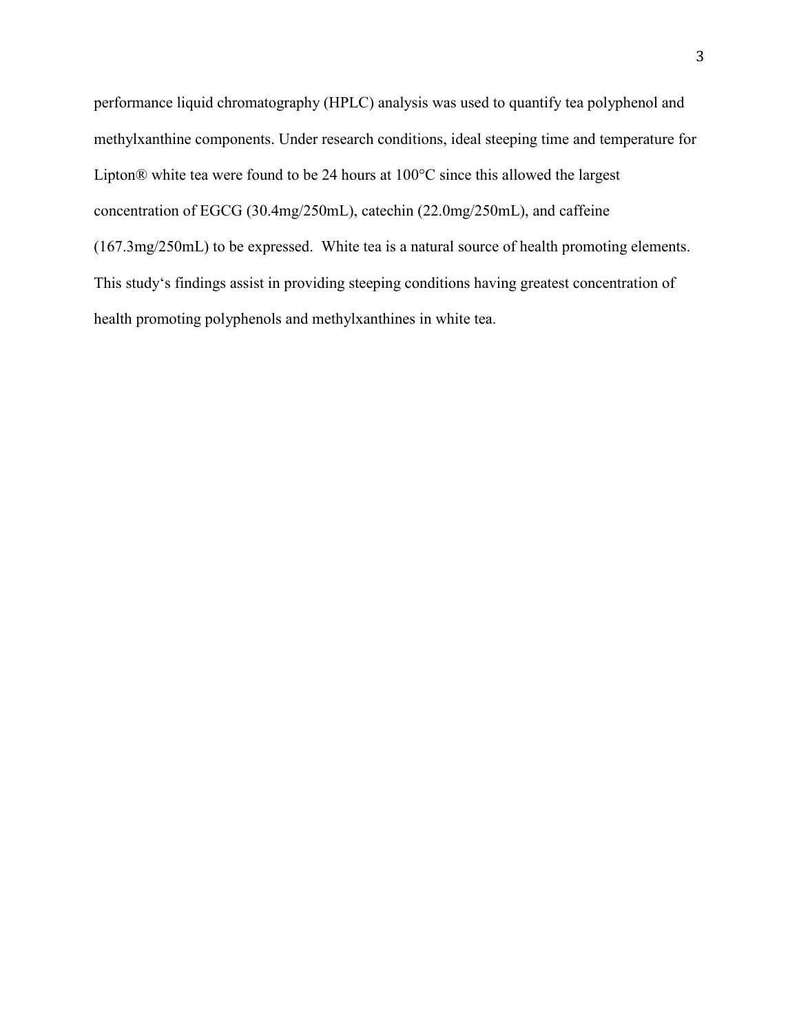performance liquid chromatography (HPLC) analysis was used to quantify tea polyphenol and methylxanthine components. Under research conditions, ideal steeping time and temperature for Lipton® white tea were found to be 24 hours at 100°C since this allowed the largest concentration of EGCG (30.4mg/250mL), catechin (22.0mg/250mL), and caffeine (167.3mg/250mL) to be expressed. White tea is a natural source of health promoting elements. This study‘s findings assist in providing steeping conditions having greatest concentration of health promoting polyphenols and methylxanthines in white tea.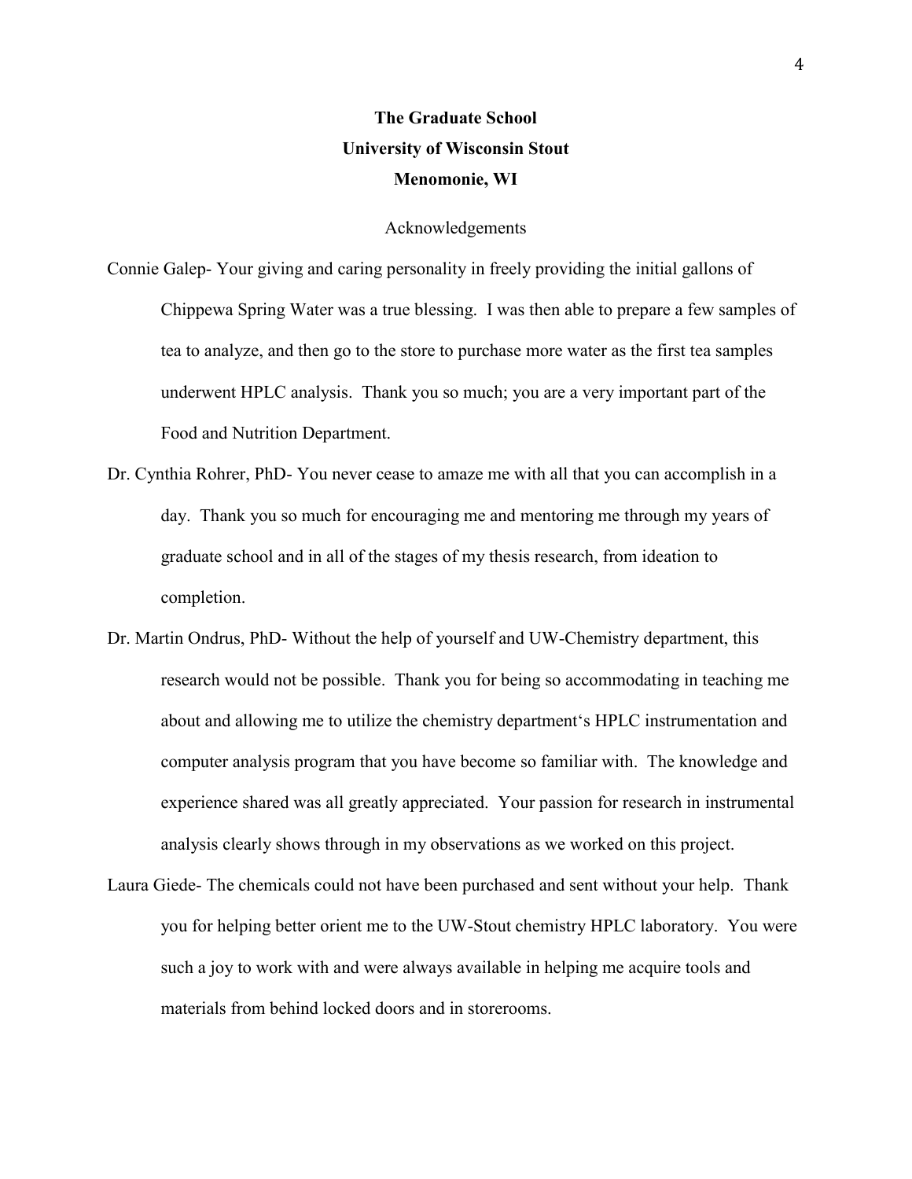**The Graduate School**
**University of Wisconsin Stout**
**Menomonie, WI**

## Acknowledgements

Connie Galep- Your giving and caring personality in freely providing the initial gallons of Chippewa Spring Water was a true blessing. I was then able to prepare a few samples of tea to analyze, and then go to the store to purchase more water as the first tea samples underwent HPLC analysis. Thank you so much; you are a very important part of the Food and Nutrition Department.

Dr. Cynthia Rohrer, PhD- You never cease to amaze me with all that you can accomplish in a day. Thank you so much for encouraging me and mentoring me through my years of graduate school and in all of the stages of my thesis research, from ideation to completion.

Dr. Martin Ondrus, PhD- Without the help of yourself and UW-Chemistry department, this research would not be possible. Thank you for being so accommodating in teaching me about and allowing me to utilize the chemistry department's HPLC instrumentation and computer analysis program that you have become so familiar with. The knowledge and experience shared was all greatly appreciated. Your passion for research in instrumental analysis clearly shows through in my observations as we worked on this project.

Laura Giede- The chemicals could not have been purchased and sent without your help. Thank you for helping better orient me to the UW-Stout chemistry HPLC laboratory. You were such a joy to work with and were always available in helping me acquire tools and materials from behind locked doors and in storerooms.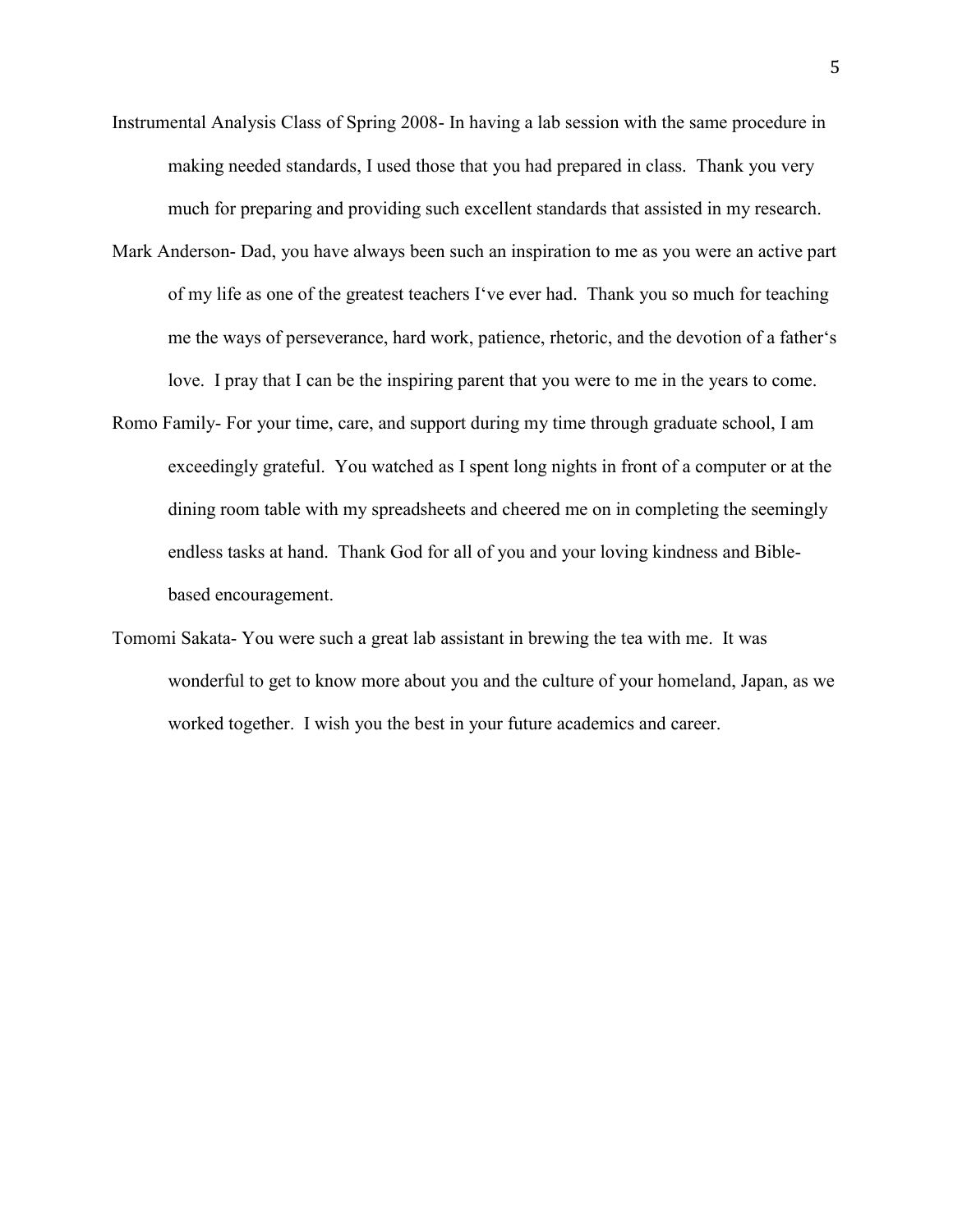Instrumental Analysis Class of Spring 2008- In having a lab session with the same procedure in making needed standards, I used those that you had prepared in class. Thank you very much for preparing and providing such excellent standards that assisted in my research.

Mark Anderson- Dad, you have always been such an inspiration to me as you were an active part of my life as one of the greatest teachers I've ever had. Thank you so much for teaching me the ways of perseverance, hard work, patience, rhetoric, and the devotion of a father's love. I pray that I can be the inspiring parent that you were to me in the years to come.

Romo Family- For your time, care, and support during my time through graduate school, I am exceedingly grateful. You watched as I spent long nights in front of a computer or at the dining room table with my spreadsheets and cheered me on in completing the seemingly endless tasks at hand. Thank God for all of you and your loving kindness and Bible-based encouragement.

Tomomi Sakata- You were such a great lab assistant in brewing the tea with me. It was wonderful to get to know more about you and the culture of your homeland, Japan, as we worked together. I wish you the best in your future academics and career.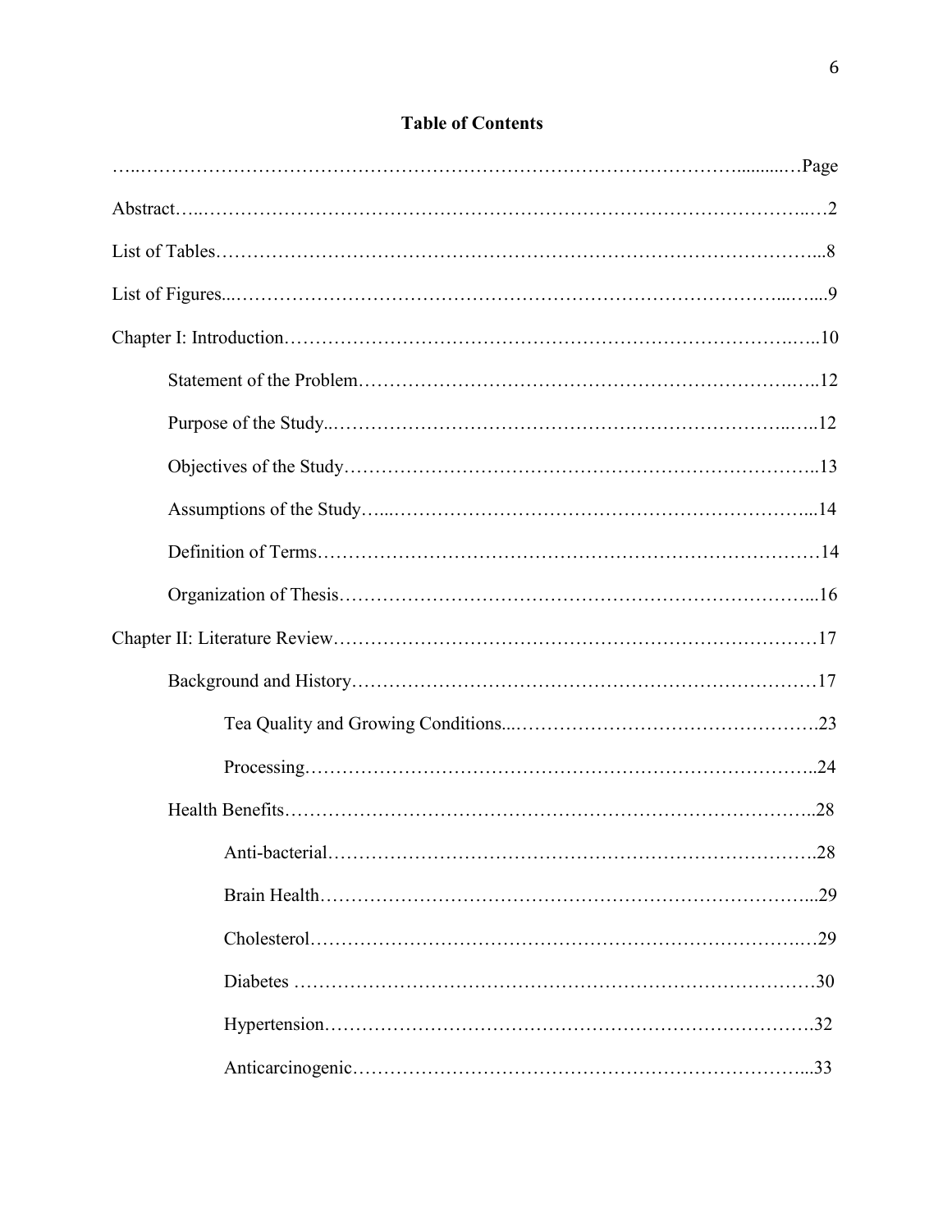# Table of Contents

| | Page |
|---|---|
| Abstract | 2 |
| List of Tables | 8 |
| List of Figures | 9 |
| Chapter I: Introduction | 10 |
| Statement of the Problem | 12 |
| Purpose of the Study | 12 |
| Objectives of the Study | 13 |
| Assumptions of the Study | 14 |
| Definition of Terms | 14 |
| Organization of Thesis | 16 |
| Chapter II: Literature Review | 17 |
| Background and History | 17 |
| Tea Quality and Growing Conditions | 23 |
| Processing | 24 |
| Health Benefits | 28 |
| Anti-bacterial | 28 |
| Brain Health | 29 |
| Cholesterol | 29 |
| Diabetes | 30 |
| Hypertension | 32 |
| Anticarcinogenic | 33 |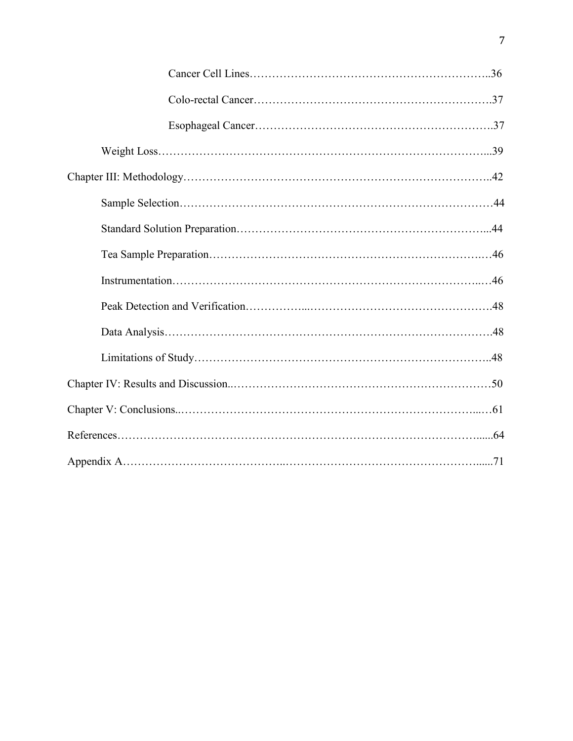Cancer Cell Lines…………………………………………………………..36

Colo-rectal Cancer……………………………………………………….37

Esophageal Cancer……………………………………………………….37

Weight Loss…………………………………………………………………………...39

Chapter III: Methodology………………………………………………………………………..42

Sample Selection…………………………………………………………………………44

Standard Solution Preparation…………………………………………………………...44

Tea Sample Preparation…………………………………………………………….…46

Instrumentation…………………………………………………………………...…46

Peak Detection and Verification……………...………………………………………….48

Data Analysis…………………………………………………………………………….48

Limitations of Study……………………………………………………………………..48

Chapter IV: Results and Discussion..……………………………………………………………50

Chapter V: Conclusions..………………………………………………………………….....…61

References……………………………………………………………………………………......64

Appendix A……………………………………..…………………………………………….....71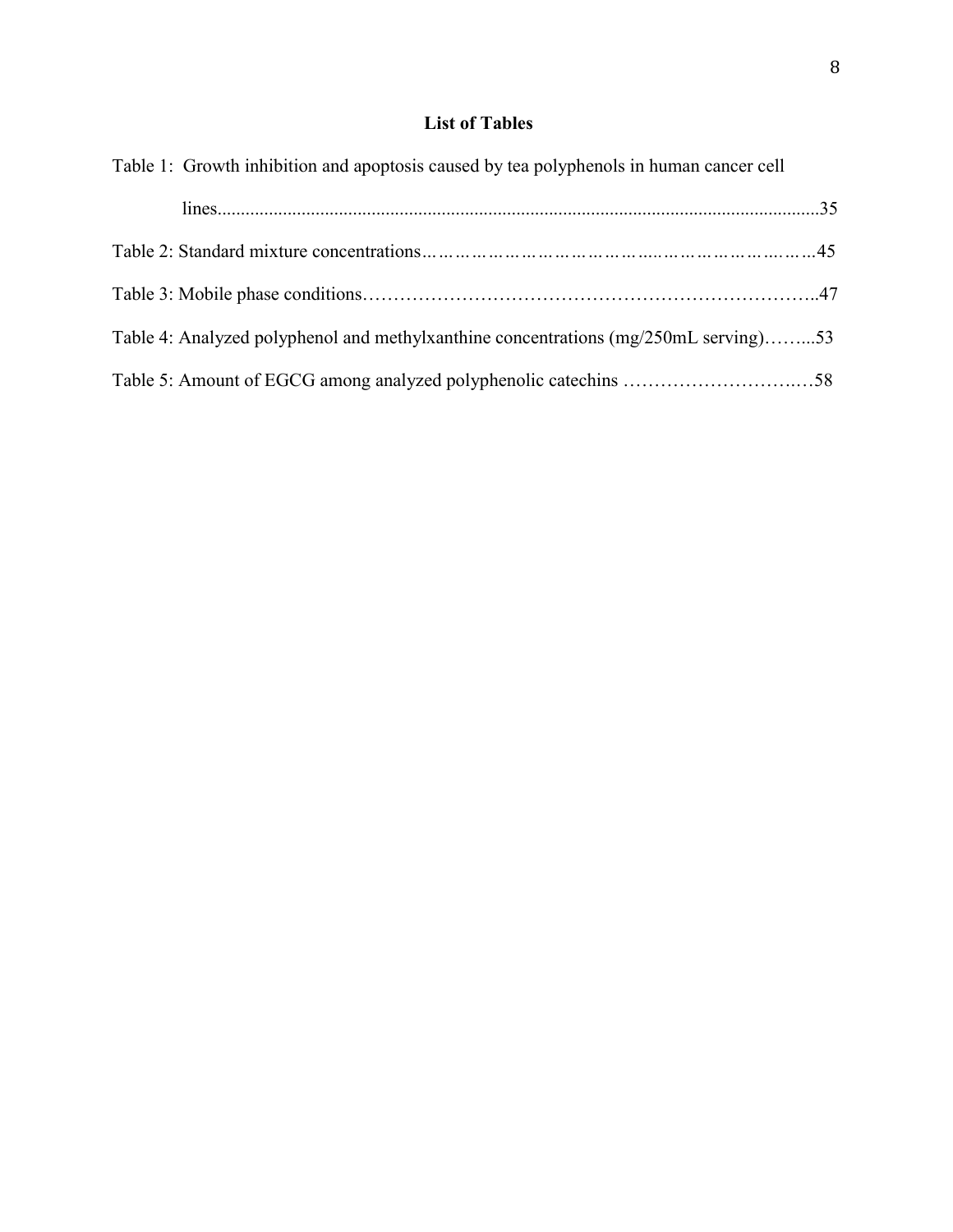## List of Tables

Table 1: Growth inhibition and apoptosis caused by tea polyphenols in human cancer cell lines................................................................................................................................35

Table 2: Standard mixture concentrations………………………………………..……………….……45

Table 3: Mobile phase conditions………………………………………………………………..47

Table 4: Analyzed polyphenol and methylxanthine concentrations (mg/250mL serving)……...53

Table 5: Amount of EGCG among analyzed polyphenolic catechins ……………………….…58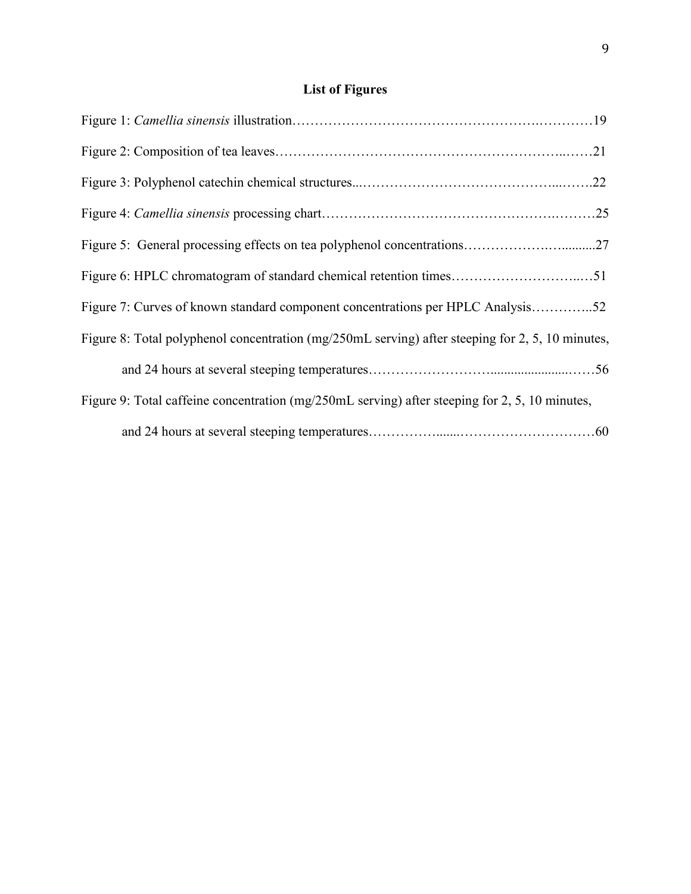## List of Figures

Figure 1: *Camellia sinensis* illustration……………………………………………….…………19

Figure 2: Composition of tea leaves…………………………………………………..……21

Figure 3: Polyphenol catechin chemical structures..…………………………………....…….22

Figure 4: *Camellia sinensis* processing chart…………………………………………….………25

Figure 5: General processing effects on tea polyphenol concentrations……………….….........27

Figure 6: HPLC chromatogram of standard chemical retention times………………………..…51

Figure 7: Curves of known standard component concentrations per HPLC Analysis…………..52

Figure 8: Total polyphenol concentration (mg/250mL serving) after steeping for 2, 5, 10 minutes, and 24 hours at several steeping temperatures……………………........................……56

Figure 9: Total caffeine concentration (mg/250mL serving) after steeping for 2, 5, 10 minutes, and 24 hours at several steeping temperatures……………........…………………………60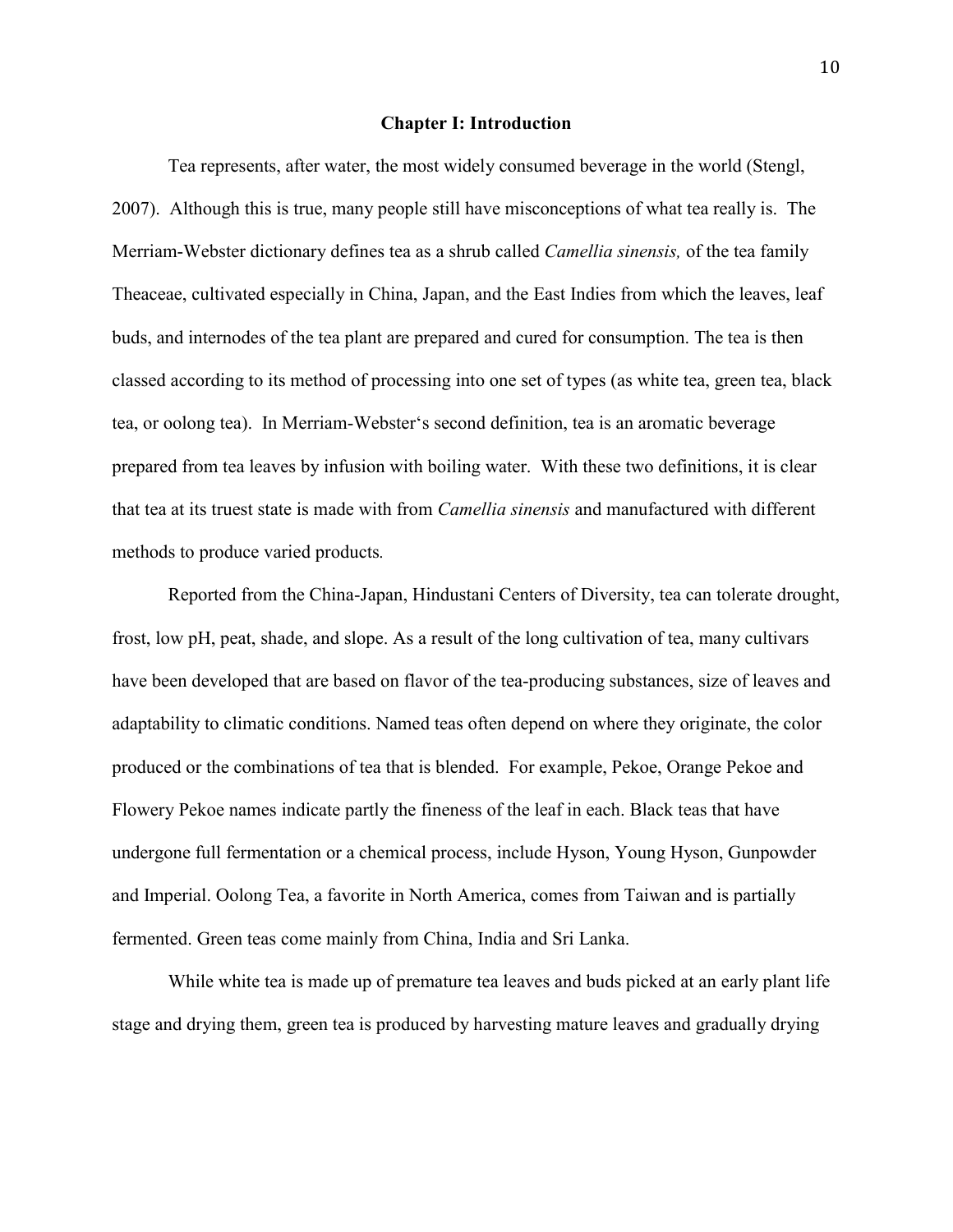# Chapter I: Introduction

Tea represents, after water, the most widely consumed beverage in the world (Stengl, 2007). Although this is true, many people still have misconceptions of what tea really is. The Merriam-Webster dictionary defines tea as a shrub called *Camellia sinensis,* of the tea family Theaceae, cultivated especially in China, Japan, and the East Indies from which the leaves, leaf buds, and internodes of the tea plant are prepared and cured for consumption. The tea is then classed according to its method of processing into one set of types (as white tea, green tea, black tea, or oolong tea). In Merriam-Webster's second definition, tea is an aromatic beverage prepared from tea leaves by infusion with boiling water. With these two definitions, it is clear that tea at its truest state is made with from *Camellia sinensis* and manufactured with different methods to produce varied products.

Reported from the China-Japan, Hindustani Centers of Diversity, tea can tolerate drought, frost, low pH, peat, shade, and slope. As a result of the long cultivation of tea, many cultivars have been developed that are based on flavor of the tea-producing substances, size of leaves and adaptability to climatic conditions. Named teas often depend on where they originate, the color produced or the combinations of tea that is blended. For example, Pekoe, Orange Pekoe and Flowery Pekoe names indicate partly the fineness of the leaf in each. Black teas that have undergone full fermentation or a chemical process, include Hyson, Young Hyson, Gunpowder and Imperial. Oolong Tea, a favorite in North America, comes from Taiwan and is partially fermented. Green teas come mainly from China, India and Sri Lanka.

While white tea is made up of premature tea leaves and buds picked at an early plant life stage and drying them, green tea is produced by harvesting mature leaves and gradually drying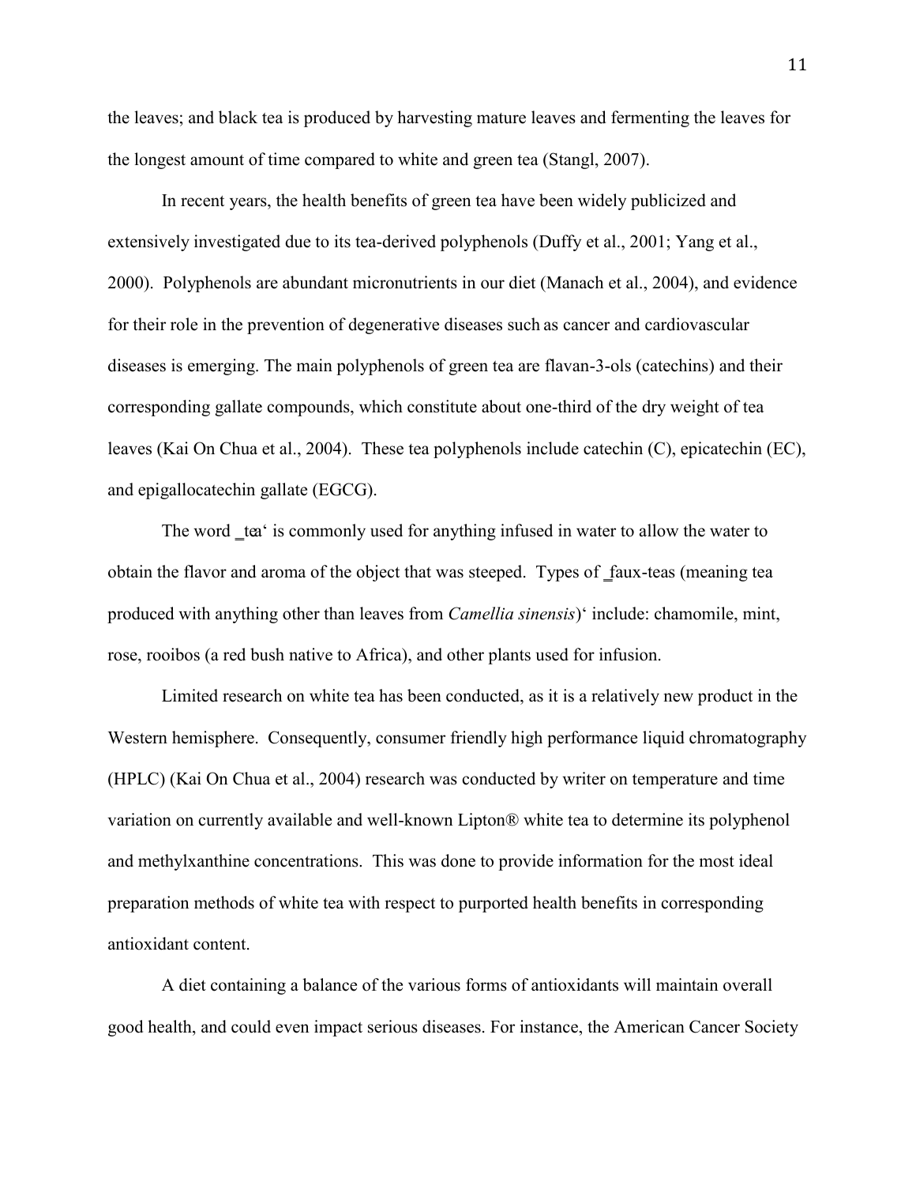the leaves; and black tea is produced by harvesting mature leaves and fermenting the leaves for the longest amount of time compared to white and green tea (Stangl, 2007).

In recent years, the health benefits of green tea have been widely publicized and extensively investigated due to its tea-derived polyphenols (Duffy et al., 2001; Yang et al., 2000). Polyphenols are abundant micronutrients in our diet (Manach et al., 2004), and evidence for their role in the prevention of degenerative diseases such as cancer and cardiovascular diseases is emerging. The main polyphenols of green tea are flavan-3-ols (catechins) and their corresponding gallate compounds, which constitute about one-third of the dry weight of tea leaves (Kai On Chua et al., 2004). These tea polyphenols include catechin (C), epicatechin (EC), and epigallocatechin gallate (EGCG).

The word ‗tea' is commonly used for anything infused in water to allow the water to obtain the flavor and aroma of the object that was steeped. Types of ‗faux-teas (meaning tea produced with anything other than leaves from *Camellia sinensis*)' include: chamomile, mint, rose, rooibos (a red bush native to Africa), and other plants used for infusion.

Limited research on white tea has been conducted, as it is a relatively new product in the Western hemisphere. Consequently, consumer friendly high performance liquid chromatography (HPLC) (Kai On Chua et al., 2004) research was conducted by writer on temperature and time variation on currently available and well-known Lipton® white tea to determine its polyphenol and methylxanthine concentrations. This was done to provide information for the most ideal preparation methods of white tea with respect to purported health benefits in corresponding antioxidant content.

A diet containing a balance of the various forms of antioxidants will maintain overall good health, and could even impact serious diseases. For instance, the American Cancer Society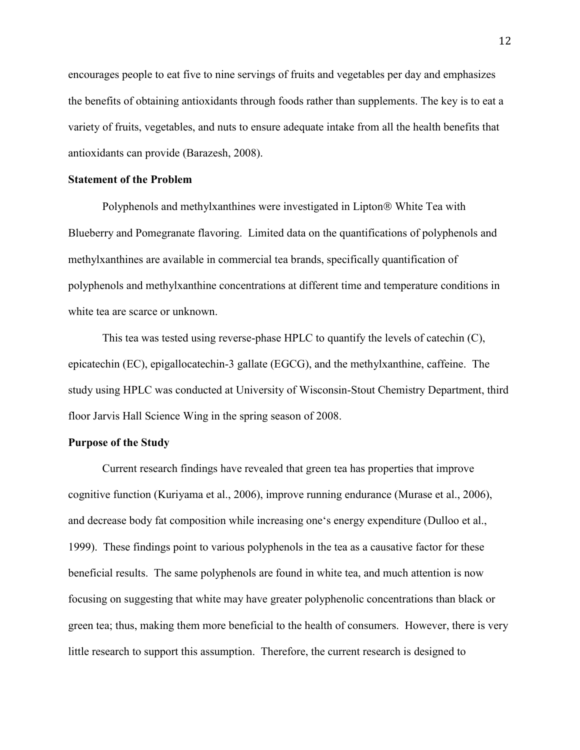encourages people to eat five to nine servings of fruits and vegetables per day and emphasizes the benefits of obtaining antioxidants through foods rather than supplements. The key is to eat a variety of fruits, vegetables, and nuts to ensure adequate intake from all the health benefits that antioxidants can provide (Barazesh, 2008).

**Statement of the Problem**

Polyphenols and methylxanthines were investigated in Lipton® White Tea with Blueberry and Pomegranate flavoring. Limited data on the quantifications of polyphenols and methylxanthines are available in commercial tea brands, specifically quantification of polyphenols and methylxanthine concentrations at different time and temperature conditions in white tea are scarce or unknown.

This tea was tested using reverse-phase HPLC to quantify the levels of catechin (C), epicatechin (EC), epigallocatechin-3 gallate (EGCG), and the methylxanthine, caffeine. The study using HPLC was conducted at University of Wisconsin-Stout Chemistry Department, third floor Jarvis Hall Science Wing in the spring season of 2008.

**Purpose of the Study**

Current research findings have revealed that green tea has properties that improve cognitive function (Kuriyama et al., 2006), improve running endurance (Murase et al., 2006), and decrease body fat composition while increasing one's energy expenditure (Dulloo et al., 1999). These findings point to various polyphenols in the tea as a causative factor for these beneficial results. The same polyphenols are found in white tea, and much attention is now focusing on suggesting that white may have greater polyphenolic concentrations than black or green tea; thus, making them more beneficial to the health of consumers. However, there is very little research to support this assumption. Therefore, the current research is designed to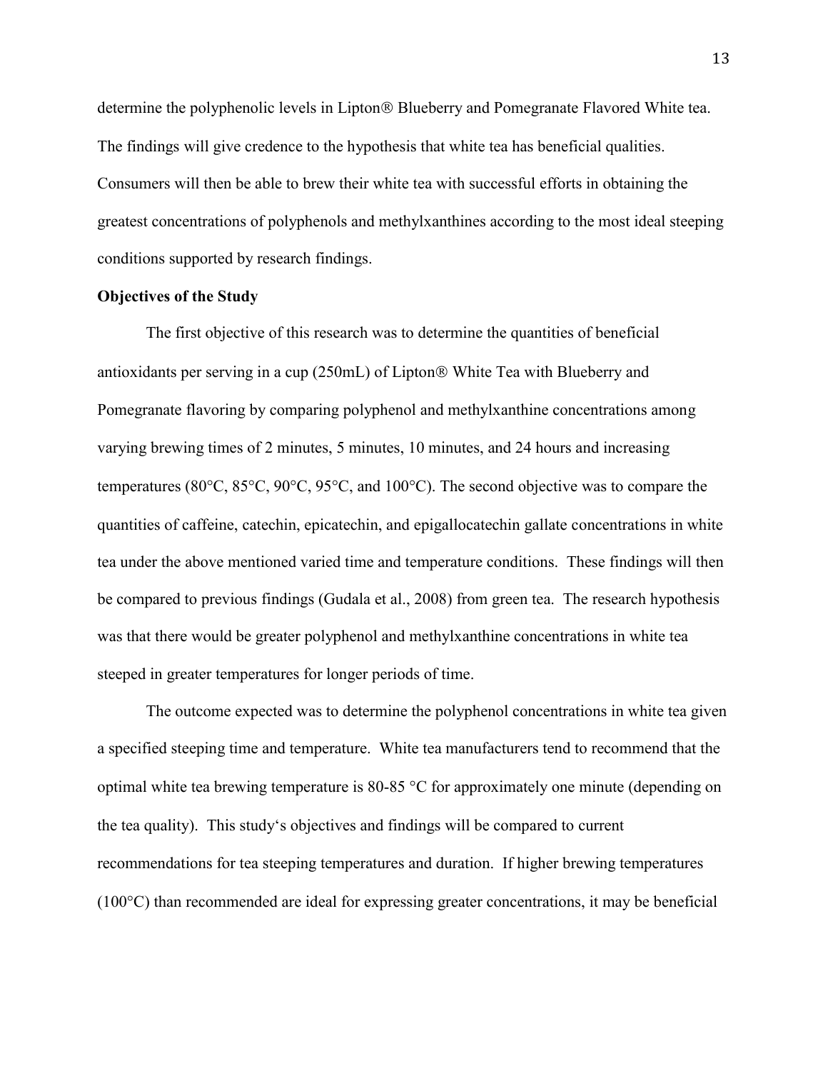determine the polyphenolic levels in Lipton® Blueberry and Pomegranate Flavored White tea. The findings will give credence to the hypothesis that white tea has beneficial qualities. Consumers will then be able to brew their white tea with successful efforts in obtaining the greatest concentrations of polyphenols and methylxanthines according to the most ideal steeping conditions supported by research findings.

**Objectives of the Study**

The first objective of this research was to determine the quantities of beneficial antioxidants per serving in a cup (250mL) of Lipton® White Tea with Blueberry and Pomegranate flavoring by comparing polyphenol and methylxanthine concentrations among varying brewing times of 2 minutes, 5 minutes, 10 minutes, and 24 hours and increasing temperatures (80°C, 85°C, 90°C, 95°C, and 100°C). The second objective was to compare the quantities of caffeine, catechin, epicatechin, and epigallocatechin gallate concentrations in white tea under the above mentioned varied time and temperature conditions. These findings will then be compared to previous findings (Gudala et al., 2008) from green tea. The research hypothesis was that there would be greater polyphenol and methylxanthine concentrations in white tea steeped in greater temperatures for longer periods of time.

The outcome expected was to determine the polyphenol concentrations in white tea given a specified steeping time and temperature. White tea manufacturers tend to recommend that the optimal white tea brewing temperature is 80-85 °C for approximately one minute (depending on the tea quality). This study's objectives and findings will be compared to current recommendations for tea steeping temperatures and duration. If higher brewing temperatures (100°C) than recommended are ideal for expressing greater concentrations, it may be beneficial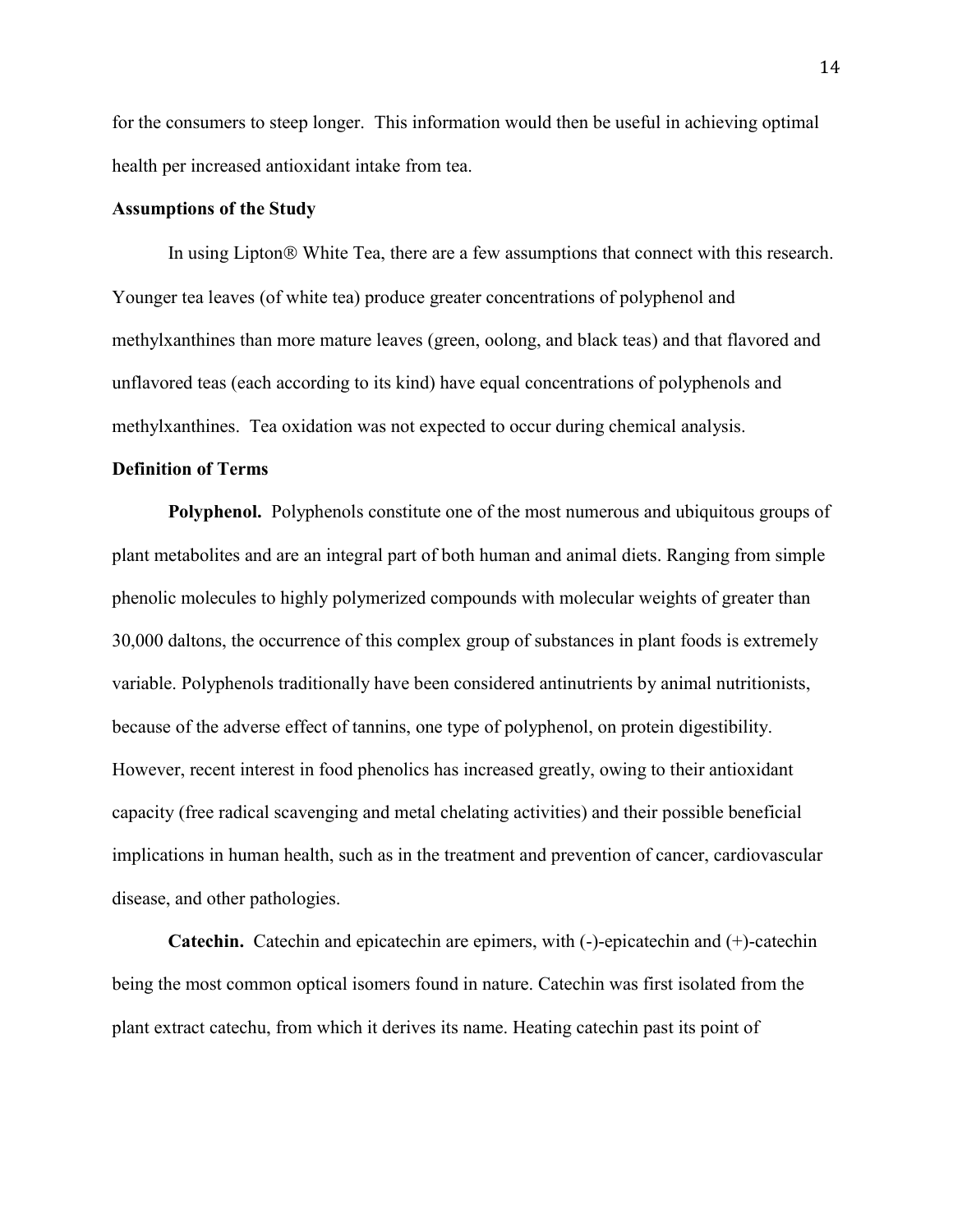for the consumers to steep longer. This information would then be useful in achieving optimal health per increased antioxidant intake from tea.

### Assumptions of the Study

In using Lipton® White Tea, there are a few assumptions that connect with this research. Younger tea leaves (of white tea) produce greater concentrations of polyphenol and methylxanthines than more mature leaves (green, oolong, and black teas) and that flavored and unflavored teas (each according to its kind) have equal concentrations of polyphenols and methylxanthines. Tea oxidation was not expected to occur during chemical analysis.

### Definition of Terms

**Polyphenol.** Polyphenols constitute one of the most numerous and ubiquitous groups of plant metabolites and are an integral part of both human and animal diets. Ranging from simple phenolic molecules to highly polymerized compounds with molecular weights of greater than 30,000 daltons, the occurrence of this complex group of substances in plant foods is extremely variable. Polyphenols traditionally have been considered antinutrients by animal nutritionists, because of the adverse effect of tannins, one type of polyphenol, on protein digestibility. However, recent interest in food phenolics has increased greatly, owing to their antioxidant capacity (free radical scavenging and metal chelating activities) and their possible beneficial implications in human health, such as in the treatment and prevention of cancer, cardiovascular disease, and other pathologies.

**Catechin.** Catechin and epicatechin are epimers, with (-)-epicatechin and (+)-catechin being the most common optical isomers found in nature. Catechin was first isolated from the plant extract catechu, from which it derives its name. Heating catechin past its point of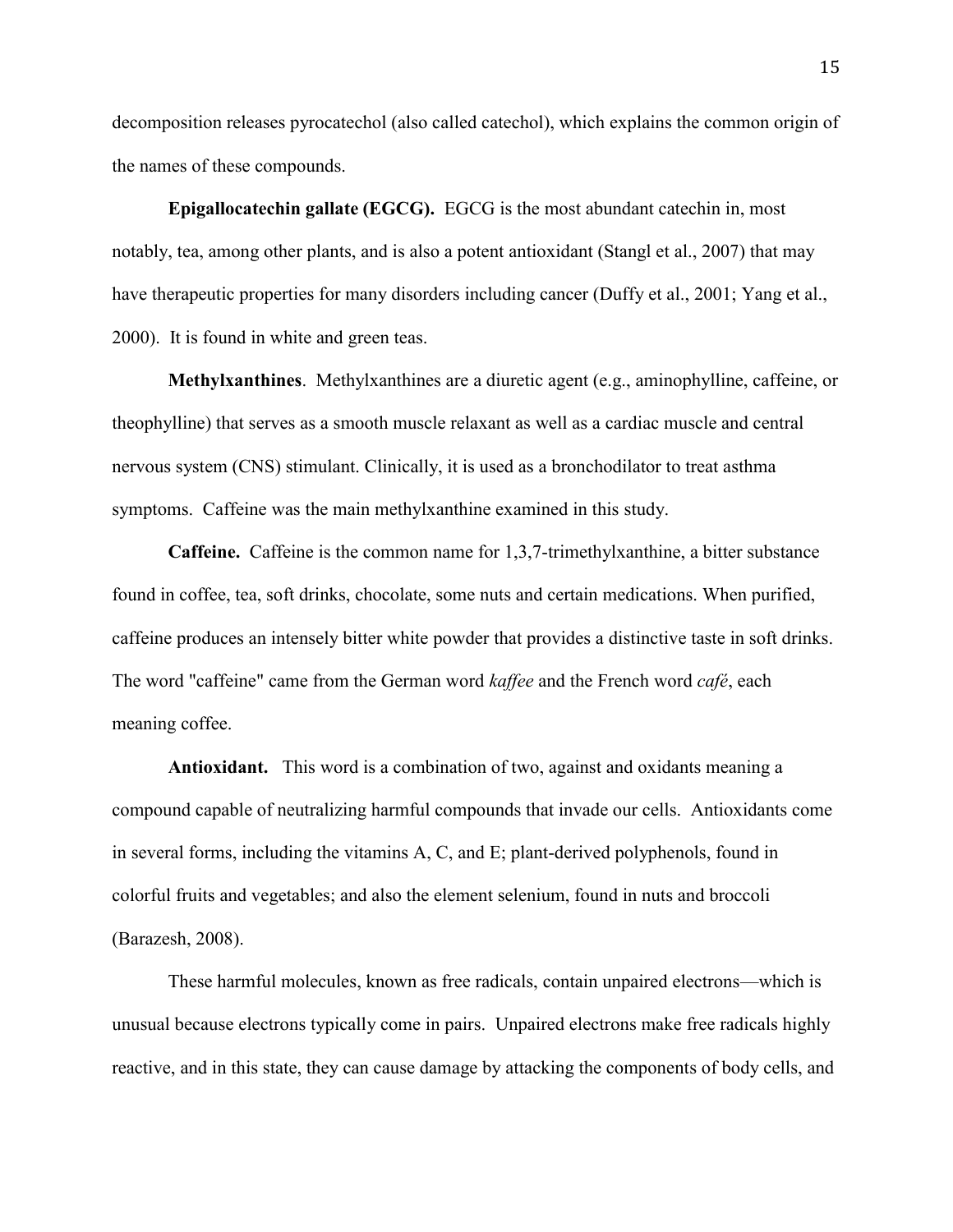decomposition releases pyrocatechol (also called catechol), which explains the common origin of the names of these compounds.

**Epigallocatechin gallate (EGCG).** EGCG is the most abundant catechin in, most notably, tea, among other plants, and is also a potent antioxidant (Stangl et al., 2007) that may have therapeutic properties for many disorders including cancer (Duffy et al., 2001; Yang et al., 2000). It is found in white and green teas.

**Methylxanthines**. Methylxanthines are a diuretic agent (e.g., aminophylline, caffeine, or theophylline) that serves as a smooth muscle relaxant as well as a cardiac muscle and central nervous system (CNS) stimulant. Clinically, it is used as a bronchodilator to treat asthma symptoms. Caffeine was the main methylxanthine examined in this study.

**Caffeine.** Caffeine is the common name for 1,3,7-trimethylxanthine, a bitter substance found in coffee, tea, soft drinks, chocolate, some nuts and certain medications. When purified, caffeine produces an intensely bitter white powder that provides a distinctive taste in soft drinks. The word "caffeine" came from the German word *kaffee* and the French word *café*, each meaning coffee.

**Antioxidant.** This word is a combination of two, against and oxidants meaning a compound capable of neutralizing harmful compounds that invade our cells. Antioxidants come in several forms, including the vitamins A, C, and E; plant-derived polyphenols, found in colorful fruits and vegetables; and also the element selenium, found in nuts and broccoli (Barazesh, 2008).

These harmful molecules, known as free radicals, contain unpaired electrons—which is unusual because electrons typically come in pairs. Unpaired electrons make free radicals highly reactive, and in this state, they can cause damage by attacking the components of body cells, and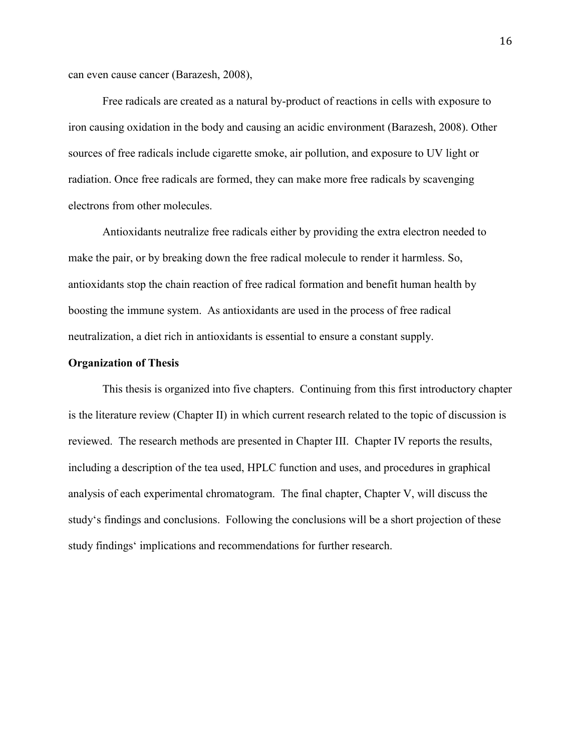can even cause cancer (Barazesh, 2008),

Free radicals are created as a natural by-product of reactions in cells with exposure to iron causing oxidation in the body and causing an acidic environment (Barazesh, 2008). Other sources of free radicals include cigarette smoke, air pollution, and exposure to UV light or radiation. Once free radicals are formed, they can make more free radicals by scavenging electrons from other molecules.

Antioxidants neutralize free radicals either by providing the extra electron needed to make the pair, or by breaking down the free radical molecule to render it harmless. So, antioxidants stop the chain reaction of free radical formation and benefit human health by boosting the immune system. As antioxidants are used in the process of free radical neutralization, a diet rich in antioxidants is essential to ensure a constant supply.

**Organization of Thesis**

This thesis is organized into five chapters. Continuing from this first introductory chapter is the literature review (Chapter II) in which current research related to the topic of discussion is reviewed. The research methods are presented in Chapter III. Chapter IV reports the results, including a description of the tea used, HPLC function and uses, and procedures in graphical analysis of each experimental chromatogram. The final chapter, Chapter V, will discuss the study's findings and conclusions. Following the conclusions will be a short projection of these study findings' implications and recommendations for further research.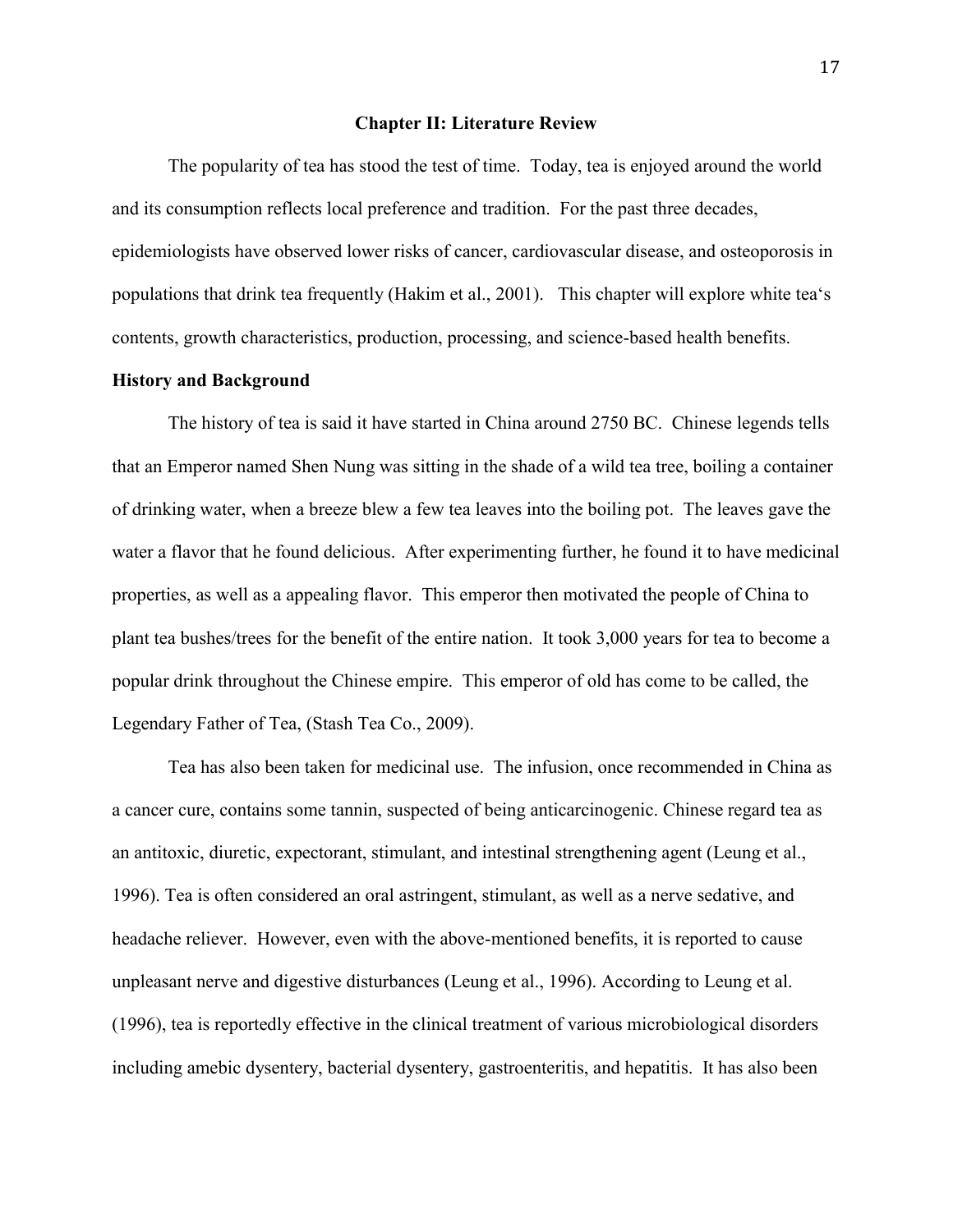# Chapter II: Literature Review

The popularity of tea has stood the test of time. Today, tea is enjoyed around the world and its consumption reflects local preference and tradition. For the past three decades, epidemiologists have observed lower risks of cancer, cardiovascular disease, and osteoporosis in populations that drink tea frequently (Hakim et al., 2001). This chapter will explore white tea's contents, growth characteristics, production, processing, and science-based health benefits.

## History and Background

The history of tea is said it have started in China around 2750 BC. Chinese legends tells that an Emperor named Shen Nung was sitting in the shade of a wild tea tree, boiling a container of drinking water, when a breeze blew a few tea leaves into the boiling pot. The leaves gave the water a flavor that he found delicious. After experimenting further, he found it to have medicinal properties, as well as a appealing flavor. This emperor then motivated the people of China to plant tea bushes/trees for the benefit of the entire nation. It took 3,000 years for tea to become a popular drink throughout the Chinese empire. This emperor of old has come to be called, the Legendary Father of Tea, (Stash Tea Co., 2009).

Tea has also been taken for medicinal use. The infusion, once recommended in China as a cancer cure, contains some tannin, suspected of being anticarcinogenic. Chinese regard tea as an antitoxic, diuretic, expectorant, stimulant, and intestinal strengthening agent (Leung et al., 1996). Tea is often considered an oral astringent, stimulant, as well as a nerve sedative, and headache reliever. However, even with the above-mentioned benefits, it is reported to cause unpleasant nerve and digestive disturbances (Leung et al., 1996). According to Leung et al. (1996), tea is reportedly effective in the clinical treatment of various microbiological disorders including amebic dysentery, bacterial dysentery, gastroenteritis, and hepatitis. It has also been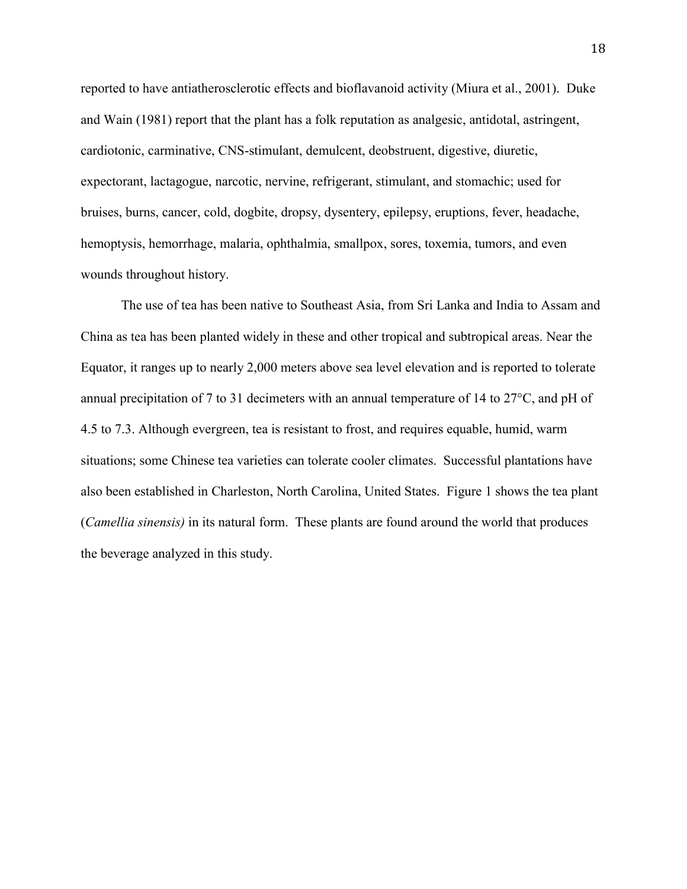reported to have antiatherosclerotic effects and bioflavanoid activity (Miura et al., 2001). Duke and Wain (1981) report that the plant has a folk reputation as analgesic, antidotal, astringent, cardiotonic, carminative, CNS-stimulant, demulcent, deobstruent, digestive, diuretic, expectorant, lactagogue, narcotic, nervine, refrigerant, stimulant, and stomachic; used for bruises, burns, cancer, cold, dogbite, dropsy, dysentery, epilepsy, eruptions, fever, headache, hemoptysis, hemorrhage, malaria, ophthalmia, smallpox, sores, toxemia, tumors, and even wounds throughout history.

The use of tea has been native to Southeast Asia, from Sri Lanka and India to Assam and China as tea has been planted widely in these and other tropical and subtropical areas. Near the Equator, it ranges up to nearly 2,000 meters above sea level elevation and is reported to tolerate annual precipitation of 7 to 31 decimeters with an annual temperature of 14 to 27°C, and pH of 4.5 to 7.3. Although evergreen, tea is resistant to frost, and requires equable, humid, warm situations; some Chinese tea varieties can tolerate cooler climates. Successful plantations have also been established in Charleston, North Carolina, United States. Figure 1 shows the tea plant (*Camellia sinensis)* in its natural form. These plants are found around the world that produces the beverage analyzed in this study.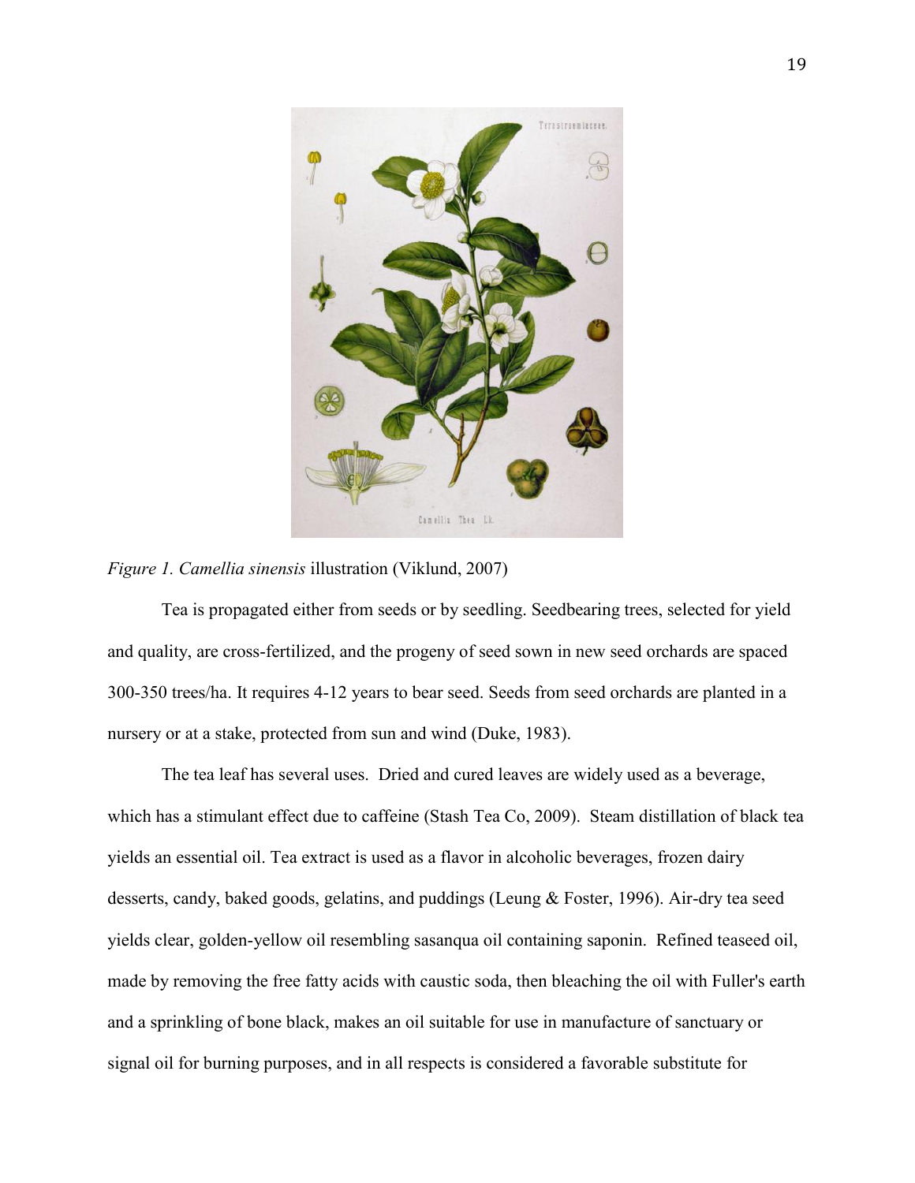*Figure 1. Camellia sinensis* illustration (Viklund, 2007)

Tea is propagated either from seeds or by seedling. Seedbearing trees, selected for yield and quality, are cross-fertilized, and the progeny of seed sown in new seed orchards are spaced 300-350 trees/ha. It requires 4-12 years to bear seed. Seeds from seed orchards are planted in a nursery or at a stake, protected from sun and wind (Duke, 1983).

The tea leaf has several uses. Dried and cured leaves are widely used as a beverage, which has a stimulant effect due to caffeine (Stash Tea Co, 2009). Steam distillation of black tea yields an essential oil. Tea extract is used as a flavor in alcoholic beverages, frozen dairy desserts, candy, baked goods, gelatins, and puddings (Leung & Foster, 1996). Air-dry tea seed yields clear, golden-yellow oil resembling sasanqua oil containing saponin. Refined teaseed oil, made by removing the free fatty acids with caustic soda, then bleaching the oil with Fuller's earth and a sprinkling of bone black, makes an oil suitable for use in manufacture of sanctuary or signal oil for burning purposes, and in all respects is considered a favorable substitute for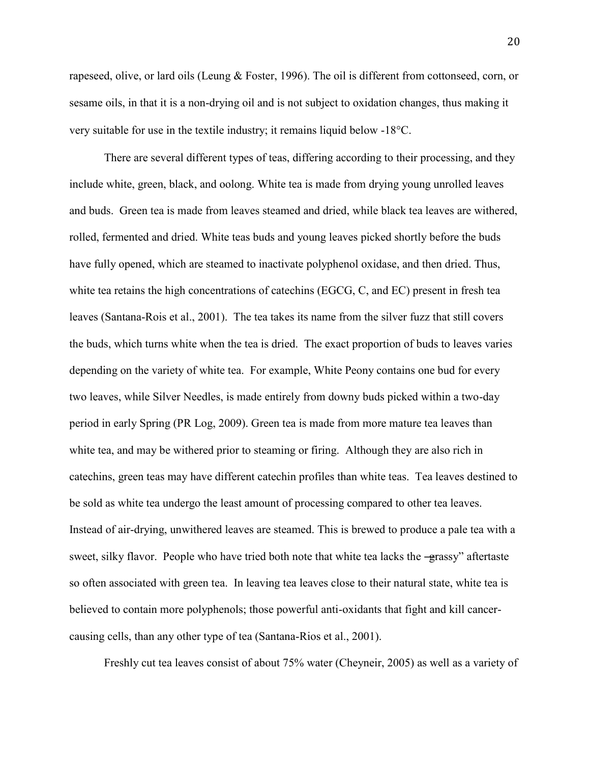rapeseed, olive, or lard oils (Leung & Foster, 1996). The oil is different from cottonseed, corn, or sesame oils, in that it is a non-drying oil and is not subject to oxidation changes, thus making it very suitable for use in the textile industry; it remains liquid below -18°C.

There are several different types of teas, differing according to their processing, and they include white, green, black, and oolong. White tea is made from drying young unrolled leaves and buds. Green tea is made from leaves steamed and dried, while black tea leaves are withered, rolled, fermented and dried. White teas buds and young leaves picked shortly before the buds have fully opened, which are steamed to inactivate polyphenol oxidase, and then dried. Thus, white tea retains the high concentrations of catechins (EGCG, C, and EC) present in fresh tea leaves (Santana-Rois et al., 2001). The tea takes its name from the silver fuzz that still covers the buds, which turns white when the tea is dried. The exact proportion of buds to leaves varies depending on the variety of white tea. For example, White Peony contains one bud for every two leaves, while Silver Needles, is made entirely from downy buds picked within a two-day period in early Spring (PR Log, 2009). Green tea is made from more mature tea leaves than white tea, and may be withered prior to steaming or firing. Although they are also rich in catechins, green teas may have different catechin profiles than white teas. Tea leaves destined to be sold as white tea undergo the least amount of processing compared to other tea leaves. Instead of air-drying, unwithered leaves are steamed. This is brewed to produce a pale tea with a sweet, silky flavor. People who have tried both note that white tea lacks the ―grassy" aftertaste so often associated with green tea. In leaving tea leaves close to their natural state, white tea is believed to contain more polyphenols; those powerful anti-oxidants that fight and kill cancer-causing cells, than any other type of tea (Santana-Rios et al., 2001).

Freshly cut tea leaves consist of about 75% water (Cheyneir, 2005) as well as a variety of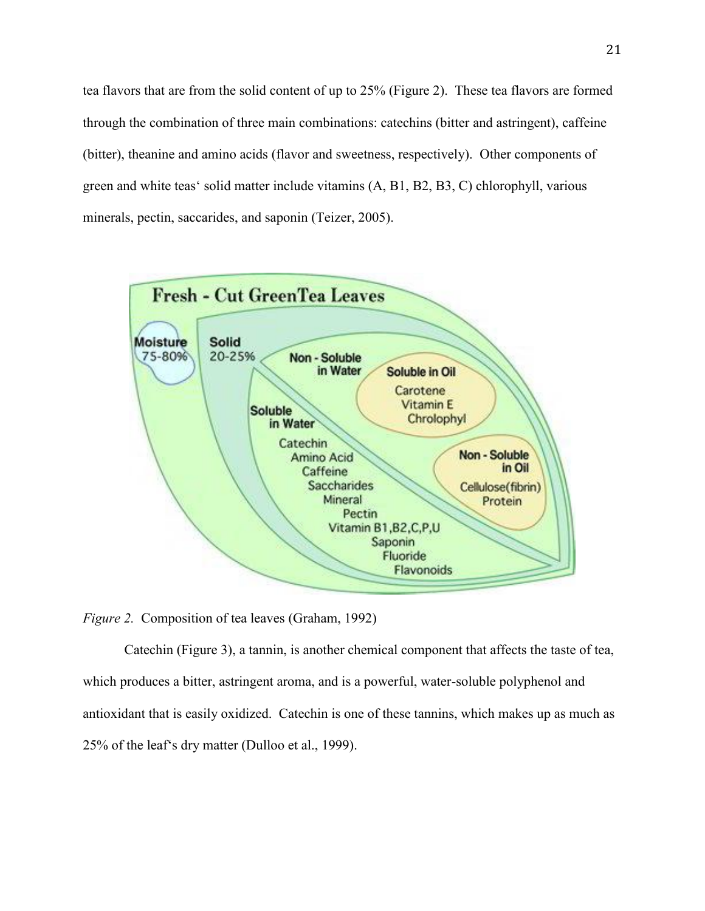tea flavors that are from the solid content of up to 25% (Figure 2). These tea flavors are formed through the combination of three main combinations: catechins (bitter and astringent), caffeine (bitter), theanine and amino acids (flavor and sweetness, respectively). Other components of green and white teas' solid matter include vitamins (A, B1, B2, B3, C) chlorophyll, various minerals, pectin, saccarides, and saponin (Teizer, 2005).

*Figure 2.* Composition of tea leaves (Graham, 1992)

Catechin (Figure 3), a tannin, is another chemical component that affects the taste of tea, which produces a bitter, astringent aroma, and is a powerful, water-soluble polyphenol and antioxidant that is easily oxidized. Catechin is one of these tannins, which makes up as much as 25% of the leaf's dry matter (Dulloo et al., 1999).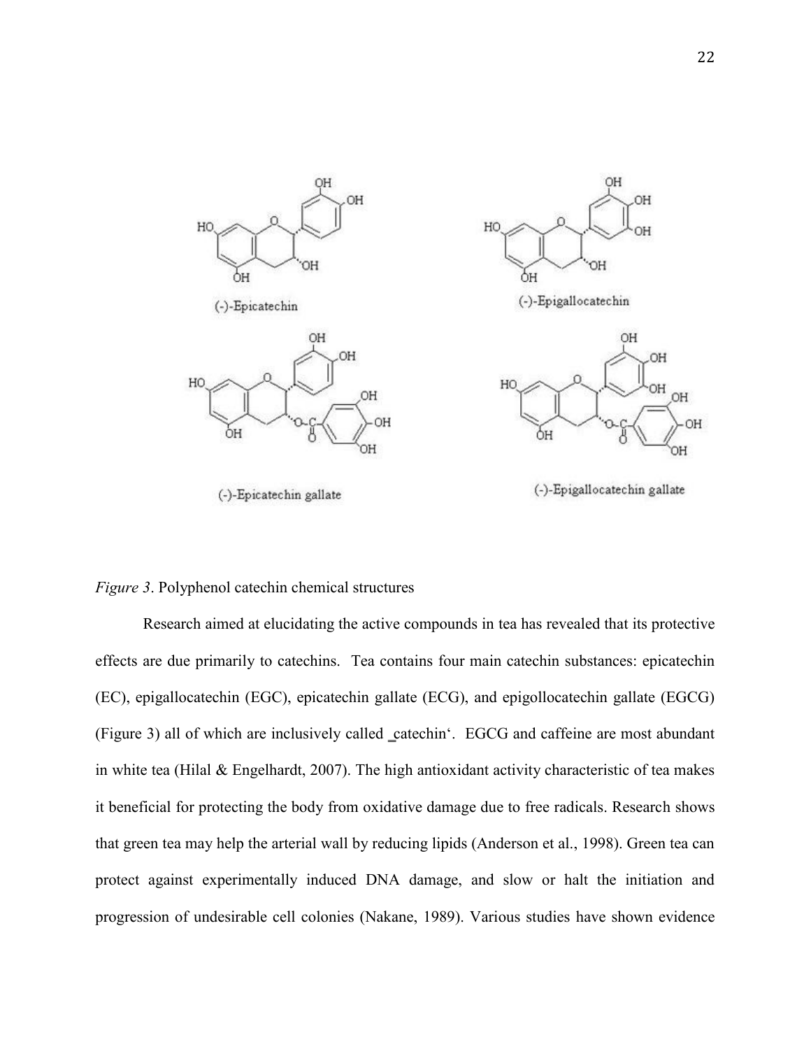*Figure 3*. Polyphenol catechin chemical structures

Research aimed at elucidating the active compounds in tea has revealed that its protective effects are due primarily to catechins. Tea contains four main catechin substances: epicatechin (EC), epigallocatechin (EGC), epicatechin gallate (ECG), and epigollocatechin gallate (EGCG) (Figure 3) all of which are inclusively called ‗catechin'. EGCG and caffeine are most abundant in white tea (Hilal & Engelhardt, 2007). The high antioxidant activity characteristic of tea makes it beneficial for protecting the body from oxidative damage due to free radicals. Research shows that green tea may help the arterial wall by reducing lipids (Anderson et al., 1998). Green tea can protect against experimentally induced DNA damage, and slow or halt the initiation and progression of undesirable cell colonies (Nakane, 1989). Various studies have shown evidence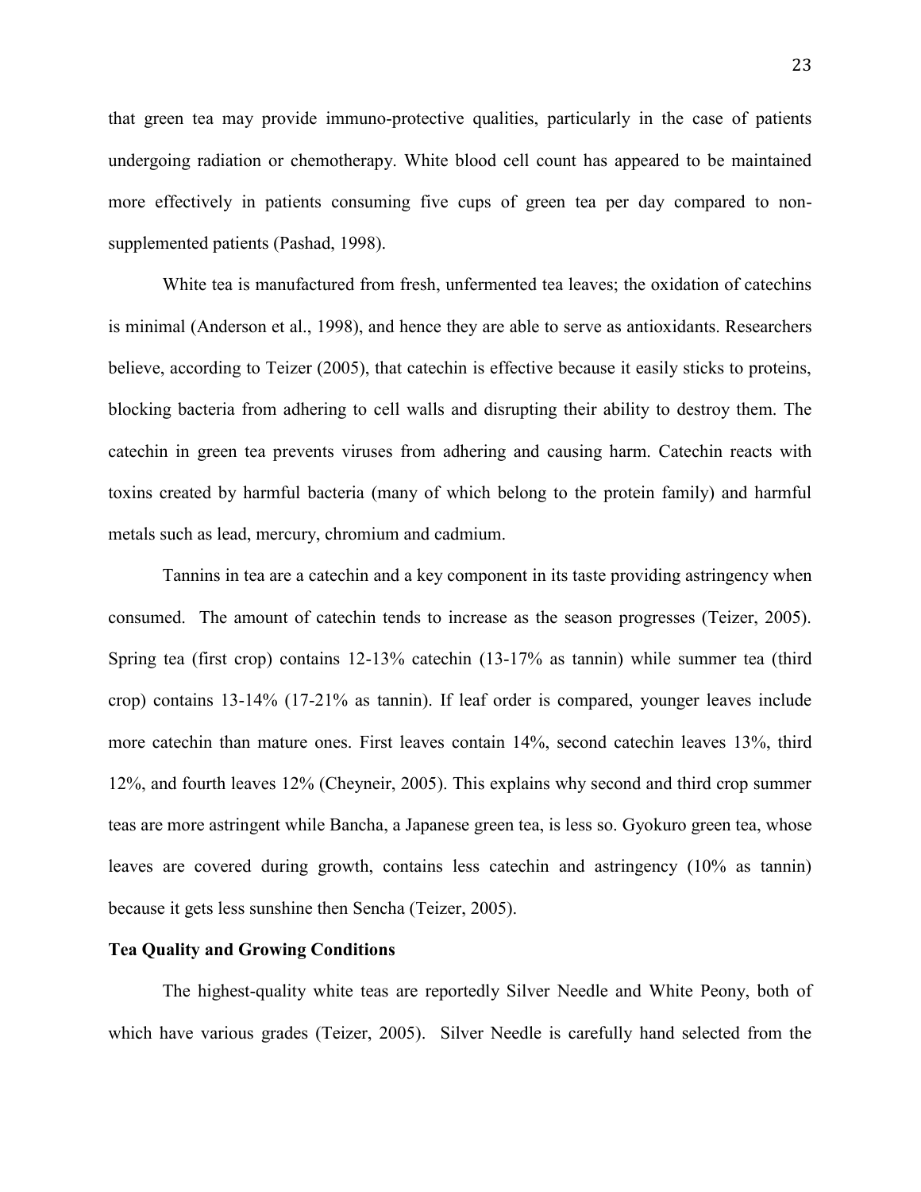that green tea may provide immuno-protective qualities, particularly in the case of patients undergoing radiation or chemotherapy. White blood cell count has appeared to be maintained more effectively in patients consuming five cups of green tea per day compared to non-supplemented patients (Pashad, 1998).

White tea is manufactured from fresh, unfermented tea leaves; the oxidation of catechins is minimal (Anderson et al., 1998), and hence they are able to serve as antioxidants. Researchers believe, according to Teizer (2005), that catechin is effective because it easily sticks to proteins, blocking bacteria from adhering to cell walls and disrupting their ability to destroy them. The catechin in green tea prevents viruses from adhering and causing harm. Catechin reacts with toxins created by harmful bacteria (many of which belong to the protein family) and harmful metals such as lead, mercury, chromium and cadmium.

Tannins in tea are a catechin and a key component in its taste providing astringency when consumed. The amount of catechin tends to increase as the season progresses (Teizer, 2005). Spring tea (first crop) contains 12-13% catechin (13-17% as tannin) while summer tea (third crop) contains 13-14% (17-21% as tannin). If leaf order is compared, younger leaves include more catechin than mature ones. First leaves contain 14%, second catechin leaves 13%, third 12%, and fourth leaves 12% (Cheyneir, 2005). This explains why second and third crop summer teas are more astringent while Bancha, a Japanese green tea, is less so. Gyokuro green tea, whose leaves are covered during growth, contains less catechin and astringency (10% as tannin) because it gets less sunshine then Sencha (Teizer, 2005).

**Tea Quality and Growing Conditions**

The highest-quality white teas are reportedly Silver Needle and White Peony, both of which have various grades (Teizer, 2005). Silver Needle is carefully hand selected from the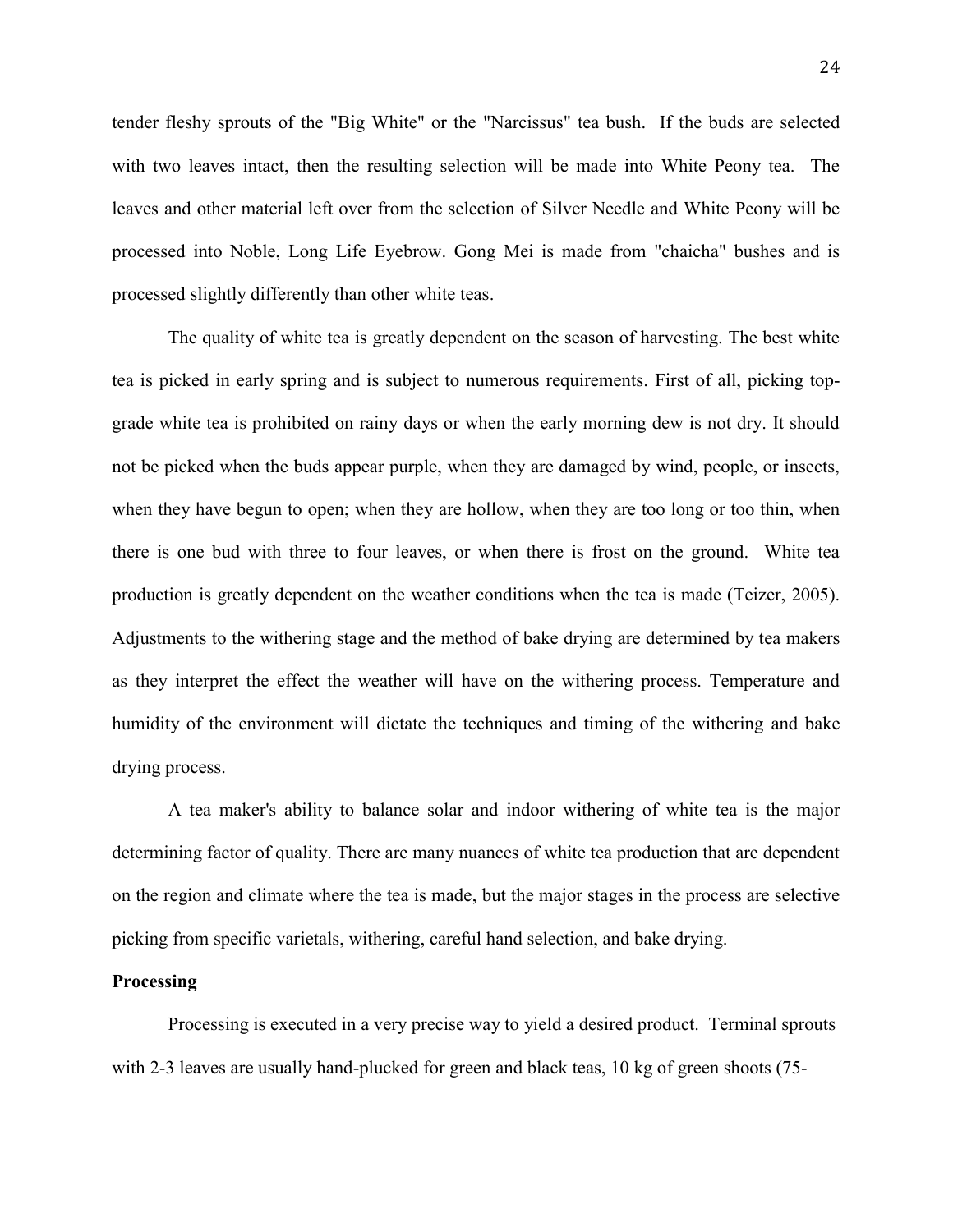tender fleshy sprouts of the "Big White" or the "Narcissus" tea bush. If the buds are selected with two leaves intact, then the resulting selection will be made into White Peony tea. The leaves and other material left over from the selection of Silver Needle and White Peony will be processed into Noble, Long Life Eyebrow. Gong Mei is made from "chaicha" bushes and is processed slightly differently than other white teas.

The quality of white tea is greatly dependent on the season of harvesting. The best white tea is picked in early spring and is subject to numerous requirements. First of all, picking top-grade white tea is prohibited on rainy days or when the early morning dew is not dry. It should not be picked when the buds appear purple, when they are damaged by wind, people, or insects, when they have begun to open; when they are hollow, when they are too long or too thin, when there is one bud with three to four leaves, or when there is frost on the ground. White tea production is greatly dependent on the weather conditions when the tea is made (Teizer, 2005). Adjustments to the withering stage and the method of bake drying are determined by tea makers as they interpret the effect the weather will have on the withering process. Temperature and humidity of the environment will dictate the techniques and timing of the withering and bake drying process.

A tea maker's ability to balance solar and indoor withering of white tea is the major determining factor of quality. There are many nuances of white tea production that are dependent on the region and climate where the tea is made, but the major stages in the process are selective picking from specific varietals, withering, careful hand selection, and bake drying.

**Processing**

Processing is executed in a very precise way to yield a desired product. Terminal sprouts with 2-3 leaves are usually hand-plucked for green and black teas, 10 kg of green shoots (75-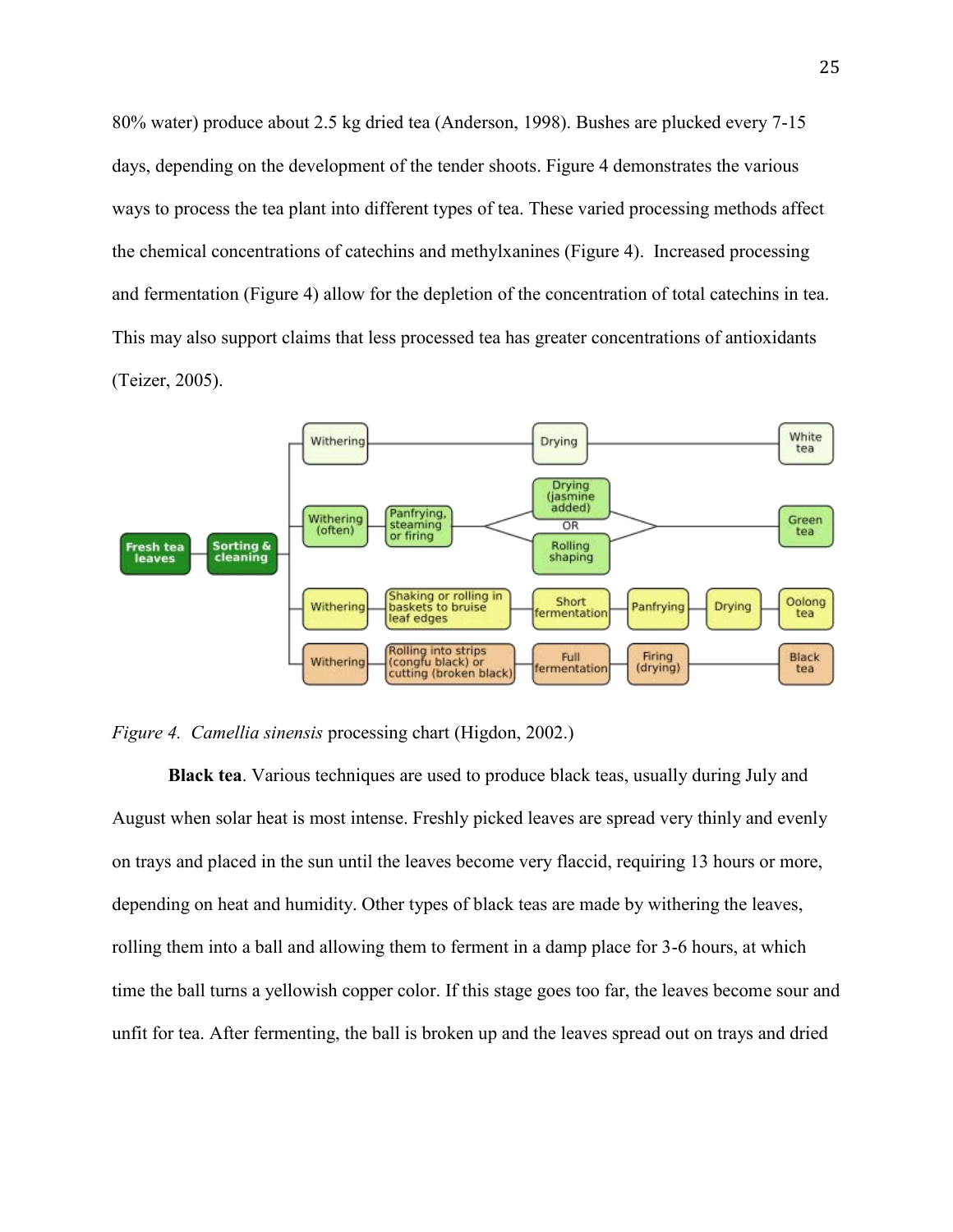80% water) produce about 2.5 kg dried tea (Anderson, 1998). Bushes are plucked every 7-15 days, depending on the development of the tender shoots. Figure 4 demonstrates the various ways to process the tea plant into different types of tea. These varied processing methods affect the chemical concentrations of catechins and methylxanines (Figure 4). Increased processing and fermentation (Figure 4) allow for the depletion of the concentration of total catechins in tea. This may also support claims that less processed tea has greater concentrations of antioxidants (Teizer, 2005).

*Figure 4. Camellia sinensis* processing chart (Higdon, 2002.)

**Black tea**. Various techniques are used to produce black teas, usually during July and August when solar heat is most intense. Freshly picked leaves are spread very thinly and evenly on trays and placed in the sun until the leaves become very flaccid, requiring 13 hours or more, depending on heat and humidity. Other types of black teas are made by withering the leaves, rolling them into a ball and allowing them to ferment in a damp place for 3-6 hours, at which time the ball turns a yellowish copper color. If this stage goes too far, the leaves become sour and unfit for tea. After fermenting, the ball is broken up and the leaves spread out on trays and dried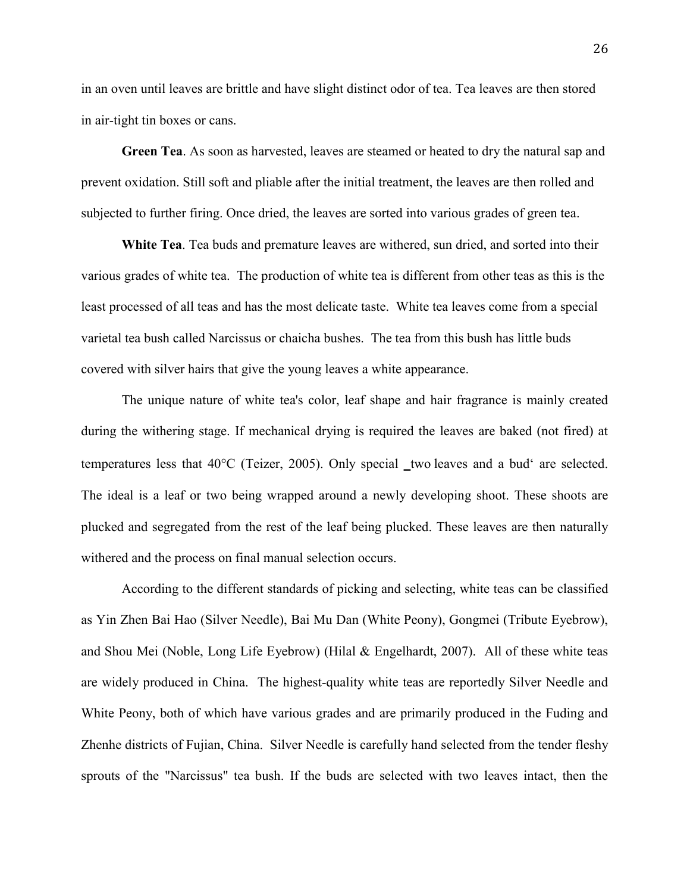in an oven until leaves are brittle and have slight distinct odor of tea. Tea leaves are then stored in air-tight tin boxes or cans.

**Green Tea**. As soon as harvested, leaves are steamed or heated to dry the natural sap and prevent oxidation. Still soft and pliable after the initial treatment, the leaves are then rolled and subjected to further firing. Once dried, the leaves are sorted into various grades of green tea.

**White Tea**. Tea buds and premature leaves are withered, sun dried, and sorted into their various grades of white tea. The production of white tea is different from other teas as this is the least processed of all teas and has the most delicate taste. White tea leaves come from a special varietal tea bush called Narcissus or chaicha bushes. The tea from this bush has little buds covered with silver hairs that give the young leaves a white appearance.

The unique nature of white tea's color, leaf shape and hair fragrance is mainly created during the withering stage. If mechanical drying is required the leaves are baked (not fired) at temperatures less that 40°C (Teizer, 2005). Only special _two leaves and a bud' are selected. The ideal is a leaf or two being wrapped around a newly developing shoot. These shoots are plucked and segregated from the rest of the leaf being plucked. These leaves are then naturally withered and the process on final manual selection occurs.

According to the different standards of picking and selecting, white teas can be classified as Yin Zhen Bai Hao (Silver Needle), Bai Mu Dan (White Peony), Gongmei (Tribute Eyebrow), and Shou Mei (Noble, Long Life Eyebrow) (Hilal & Engelhardt, 2007). All of these white teas are widely produced in China. The highest-quality white teas are reportedly Silver Needle and White Peony, both of which have various grades and are primarily produced in the Fuding and Zhenhe districts of Fujian, China. Silver Needle is carefully hand selected from the tender fleshy sprouts of the "Narcissus" tea bush. If the buds are selected with two leaves intact, then the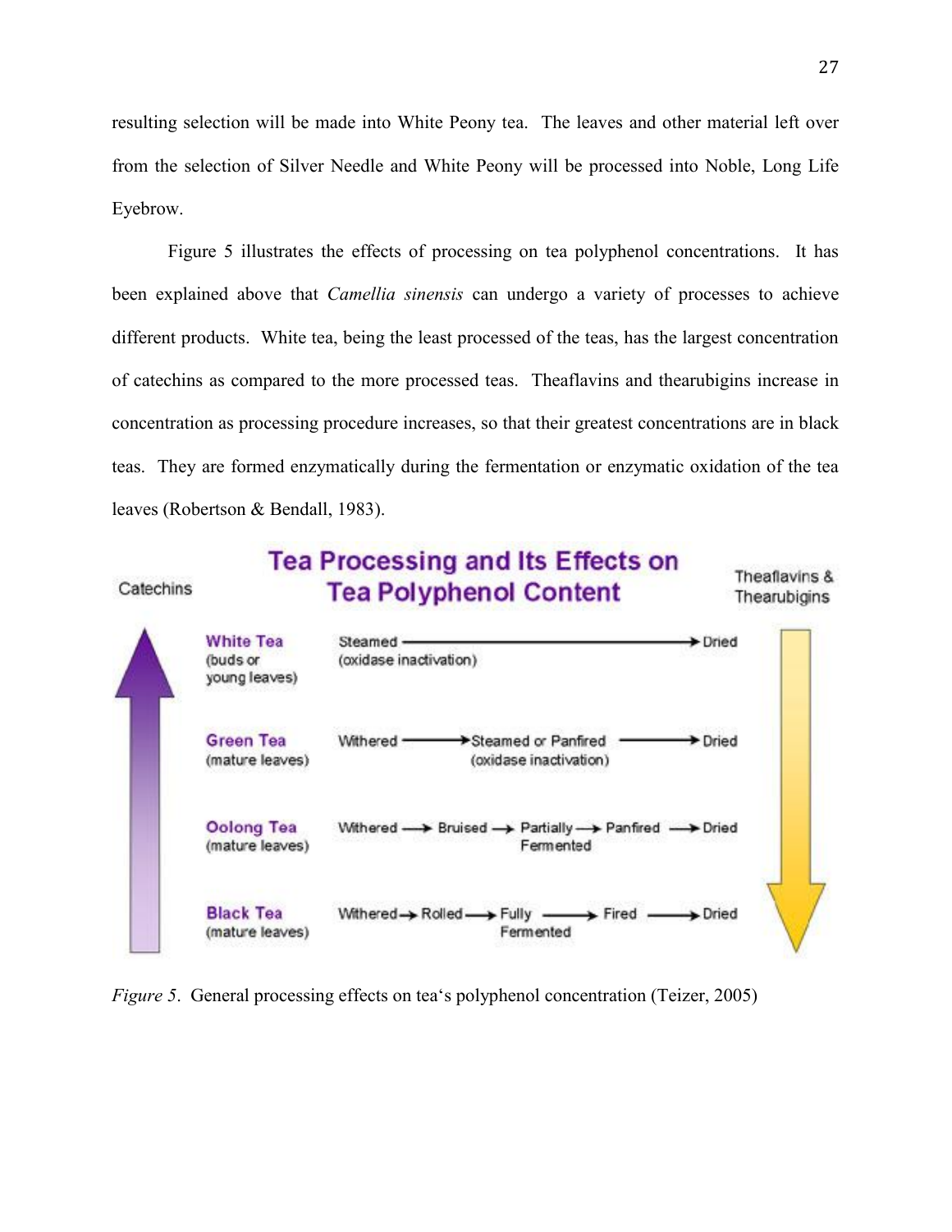resulting selection will be made into White Peony tea. The leaves and other material left over from the selection of Silver Needle and White Peony will be processed into Noble, Long Life Eyebrow.

Figure 5 illustrates the effects of processing on tea polyphenol concentrations. It has been explained above that *Camellia sinensis* can undergo a variety of processes to achieve different products. White tea, being the least processed of the teas, has the largest concentration of catechins as compared to the more processed teas. Theaflavins and thearubigins increase in concentration as processing procedure increases, so that their greatest concentrations are in black teas. They are formed enzymatically during the fermentation or enzymatic oxidation of the tea leaves (Robertson & Bendall, 1983).

**Tea Processing and Its Effects on Tea Polyphenol Content**

Catechins ↑ | Theaflavins & Thearubigins ↓

| Tea | Processing |
| --- | --- |
| White Tea (buds or young leaves) | Steamed (oxidase inactivation) → Dried |
| Green Tea (mature leaves) | Withered → Steamed or Panfired (oxidase inactivation) → Dried |
| Oolong Tea (mature leaves) | Withered → Bruised → Partially Fermented → Panfired → Dried |
| Black Tea (mature leaves) | Withered → Rolled → Fully Fermented → Fired → Dried |

*Figure 5*. General processing effects on tea's polyphenol concentration (Teizer, 2005)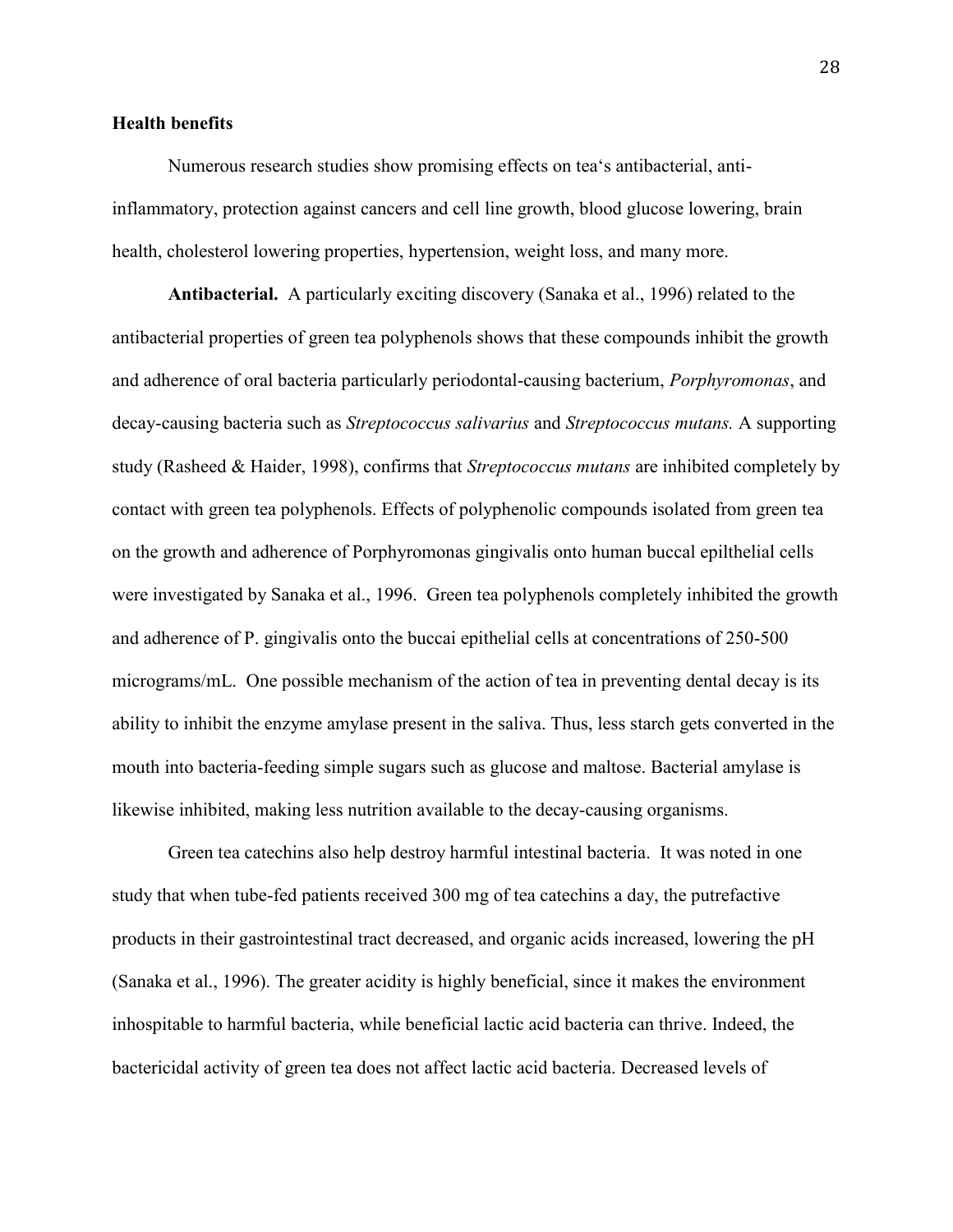## Health benefits

Numerous research studies show promising effects on tea's antibacterial, anti-inflammatory, protection against cancers and cell line growth, blood glucose lowering, brain health, cholesterol lowering properties, hypertension, weight loss, and many more.

**Antibacterial.** A particularly exciting discovery (Sanaka et al., 1996) related to the antibacterial properties of green tea polyphenols shows that these compounds inhibit the growth and adherence of oral bacteria particularly periodontal-causing bacterium, *Porphyromonas*, and decay-causing bacteria such as *Streptococcus salivarius* and *Streptococcus mutans.* A supporting study (Rasheed & Haider, 1998), confirms that *Streptococcus mutans* are inhibited completely by contact with green tea polyphenols. Effects of polyphenolic compounds isolated from green tea on the growth and adherence of Porphyromonas gingivalis onto human buccal epilthelial cells were investigated by Sanaka et al., 1996. Green tea polyphenols completely inhibited the growth and adherence of P. gingivalis onto the buccai epithelial cells at concentrations of 250-500 micrograms/mL. One possible mechanism of the action of tea in preventing dental decay is its ability to inhibit the enzyme amylase present in the saliva. Thus, less starch gets converted in the mouth into bacteria-feeding simple sugars such as glucose and maltose. Bacterial amylase is likewise inhibited, making less nutrition available to the decay-causing organisms.

Green tea catechins also help destroy harmful intestinal bacteria. It was noted in one study that when tube-fed patients received 300 mg of tea catechins a day, the putrefactive products in their gastrointestinal tract decreased, and organic acids increased, lowering the pH (Sanaka et al., 1996). The greater acidity is highly beneficial, since it makes the environment inhospitable to harmful bacteria, while beneficial lactic acid bacteria can thrive. Indeed, the bactericidal activity of green tea does not affect lactic acid bacteria. Decreased levels of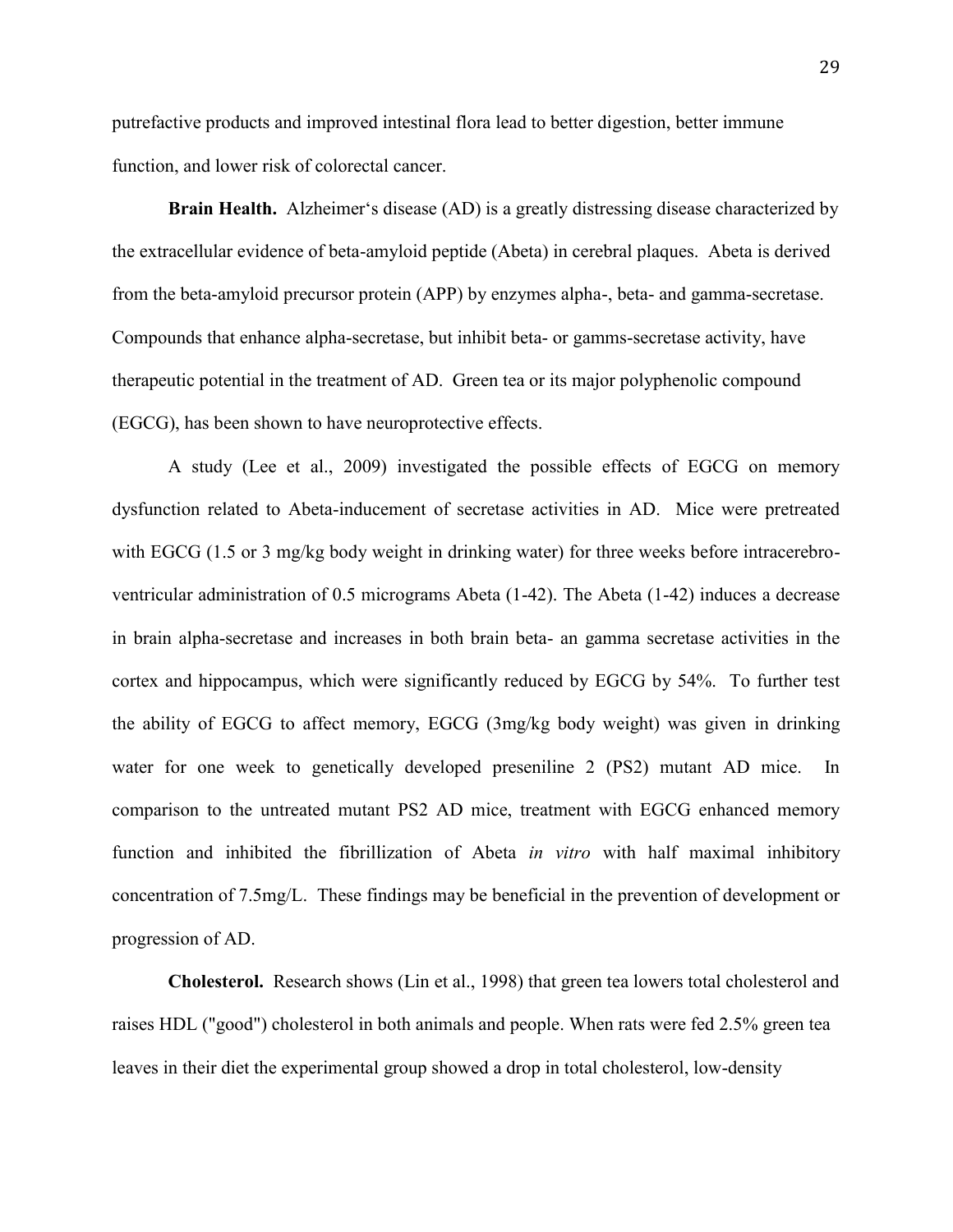putrefactive products and improved intestinal flora lead to better digestion, better immune function, and lower risk of colorectal cancer.

**Brain Health.** Alzheimer's disease (AD) is a greatly distressing disease characterized by the extracellular evidence of beta-amyloid peptide (Abeta) in cerebral plaques. Abeta is derived from the beta-amyloid precursor protein (APP) by enzymes alpha-, beta- and gamma-secretase. Compounds that enhance alpha-secretase, but inhibit beta- or gamms-secretase activity, have therapeutic potential in the treatment of AD. Green tea or its major polyphenolic compound (EGCG), has been shown to have neuroprotective effects.

A study (Lee et al., 2009) investigated the possible effects of EGCG on memory dysfunction related to Abeta-inducement of secretase activities in AD. Mice were pretreated with EGCG (1.5 or 3 mg/kg body weight in drinking water) for three weeks before intracerebroventricular administration of 0.5 micrograms Abeta (1-42). The Abeta (1-42) induces a decrease in brain alpha-secretase and increases in both brain beta- an gamma secretase activities in the cortex and hippocampus, which were significantly reduced by EGCG by 54%. To further test the ability of EGCG to affect memory, EGCG (3mg/kg body weight) was given in drinking water for one week to genetically developed preseniline 2 (PS2) mutant AD mice. In comparison to the untreated mutant PS2 AD mice, treatment with EGCG enhanced memory function and inhibited the fibrillization of Abeta *in vitro* with half maximal inhibitory concentration of 7.5mg/L. These findings may be beneficial in the prevention of development or progression of AD.

**Cholesterol.** Research shows (Lin et al., 1998) that green tea lowers total cholesterol and raises HDL ("good") cholesterol in both animals and people. When rats were fed 2.5% green tea leaves in their diet the experimental group showed a drop in total cholesterol, low-density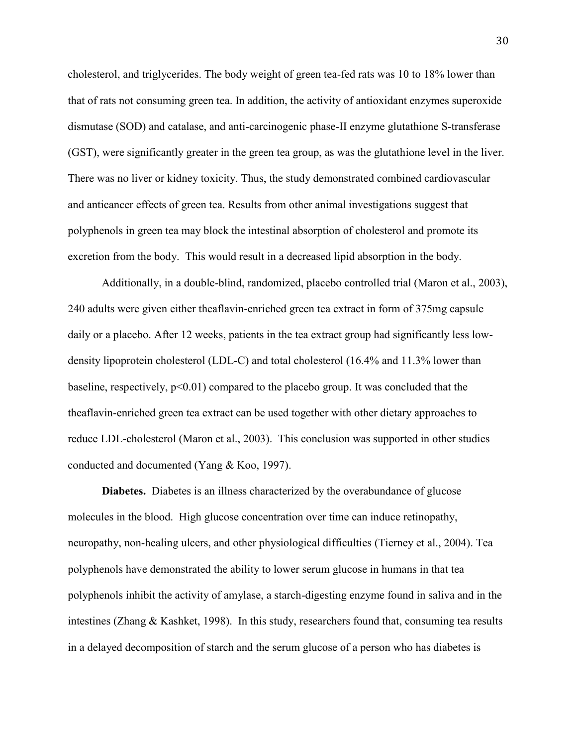cholesterol, and triglycerides. The body weight of green tea-fed rats was 10 to 18% lower than that of rats not consuming green tea. In addition, the activity of antioxidant enzymes superoxide dismutase (SOD) and catalase, and anti-carcinogenic phase-II enzyme glutathione S-transferase (GST), were significantly greater in the green tea group, as was the glutathione level in the liver. There was no liver or kidney toxicity. Thus, the study demonstrated combined cardiovascular and anticancer effects of green tea. Results from other animal investigations suggest that polyphenols in green tea may block the intestinal absorption of cholesterol and promote its excretion from the body. This would result in a decreased lipid absorption in the body.

Additionally, in a double-blind, randomized, placebo controlled trial (Maron et al., 2003), 240 adults were given either theaflavin-enriched green tea extract in form of 375mg capsule daily or a placebo. After 12 weeks, patients in the tea extract group had significantly less low-density lipoprotein cholesterol (LDL-C) and total cholesterol (16.4% and 11.3% lower than baseline, respectively, $p<0.01$) compared to the placebo group. It was concluded that the theaflavin-enriched green tea extract can be used together with other dietary approaches to reduce LDL-cholesterol (Maron et al., 2003). This conclusion was supported in other studies conducted and documented (Yang & Koo, 1997).

**Diabetes.** Diabetes is an illness characterized by the overabundance of glucose molecules in the blood. High glucose concentration over time can induce retinopathy, neuropathy, non-healing ulcers, and other physiological difficulties (Tierney et al., 2004). Tea polyphenols have demonstrated the ability to lower serum glucose in humans in that tea polyphenols inhibit the activity of amylase, a starch-digesting enzyme found in saliva and in the intestines (Zhang & Kashket, 1998). In this study, researchers found that, consuming tea results in a delayed decomposition of starch and the serum glucose of a person who has diabetes is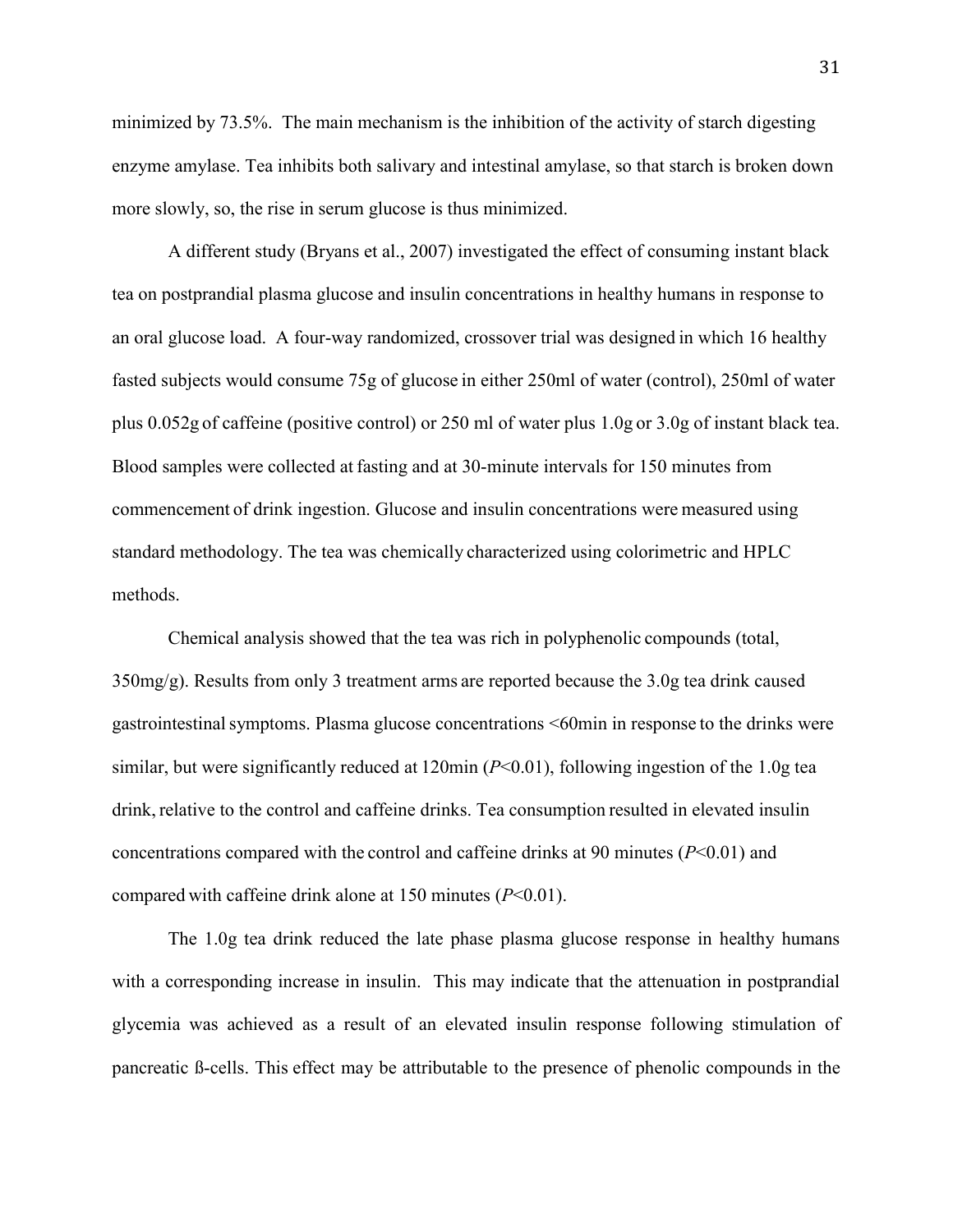minimized by 73.5%. The main mechanism is the inhibition of the activity of starch digesting enzyme amylase. Tea inhibits both salivary and intestinal amylase, so that starch is broken down more slowly, so, the rise in serum glucose is thus minimized.

A different study (Bryans et al., 2007) investigated the effect of consuming instant black tea on postprandial plasma glucose and insulin concentrations in healthy humans in response to an oral glucose load. A four-way randomized, crossover trial was designed in which 16 healthy fasted subjects would consume 75g of glucose in either 250ml of water (control), 250ml of water plus 0.052g of caffeine (positive control) or 250 ml of water plus 1.0g or 3.0g of instant black tea. Blood samples were collected at fasting and at 30-minute intervals for 150 minutes from commencement of drink ingestion. Glucose and insulin concentrations were measured using standard methodology. The tea was chemically characterized using colorimetric and HPLC methods.

Chemical analysis showed that the tea was rich in polyphenolic compounds (total, 350mg/g). Results from only 3 treatment arms are reported because the 3.0g tea drink caused gastrointestinal symptoms. Plasma glucose concentrations <60min in response to the drinks were similar, but were significantly reduced at 120min ($P<0.01$), following ingestion of the 1.0g tea drink, relative to the control and caffeine drinks. Tea consumption resulted in elevated insulin concentrations compared with the control and caffeine drinks at 90 minutes ($P<0.01$) and compared with caffeine drink alone at 150 minutes ($P<0.01$).

The 1.0g tea drink reduced the late phase plasma glucose response in healthy humans with a corresponding increase in insulin. This may indicate that the attenuation in postprandial glycemia was achieved as a result of an elevated insulin response following stimulation of pancreatic ß-cells. This effect may be attributable to the presence of phenolic compounds in the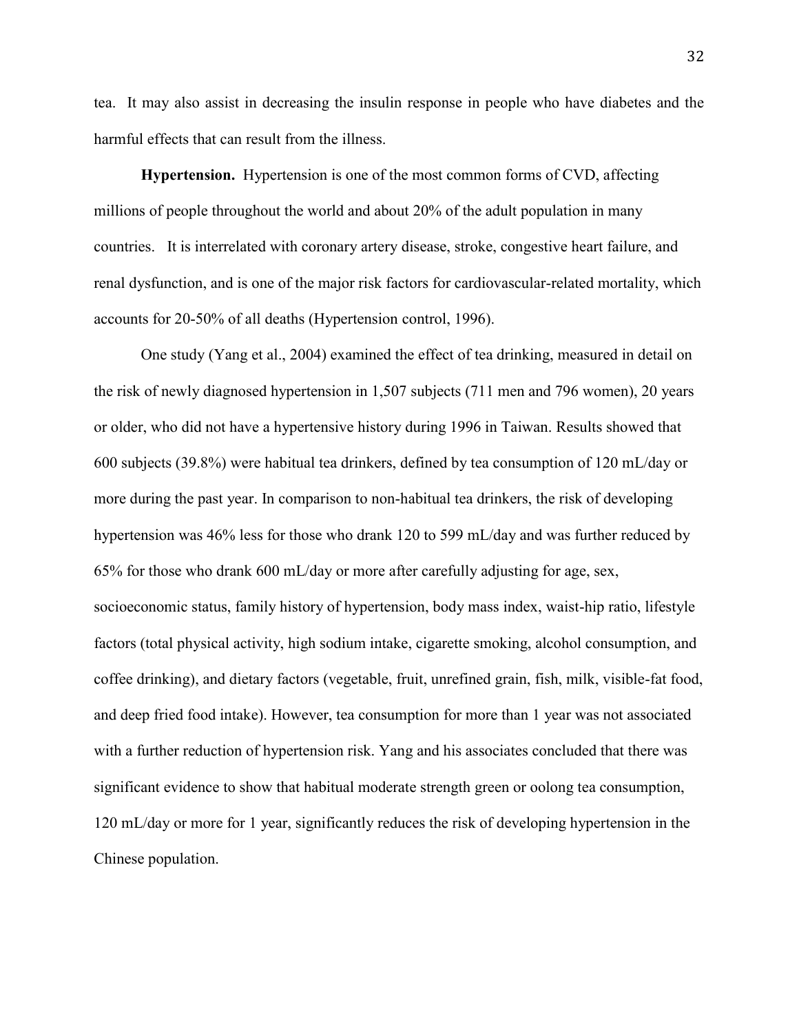tea. It may also assist in decreasing the insulin response in people who have diabetes and the harmful effects that can result from the illness.

**Hypertension.** Hypertension is one of the most common forms of CVD, affecting millions of people throughout the world and about 20% of the adult population in many countries. It is interrelated with coronary artery disease, stroke, congestive heart failure, and renal dysfunction, and is one of the major risk factors for cardiovascular-related mortality, which accounts for 20-50% of all deaths (Hypertension control, 1996).

One study (Yang et al., 2004) examined the effect of tea drinking, measured in detail on the risk of newly diagnosed hypertension in 1,507 subjects (711 men and 796 women), 20 years or older, who did not have a hypertensive history during 1996 in Taiwan. Results showed that 600 subjects (39.8%) were habitual tea drinkers, defined by tea consumption of 120 mL/day or more during the past year. In comparison to non-habitual tea drinkers, the risk of developing hypertension was 46% less for those who drank 120 to 599 mL/day and was further reduced by 65% for those who drank 600 mL/day or more after carefully adjusting for age, sex, socioeconomic status, family history of hypertension, body mass index, waist-hip ratio, lifestyle factors (total physical activity, high sodium intake, cigarette smoking, alcohol consumption, and coffee drinking), and dietary factors (vegetable, fruit, unrefined grain, fish, milk, visible-fat food, and deep fried food intake). However, tea consumption for more than 1 year was not associated with a further reduction of hypertension risk. Yang and his associates concluded that there was significant evidence to show that habitual moderate strength green or oolong tea consumption, 120 mL/day or more for 1 year, significantly reduces the risk of developing hypertension in the Chinese population.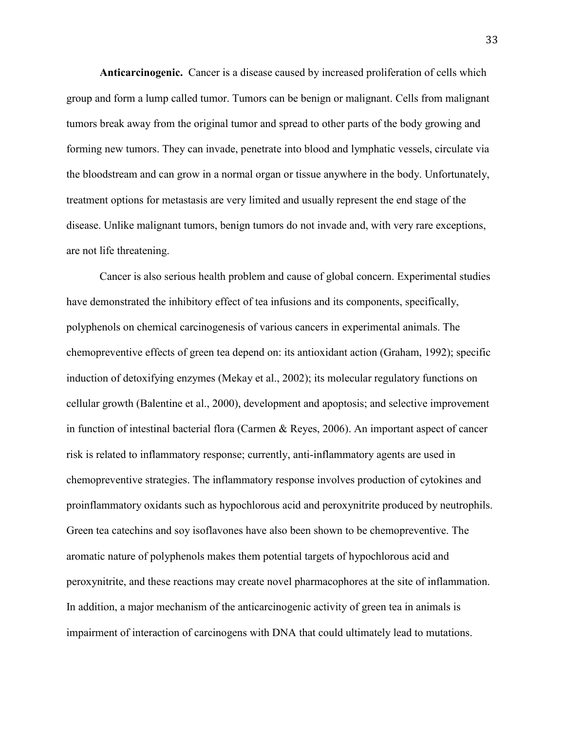**Anticarcinogenic.** Cancer is a disease caused by increased proliferation of cells which group and form a lump called tumor. Tumors can be benign or malignant. Cells from malignant tumors break away from the original tumor and spread to other parts of the body growing and forming new tumors. They can invade, penetrate into blood and lymphatic vessels, circulate via the bloodstream and can grow in a normal organ or tissue anywhere in the body. Unfortunately, treatment options for metastasis are very limited and usually represent the end stage of the disease. Unlike malignant tumors, benign tumors do not invade and, with very rare exceptions, are not life threatening.

Cancer is also serious health problem and cause of global concern. Experimental studies have demonstrated the inhibitory effect of tea infusions and its components, specifically, polyphenols on chemical carcinogenesis of various cancers in experimental animals. The chemopreventive effects of green tea depend on: its antioxidant action (Graham, 1992); specific induction of detoxifying enzymes (Mekay et al., 2002); its molecular regulatory functions on cellular growth (Balentine et al., 2000), development and apoptosis; and selective improvement in function of intestinal bacterial flora (Carmen & Reyes, 2006). An important aspect of cancer risk is related to inflammatory response; currently, anti-inflammatory agents are used in chemopreventive strategies. The inflammatory response involves production of cytokines and proinflammatory oxidants such as hypochlorous acid and peroxynitrite produced by neutrophils. Green tea catechins and soy isoflavones have also been shown to be chemopreventive. The aromatic nature of polyphenols makes them potential targets of hypochlorous acid and peroxynitrite, and these reactions may create novel pharmacophores at the site of inflammation. In addition, a major mechanism of the anticarcinogenic activity of green tea in animals is impairment of interaction of carcinogens with DNA that could ultimately lead to mutations.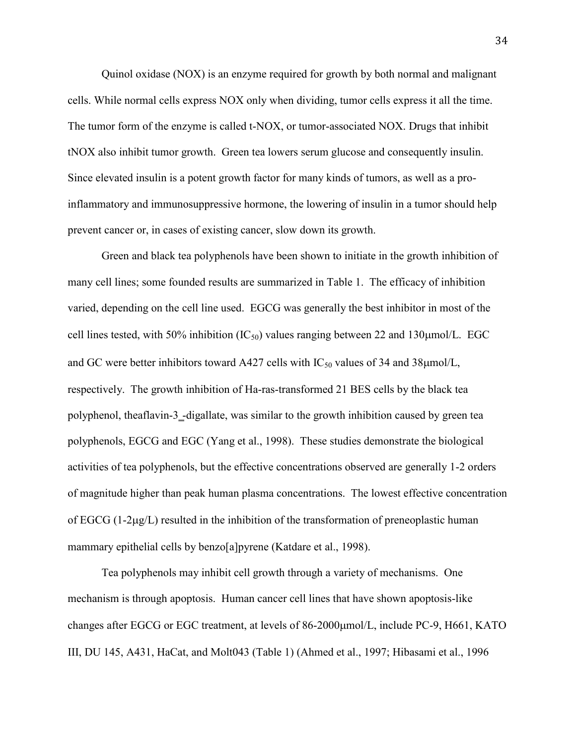Quinol oxidase (NOX) is an enzyme required for growth by both normal and malignant cells. While normal cells express NOX only when dividing, tumor cells express it all the time. The tumor form of the enzyme is called t-NOX, or tumor-associated NOX. Drugs that inhibit tNOX also inhibit tumor growth. Green tea lowers serum glucose and consequently insulin. Since elevated insulin is a potent growth factor for many kinds of tumors, as well as a pro-inflammatory and immunosuppressive hormone, the lowering of insulin in a tumor should help prevent cancer or, in cases of existing cancer, slow down its growth.

Green and black tea polyphenols have been shown to initiate in the growth inhibition of many cell lines; some founded results are summarized in Table 1. The efficacy of inhibition varied, depending on the cell line used. EGCG was generally the best inhibitor in most of the cell lines tested, with 50% inhibition ($IC_{50}$) values ranging between 22 and 130μmol/L. EGC and GC were better inhibitors toward A427 cells with $IC_{50}$ values of 34 and 38μmol/L, respectively. The growth inhibition of Ha-ras-transformed 21 BES cells by the black tea polyphenol, theaflavin-3_-digallate, was similar to the growth inhibition caused by green tea polyphenols, EGCG and EGC (Yang et al., 1998). These studies demonstrate the biological activities of tea polyphenols, but the effective concentrations observed are generally 1-2 orders of magnitude higher than peak human plasma concentrations. The lowest effective concentration of EGCG (1-2μg/L) resulted in the inhibition of the transformation of preneoplastic human mammary epithelial cells by benzo[a]pyrene (Katdare et al., 1998).

Tea polyphenols may inhibit cell growth through a variety of mechanisms. One mechanism is through apoptosis. Human cancer cell lines that have shown apoptosis-like changes after EGCG or EGC treatment, at levels of 86-2000μmol/L, include PC-9, H661, KATO III, DU 145, A431, HaCat, and Molt043 (Table 1) (Ahmed et al., 1997; Hibasami et al., 1996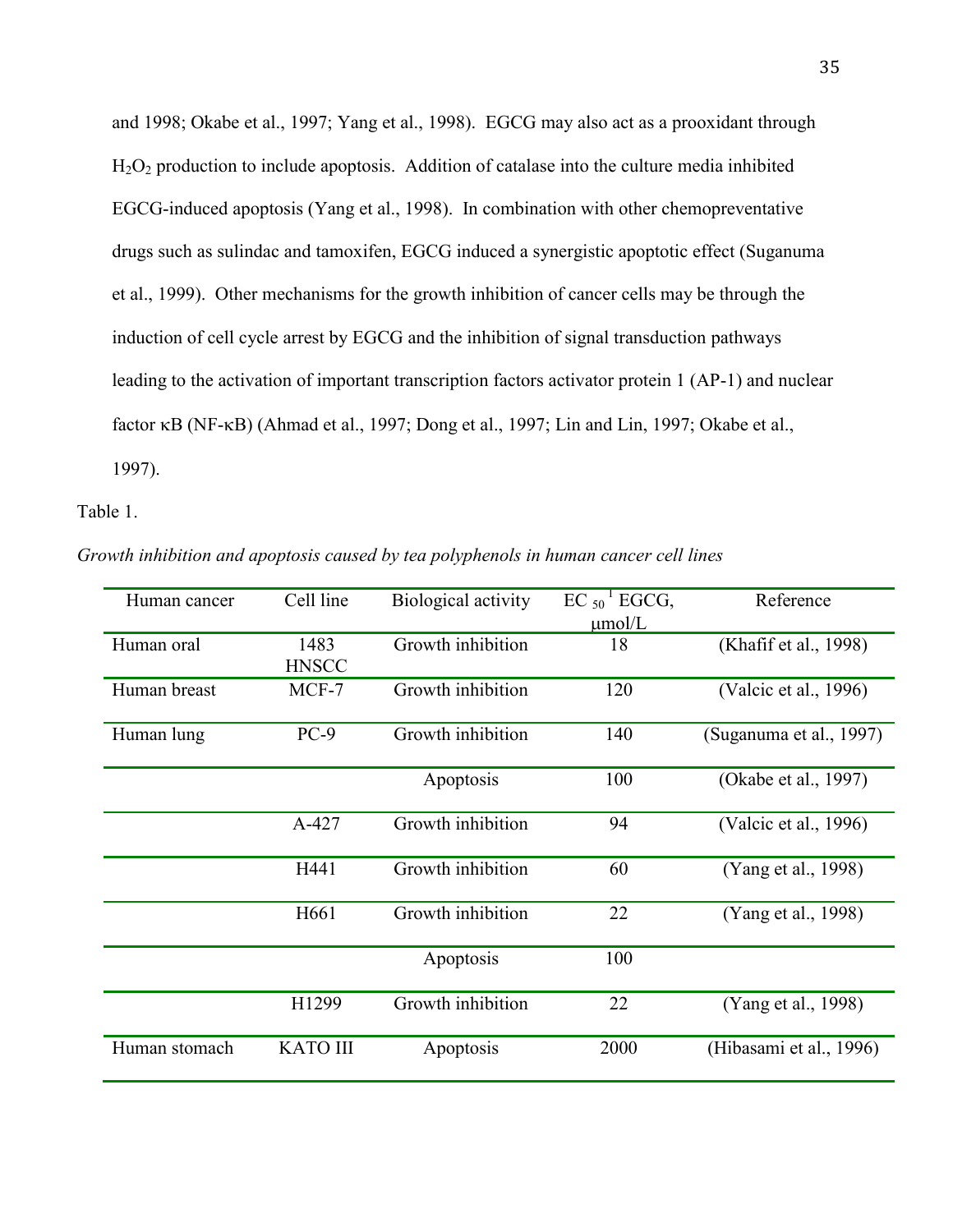and 1998; Okabe et al., 1997; Yang et al., 1998). EGCG may also act as a prooxidant through $H_2O_2$ production to include apoptosis. Addition of catalase into the culture media inhibited EGCG-induced apoptosis (Yang et al., 1998). In combination with other chemopreventative drugs such as sulindac and tamoxifen, EGCG induced a synergistic apoptotic effect (Suganuma et al., 1999). Other mechanisms for the growth inhibition of cancer cells may be through the induction of cell cycle arrest by EGCG and the inhibition of signal transduction pathways leading to the activation of important transcription factors activator protein 1 (AP-1) and nuclear factor κB (NF-κB) (Ahmad et al., 1997; Dong et al., 1997; Lin and Lin, 1997; Okabe et al., 1997).

Table 1.

*Growth inhibition and apoptosis caused by tea polyphenols in human cancer cell lines*

| Human cancer | Cell line | Biological activity | $EC_{50}$ [1] EGCG, μmol/L | Reference |
|---|---|---|---|---|
| Human oral | 1483 HNSCC | Growth inhibition | 18 | (Khafif et al., 1998) |
| Human breast | MCF-7 | Growth inhibition | 120 | (Valcic et al., 1996) |
| Human lung | PC-9 | Growth inhibition | 140 | (Suganuma et al., 1997) |
| | | Apoptosis | 100 | (Okabe et al., 1997) |
| | A-427 | Growth inhibition | 94 | (Valcic et al., 1996) |
| | H441 | Growth inhibition | 60 | (Yang et al., 1998) |
| | H661 | Growth inhibition | 22 | (Yang et al., 1998) |
| | | Apoptosis | 100 | |
| | H1299 | Growth inhibition | 22 | (Yang et al., 1998) |
| Human stomach | KATO III | Apoptosis | 2000 | (Hibasami et al., 1996) |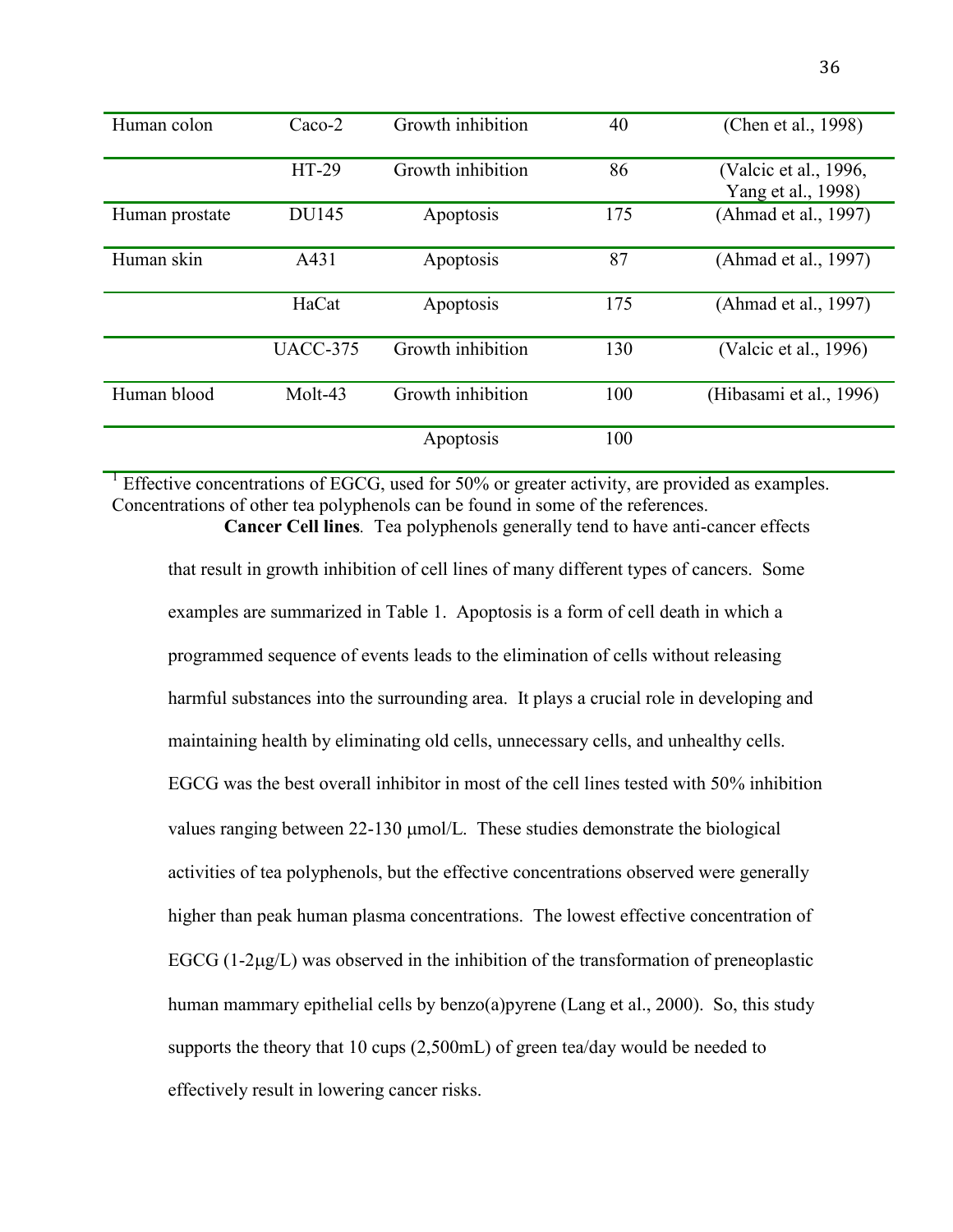| | | | | |
|---|---|---|---|---|
| Human colon | Caco-2 | Growth inhibition | 40 | (Chen et al., 1998) |
| | HT-29 | Growth inhibition | 86 | (Valcic et al., 1996, Yang et al., 1998) |
| Human prostate | DU145 | Apoptosis | 175 | (Ahmad et al., 1997) |
| Human skin | A431 | Apoptosis | 87 | (Ahmad et al., 1997) |
| | HaCat | Apoptosis | 175 | (Ahmad et al., 1997) |
| | UACC-375 | Growth inhibition | 130 | (Valcic et al., 1996) |
| Human blood | Molt-43 | Growth inhibition | 100 | (Hibasami et al., 1996) |
| | | Apoptosis | 100 | |

[1] Effective concentrations of EGCG, used for 50% or greater activity, are provided as examples. Concentrations of other tea polyphenols can be found in some of the references.

**Cancer Cell lines**. Tea polyphenols generally tend to have anti-cancer effects that result in growth inhibition of cell lines of many different types of cancers. Some examples are summarized in Table 1. Apoptosis is a form of cell death in which a programmed sequence of events leads to the elimination of cells without releasing harmful substances into the surrounding area. It plays a crucial role in developing and maintaining health by eliminating old cells, unnecessary cells, and unhealthy cells. EGCG was the best overall inhibitor in most of the cell lines tested with 50% inhibition values ranging between 22-130 μmol/L. These studies demonstrate the biological activities of tea polyphenols, but the effective concentrations observed were generally higher than peak human plasma concentrations. The lowest effective concentration of EGCG (1-2μg/L) was observed in the inhibition of the transformation of preneoplastic human mammary epithelial cells by benzo(a)pyrene (Lang et al., 2000). So, this study supports the theory that 10 cups (2,500mL) of green tea/day would be needed to effectively result in lowering cancer risks.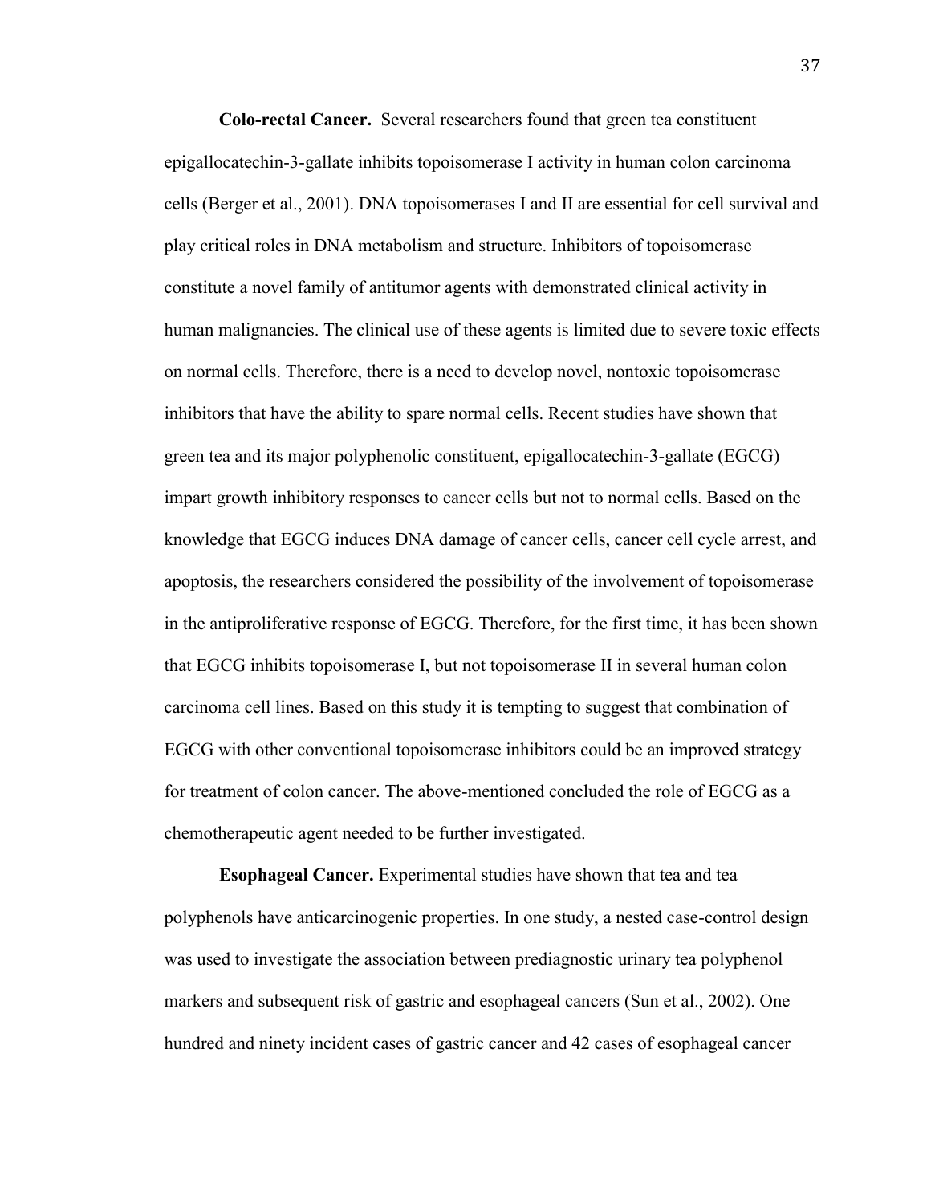**Colo-rectal Cancer.** Several researchers found that green tea constituent epigallocatechin-3-gallate inhibits topoisomerase I activity in human colon carcinoma cells (Berger et al., 2001). DNA topoisomerases I and II are essential for cell survival and play critical roles in DNA metabolism and structure. Inhibitors of topoisomerase constitute a novel family of antitumor agents with demonstrated clinical activity in human malignancies. The clinical use of these agents is limited due to severe toxic effects on normal cells. Therefore, there is a need to develop novel, nontoxic topoisomerase inhibitors that have the ability to spare normal cells. Recent studies have shown that green tea and its major polyphenolic constituent, epigallocatechin-3-gallate (EGCG) impart growth inhibitory responses to cancer cells but not to normal cells. Based on the knowledge that EGCG induces DNA damage of cancer cells, cancer cell cycle arrest, and apoptosis, the researchers considered the possibility of the involvement of topoisomerase in the antiproliferative response of EGCG. Therefore, for the first time, it has been shown that EGCG inhibits topoisomerase I, but not topoisomerase II in several human colon carcinoma cell lines. Based on this study it is tempting to suggest that combination of EGCG with other conventional topoisomerase inhibitors could be an improved strategy for treatment of colon cancer. The above-mentioned concluded the role of EGCG as a chemotherapeutic agent needed to be further investigated.

**Esophageal Cancer.** Experimental studies have shown that tea and tea polyphenols have anticarcinogenic properties. In one study, a nested case-control design was used to investigate the association between prediagnostic urinary tea polyphenol markers and subsequent risk of gastric and esophageal cancers (Sun et al., 2002). One hundred and ninety incident cases of gastric cancer and 42 cases of esophageal cancer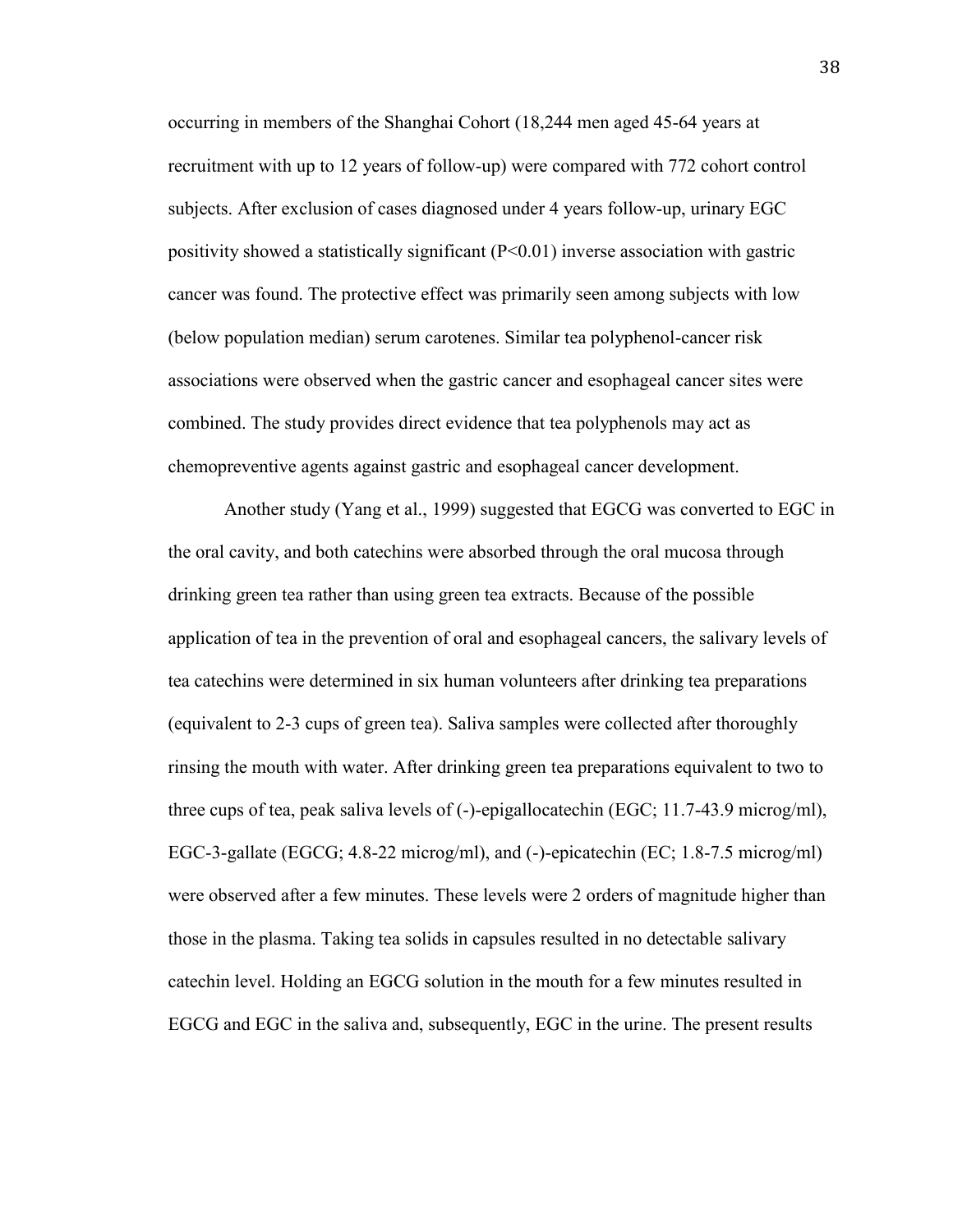occurring in members of the Shanghai Cohort (18,244 men aged 45-64 years at recruitment with up to 12 years of follow-up) were compared with 772 cohort control subjects. After exclusion of cases diagnosed under 4 years follow-up, urinary EGC positivity showed a statistically significant ($P<0.01$) inverse association with gastric cancer was found. The protective effect was primarily seen among subjects with low (below population median) serum carotenes. Similar tea polyphenol-cancer risk associations were observed when the gastric cancer and esophageal cancer sites were combined. The study provides direct evidence that tea polyphenols may act as chemopreventive agents against gastric and esophageal cancer development.

Another study (Yang et al., 1999) suggested that EGCG was converted to EGC in the oral cavity, and both catechins were absorbed through the oral mucosa through drinking green tea rather than using green tea extracts. Because of the possible application of tea in the prevention of oral and esophageal cancers, the salivary levels of tea catechins were determined in six human volunteers after drinking tea preparations (equivalent to 2-3 cups of green tea). Saliva samples were collected after thoroughly rinsing the mouth with water. After drinking green tea preparations equivalent to two to three cups of tea, peak saliva levels of (-)-epigallocatechin (EGC; 11.7-43.9 microg/ml), EGC-3-gallate (EGCG; 4.8-22 microg/ml), and (-)-epicatechin (EC; 1.8-7.5 microg/ml) were observed after a few minutes. These levels were 2 orders of magnitude higher than those in the plasma. Taking tea solids in capsules resulted in no detectable salivary catechin level. Holding an EGCG solution in the mouth for a few minutes resulted in EGCG and EGC in the saliva and, subsequently, EGC in the urine. The present results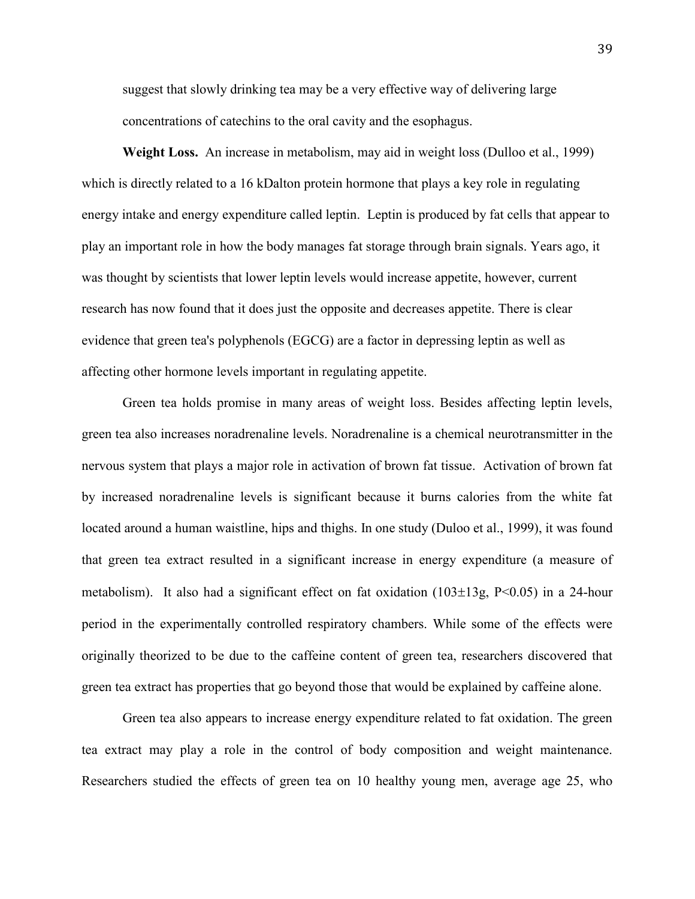suggest that slowly drinking tea may be a very effective way of delivering large concentrations of catechins to the oral cavity and the esophagus.

**Weight Loss.** An increase in metabolism, may aid in weight loss (Dulloo et al., 1999) which is directly related to a 16 kDalton protein hormone that plays a key role in regulating energy intake and energy expenditure called leptin. Leptin is produced by fat cells that appear to play an important role in how the body manages fat storage through brain signals. Years ago, it was thought by scientists that lower leptin levels would increase appetite, however, current research has now found that it does just the opposite and decreases appetite. There is clear evidence that green tea's polyphenols (EGCG) are a factor in depressing leptin as well as affecting other hormone levels important in regulating appetite.

Green tea holds promise in many areas of weight loss. Besides affecting leptin levels, green tea also increases noradrenaline levels. Noradrenaline is a chemical neurotransmitter in the nervous system that plays a major role in activation of brown fat tissue. Activation of brown fat by increased noradrenaline levels is significant because it burns calories from the white fat located around a human waistline, hips and thighs. In one study (Duloo et al., 1999), it was found that green tea extract resulted in a significant increase in energy expenditure (a measure of metabolism). It also had a significant effect on fat oxidation ($103 \pm 13$g, $P<0.05$) in a 24-hour period in the experimentally controlled respiratory chambers. While some of the effects were originally theorized to be due to the caffeine content of green tea, researchers discovered that green tea extract has properties that go beyond those that would be explained by caffeine alone.

Green tea also appears to increase energy expenditure related to fat oxidation. The green tea extract may play a role in the control of body composition and weight maintenance. Researchers studied the effects of green tea on 10 healthy young men, average age 25, who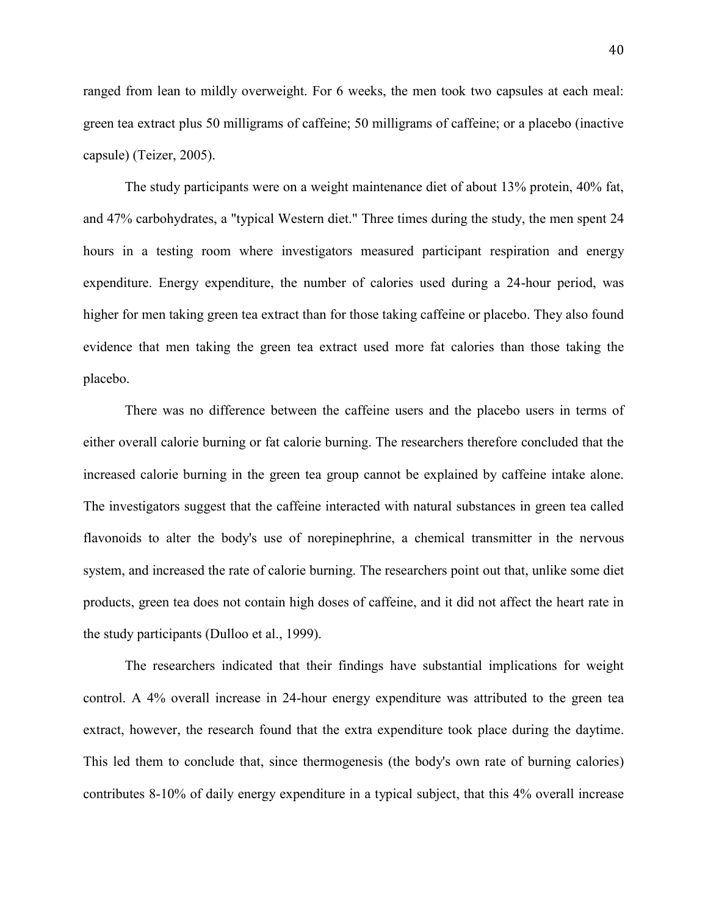ranged from lean to mildly overweight. For 6 weeks, the men took two capsules at each meal: green tea extract plus 50 milligrams of caffeine; 50 milligrams of caffeine; or a placebo (inactive capsule) (Teizer, 2005).

The study participants were on a weight maintenance diet of about 13% protein, 40% fat, and 47% carbohydrates, a "typical Western diet." Three times during the study, the men spent 24 hours in a testing room where investigators measured participant respiration and energy expenditure. Energy expenditure, the number of calories used during a 24-hour period, was higher for men taking green tea extract than for those taking caffeine or placebo. They also found evidence that men taking the green tea extract used more fat calories than those taking the placebo.

There was no difference between the caffeine users and the placebo users in terms of either overall calorie burning or fat calorie burning. The researchers therefore concluded that the increased calorie burning in the green tea group cannot be explained by caffeine intake alone. The investigators suggest that the caffeine interacted with natural substances in green tea called flavonoids to alter the body's use of norepinephrine, a chemical transmitter in the nervous system, and increased the rate of calorie burning. The researchers point out that, unlike some diet products, green tea does not contain high doses of caffeine, and it did not affect the heart rate in the study participants (Dulloo et al., 1999).

The researchers indicated that their findings have substantial implications for weight control. A 4% overall increase in 24-hour energy expenditure was attributed to the green tea extract, however, the research found that the extra expenditure took place during the daytime. This led them to conclude that, since thermogenesis (the body's own rate of burning calories) contributes 8-10% of daily energy expenditure in a typical subject, that this 4% overall increase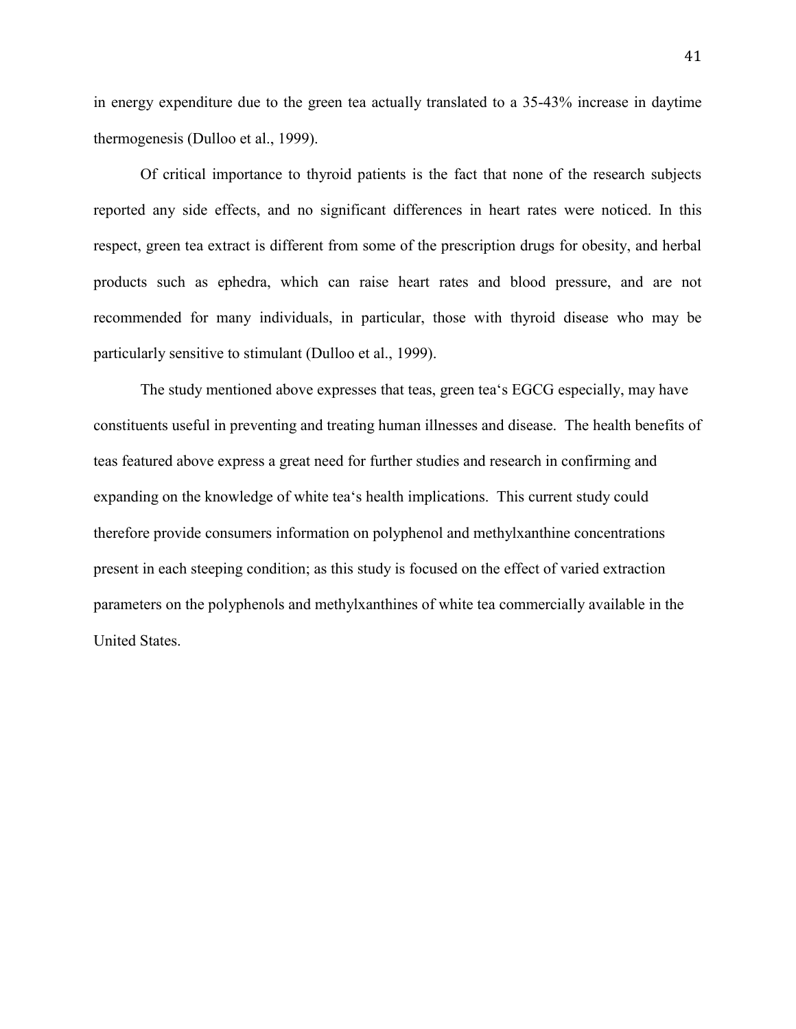in energy expenditure due to the green tea actually translated to a 35-43% increase in daytime thermogenesis (Dulloo et al., 1999).

Of critical importance to thyroid patients is the fact that none of the research subjects reported any side effects, and no significant differences in heart rates were noticed. In this respect, green tea extract is different from some of the prescription drugs for obesity, and herbal products such as ephedra, which can raise heart rates and blood pressure, and are not recommended for many individuals, in particular, those with thyroid disease who may be particularly sensitive to stimulant (Dulloo et al., 1999).

The study mentioned above expresses that teas, green tea's EGCG especially, may have constituents useful in preventing and treating human illnesses and disease. The health benefits of teas featured above express a great need for further studies and research in confirming and expanding on the knowledge of white tea's health implications. This current study could therefore provide consumers information on polyphenol and methylxanthine concentrations present in each steeping condition; as this study is focused on the effect of varied extraction parameters on the polyphenols and methylxanthines of white tea commercially available in the United States.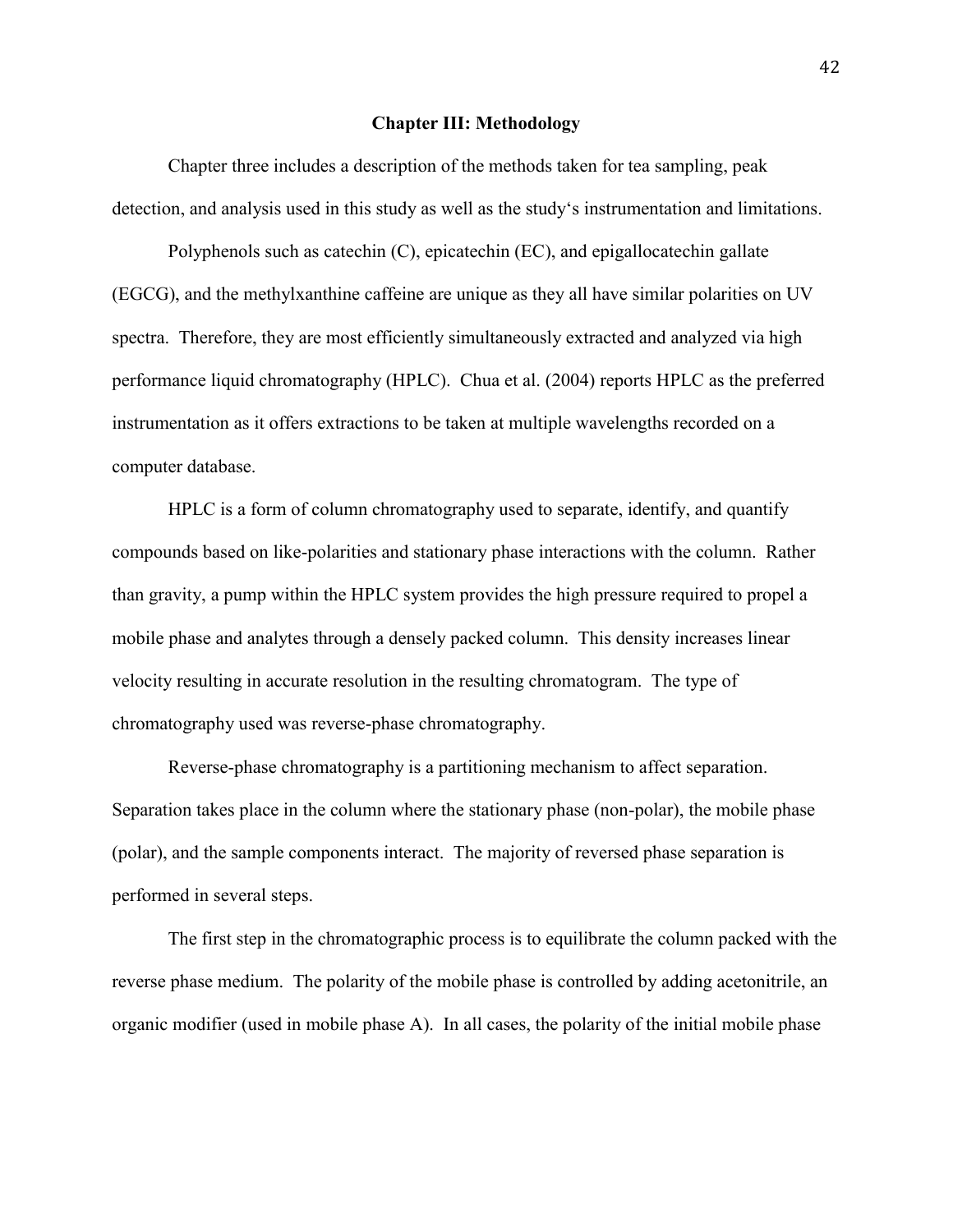# Chapter III: Methodology

Chapter three includes a description of the methods taken for tea sampling, peak detection, and analysis used in this study as well as the study's instrumentation and limitations.

Polyphenols such as catechin (C), epicatechin (EC), and epigallocatechin gallate (EGCG), and the methylxanthine caffeine are unique as they all have similar polarities on UV spectra. Therefore, they are most efficiently simultaneously extracted and analyzed via high performance liquid chromatography (HPLC). Chua et al. (2004) reports HPLC as the preferred instrumentation as it offers extractions to be taken at multiple wavelengths recorded on a computer database.

HPLC is a form of column chromatography used to separate, identify, and quantify compounds based on like-polarities and stationary phase interactions with the column. Rather than gravity, a pump within the HPLC system provides the high pressure required to propel a mobile phase and analytes through a densely packed column. This density increases linear velocity resulting in accurate resolution in the resulting chromatogram. The type of chromatography used was reverse-phase chromatography.

Reverse-phase chromatography is a partitioning mechanism to affect separation. Separation takes place in the column where the stationary phase (non-polar), the mobile phase (polar), and the sample components interact. The majority of reversed phase separation is performed in several steps.

The first step in the chromatographic process is to equilibrate the column packed with the reverse phase medium. The polarity of the mobile phase is controlled by adding acetonitrile, an organic modifier (used in mobile phase A). In all cases, the polarity of the initial mobile phase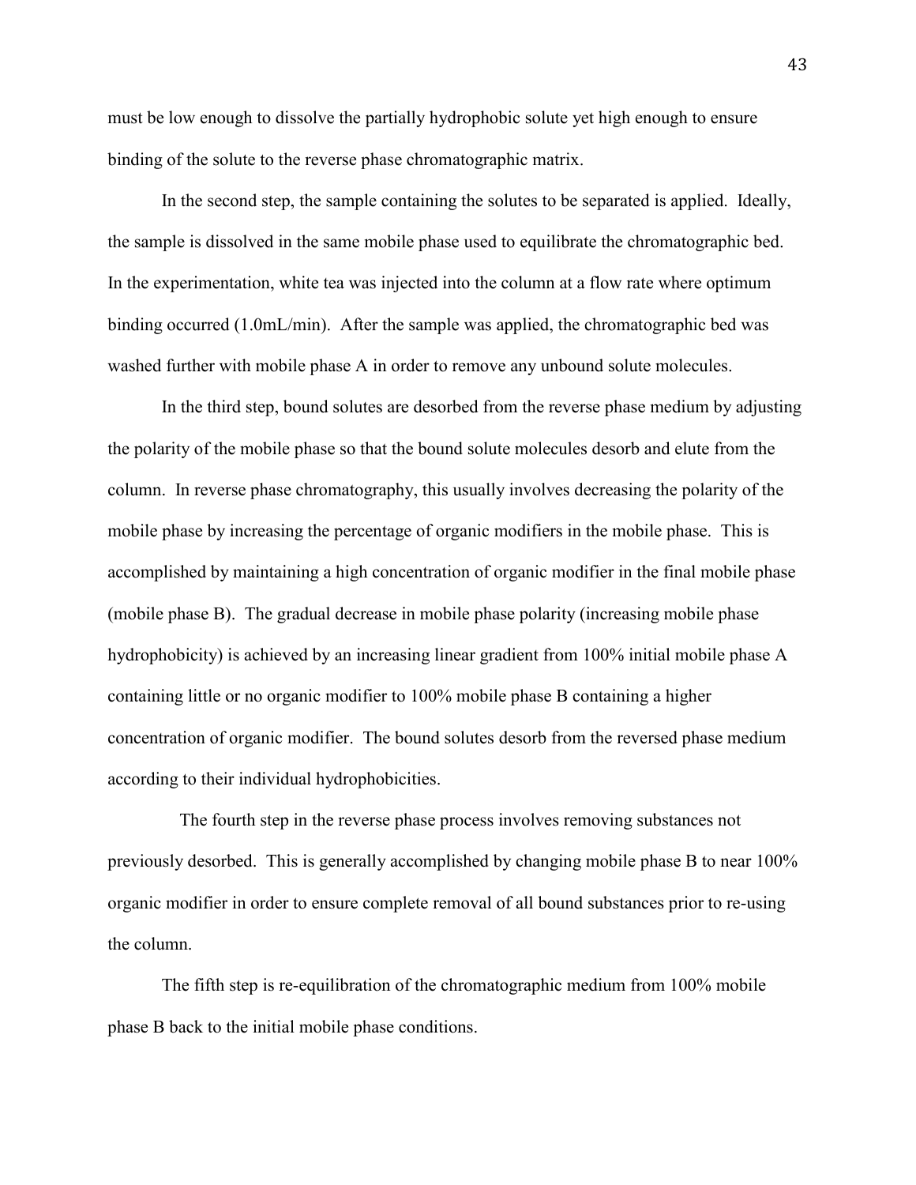must be low enough to dissolve the partially hydrophobic solute yet high enough to ensure binding of the solute to the reverse phase chromatographic matrix.

In the second step, the sample containing the solutes to be separated is applied. Ideally, the sample is dissolved in the same mobile phase used to equilibrate the chromatographic bed. In the experimentation, white tea was injected into the column at a flow rate where optimum binding occurred (1.0mL/min). After the sample was applied, the chromatographic bed was washed further with mobile phase A in order to remove any unbound solute molecules.

In the third step, bound solutes are desorbed from the reverse phase medium by adjusting the polarity of the mobile phase so that the bound solute molecules desorb and elute from the column. In reverse phase chromatography, this usually involves decreasing the polarity of the mobile phase by increasing the percentage of organic modifiers in the mobile phase. This is accomplished by maintaining a high concentration of organic modifier in the final mobile phase (mobile phase B). The gradual decrease in mobile phase polarity (increasing mobile phase hydrophobicity) is achieved by an increasing linear gradient from 100% initial mobile phase A containing little or no organic modifier to 100% mobile phase B containing a higher concentration of organic modifier. The bound solutes desorb from the reversed phase medium according to their individual hydrophobicities.

The fourth step in the reverse phase process involves removing substances not previously desorbed. This is generally accomplished by changing mobile phase B to near 100% organic modifier in order to ensure complete removal of all bound substances prior to re-using the column.

The fifth step is re-equilibration of the chromatographic medium from 100% mobile phase B back to the initial mobile phase conditions.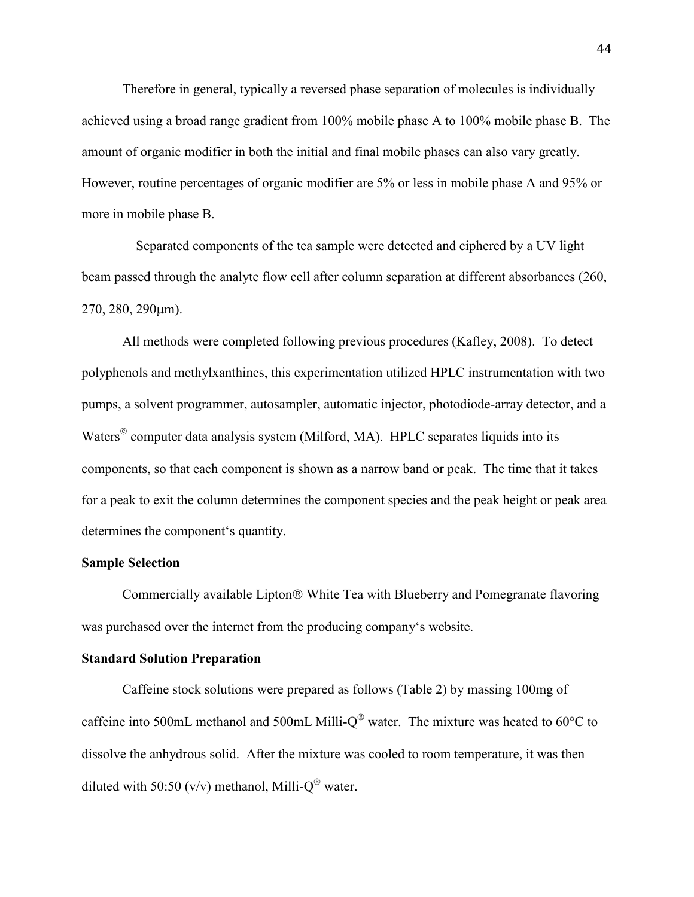Therefore in general, typically a reversed phase separation of molecules is individually achieved using a broad range gradient from 100% mobile phase A to 100% mobile phase B. The amount of organic modifier in both the initial and final mobile phases can also vary greatly. However, routine percentages of organic modifier are 5% or less in mobile phase A and 95% or more in mobile phase B.

Separated components of the tea sample were detected and ciphered by a UV light beam passed through the analyte flow cell after column separation at different absorbances (260, 270, 280, 290μm).

All methods were completed following previous procedures (Kafley, 2008). To detect polyphenols and methylxanthines, this experimentation utilized HPLC instrumentation with two pumps, a solvent programmer, autosampler, automatic injector, photodiode-array detector, and a Waters© computer data analysis system (Milford, MA). HPLC separates liquids into its components, so that each component is shown as a narrow band or peak. The time that it takes for a peak to exit the column determines the component species and the peak height or peak area determines the component's quantity.

**Sample Selection**

Commercially available Lipton® White Tea with Blueberry and Pomegranate flavoring was purchased over the internet from the producing company's website.

**Standard Solution Preparation**

Caffeine stock solutions were prepared as follows (Table 2) by massing 100mg of caffeine into 500mL methanol and 500mL Milli-Q® water. The mixture was heated to 60°C to dissolve the anhydrous solid. After the mixture was cooled to room temperature, it was then diluted with 50:50 (v/v) methanol, Milli-Q® water.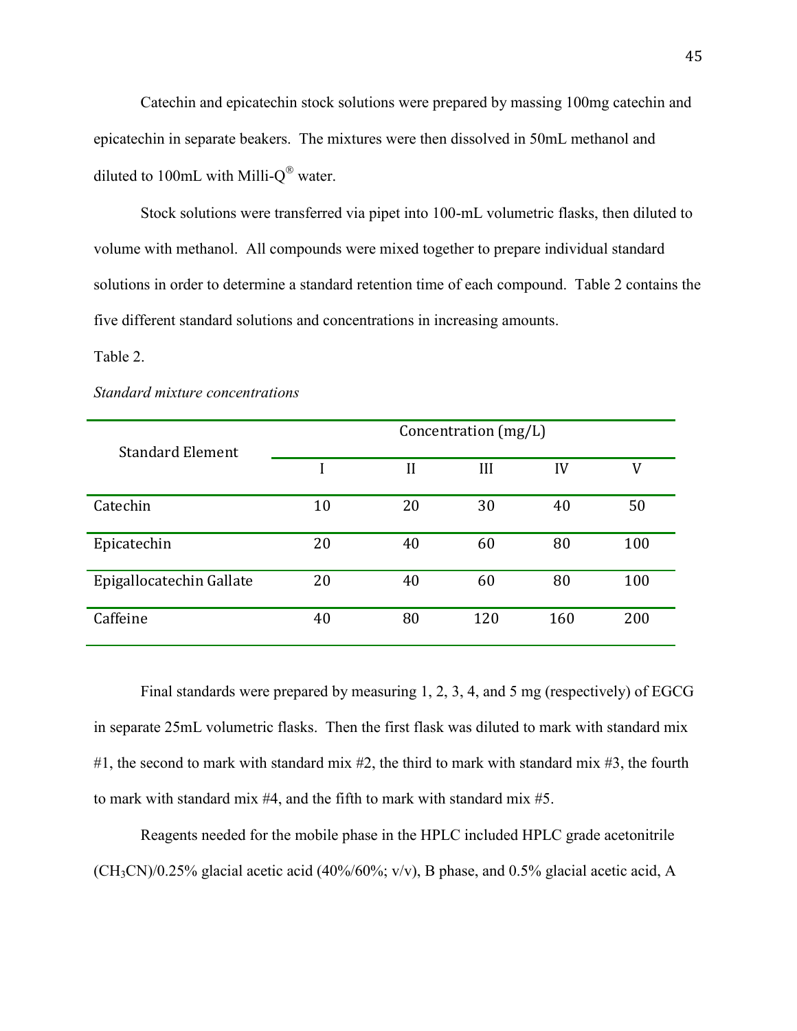Catechin and epicatechin stock solutions were prepared by massing 100mg catechin and epicatechin in separate beakers. The mixtures were then dissolved in 50mL methanol and diluted to 100mL with Milli-Q® water.

Stock solutions were transferred via pipet into 100-mL volumetric flasks, then diluted to volume with methanol. All compounds were mixed together to prepare individual standard solutions in order to determine a standard retention time of each compound. Table 2 contains the five different standard solutions and concentrations in increasing amounts.

Table 2.

*Standard mixture concentrations*

| Standard Element | Concentration (mg/L) | | | | |
|---|---|---|---|---|---|
| | I | II | III | IV | V |
| Catechin | 10 | 20 | 30 | 40 | 50 |
| Epicatechin | 20 | 40 | 60 | 80 | 100 |
| Epigallocatechin Gallate | 20 | 40 | 60 | 80 | 100 |
| Caffeine | 40 | 80 | 120 | 160 | 200 |

Final standards were prepared by measuring 1, 2, 3, 4, and 5 mg (respectively) of EGCG in separate 25mL volumetric flasks. Then the first flask was diluted to mark with standard mix #1, the second to mark with standard mix #2, the third to mark with standard mix #3, the fourth to mark with standard mix #4, and the fifth to mark with standard mix #5.

Reagents needed for the mobile phase in the HPLC included HPLC grade acetonitrile ($CH_3CN$)/0.25% glacial acetic acid (40%/60%; v/v), B phase, and 0.5% glacial acetic acid, A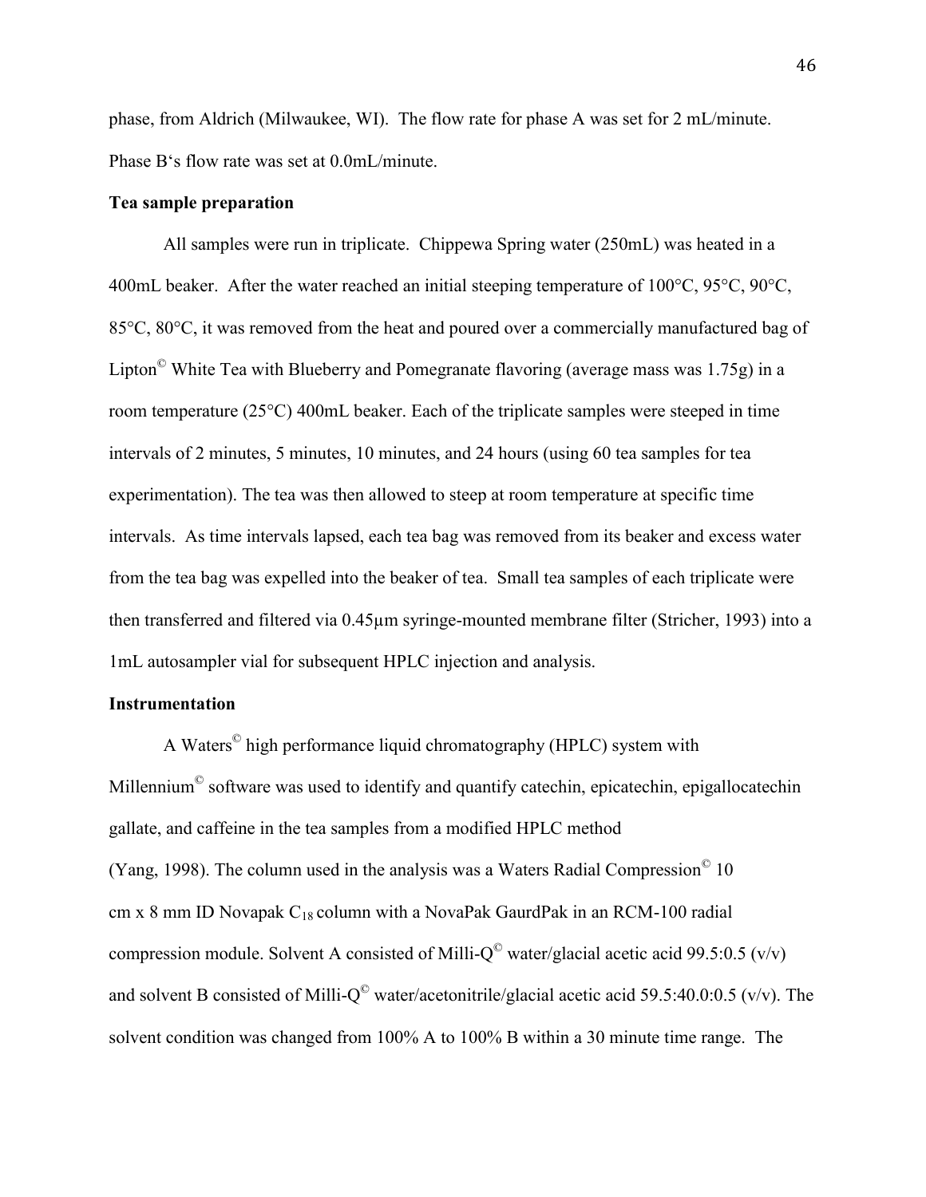phase, from Aldrich (Milwaukee, WI). The flow rate for phase A was set for 2 mL/minute. Phase B's flow rate was set at 0.0mL/minute.

**Tea sample preparation**

All samples were run in triplicate. Chippewa Spring water (250mL) was heated in a 400mL beaker. After the water reached an initial steeping temperature of 100°C, 95°C, 90°C, 85°C, 80°C, it was removed from the heat and poured over a commercially manufactured bag of Lipton© White Tea with Blueberry and Pomegranate flavoring (average mass was 1.75g) in a room temperature (25°C) 400mL beaker. Each of the triplicate samples were steeped in time intervals of 2 minutes, 5 minutes, 10 minutes, and 24 hours (using 60 tea samples for tea experimentation). The tea was then allowed to steep at room temperature at specific time intervals. As time intervals lapsed, each tea bag was removed from its beaker and excess water from the tea bag was expelled into the beaker of tea. Small tea samples of each triplicate were then transferred and filtered via 0.45μm syringe-mounted membrane filter (Stricher, 1993) into a 1mL autosampler vial for subsequent HPLC injection and analysis.

**Instrumentation**

A Waters© high performance liquid chromatography (HPLC) system with Millennium© software was used to identify and quantify catechin, epicatechin, epigallocatechin gallate, and caffeine in the tea samples from a modified HPLC method (Yang, 1998). The column used in the analysis was a Waters Radial Compression© 10 cm x 8 mm ID Novapak $C_{18}$ column with a NovaPak GaurdPak in an RCM-100 radial compression module. Solvent A consisted of Milli-Q© water/glacial acetic acid 99.5:0.5 (v/v) and solvent B consisted of Milli-Q© water/acetonitrile/glacial acetic acid 59.5:40.0:0.5 (v/v). The solvent condition was changed from 100% A to 100% B within a 30 minute time range. The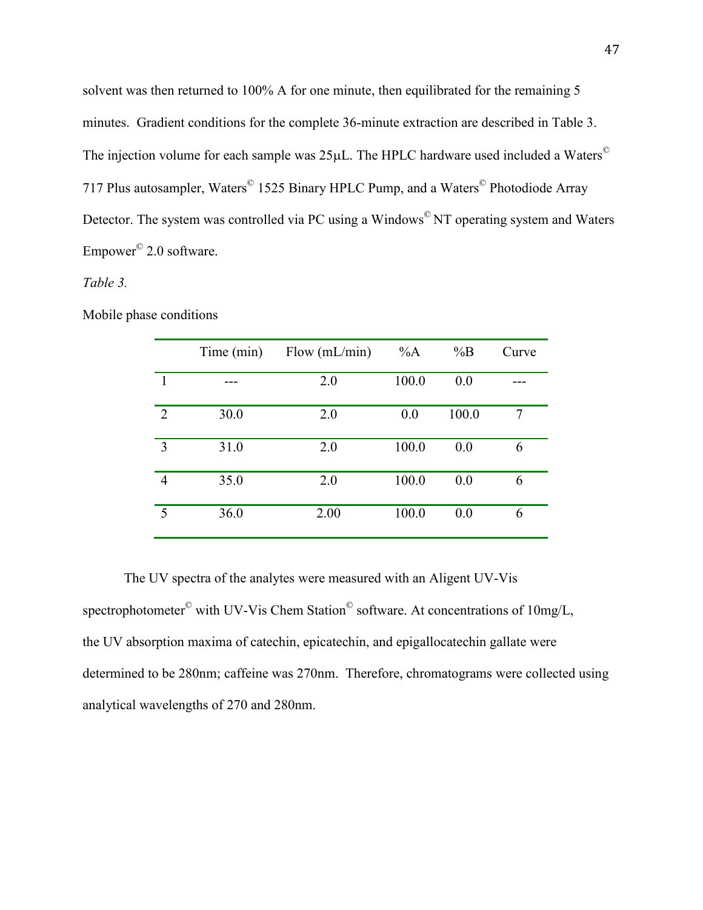solvent was then returned to 100% A for one minute, then equilibrated for the remaining 5 minutes. Gradient conditions for the complete 36-minute extraction are described in Table 3. The injection volume for each sample was 25µL. The HPLC hardware used included a Waters© 717 Plus autosampler, Waters© 1525 Binary HPLC Pump, and a Waters© Photodiode Array Detector. The system was controlled via PC using a Windows© NT operating system and Waters Empower© 2.0 software.

*Table 3.*

Mobile phase conditions

| | Time (min) | Flow (mL/min) | %A | %B | Curve |
|---|---|---|---|---|---|
| 1 | --- | 2.0 | 100.0 | 0.0 | --- |
| 2 | 30.0 | 2.0 | 0.0 | 100.0 | 7 |
| 3 | 31.0 | 2.0 | 100.0 | 0.0 | 6 |
| 4 | 35.0 | 2.0 | 100.0 | 0.0 | 6 |
| 5 | 36.0 | 2.00 | 100.0 | 0.0 | 6 |

The UV spectra of the analytes were measured with an Aligent UV-Vis spectrophotometer© with UV-Vis Chem Station© software. At concentrations of 10mg/L, the UV absorption maxima of catechin, epicatechin, and epigallocatechin gallate were determined to be 280nm; caffeine was 270nm. Therefore, chromatograms were collected using analytical wavelengths of 270 and 280nm.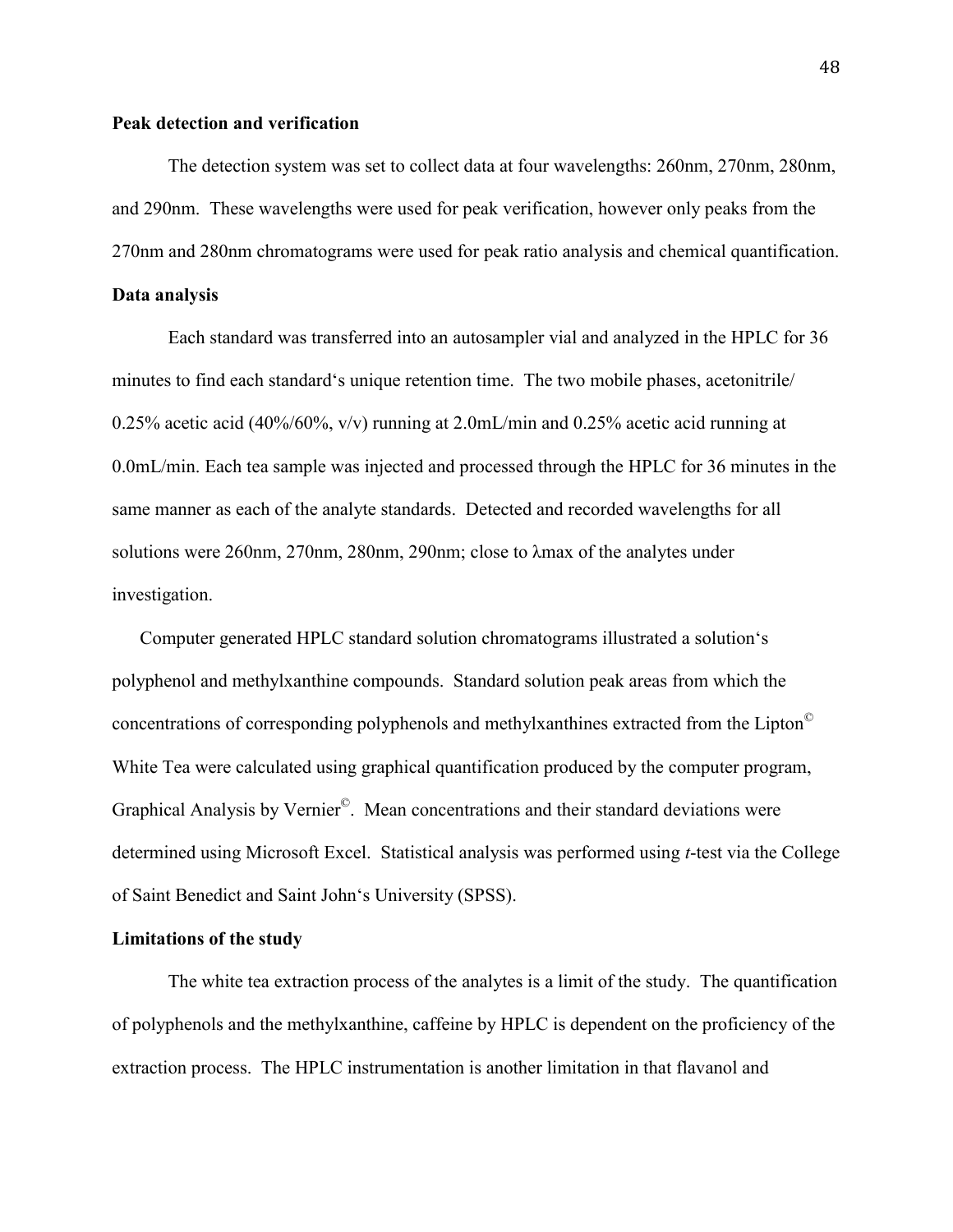**Peak detection and verification**

The detection system was set to collect data at four wavelengths: 260nm, 270nm, 280nm, and 290nm. These wavelengths were used for peak verification, however only peaks from the 270nm and 280nm chromatograms were used for peak ratio analysis and chemical quantification.

**Data analysis**

Each standard was transferred into an autosampler vial and analyzed in the HPLC for 36 minutes to find each standard's unique retention time. The two mobile phases, acetonitrile/ 0.25% acetic acid (40%/60%, v/v) running at 2.0mL/min and 0.25% acetic acid running at 0.0mL/min. Each tea sample was injected and processed through the HPLC for 36 minutes in the same manner as each of the analyte standards. Detected and recorded wavelengths for all solutions were 260nm, 270nm, 280nm, 290nm; close to λmax of the analytes under investigation.

Computer generated HPLC standard solution chromatograms illustrated a solution's polyphenol and methylxanthine compounds. Standard solution peak areas from which the concentrations of corresponding polyphenols and methylxanthines extracted from the Lipton© White Tea were calculated using graphical quantification produced by the computer program, Graphical Analysis by Vernier©. Mean concentrations and their standard deviations were determined using Microsoft Excel. Statistical analysis was performed using *t*-test via the College of Saint Benedict and Saint John's University (SPSS).

**Limitations of the study**

The white tea extraction process of the analytes is a limit of the study. The quantification of polyphenols and the methylxanthine, caffeine by HPLC is dependent on the proficiency of the extraction process. The HPLC instrumentation is another limitation in that flavanol and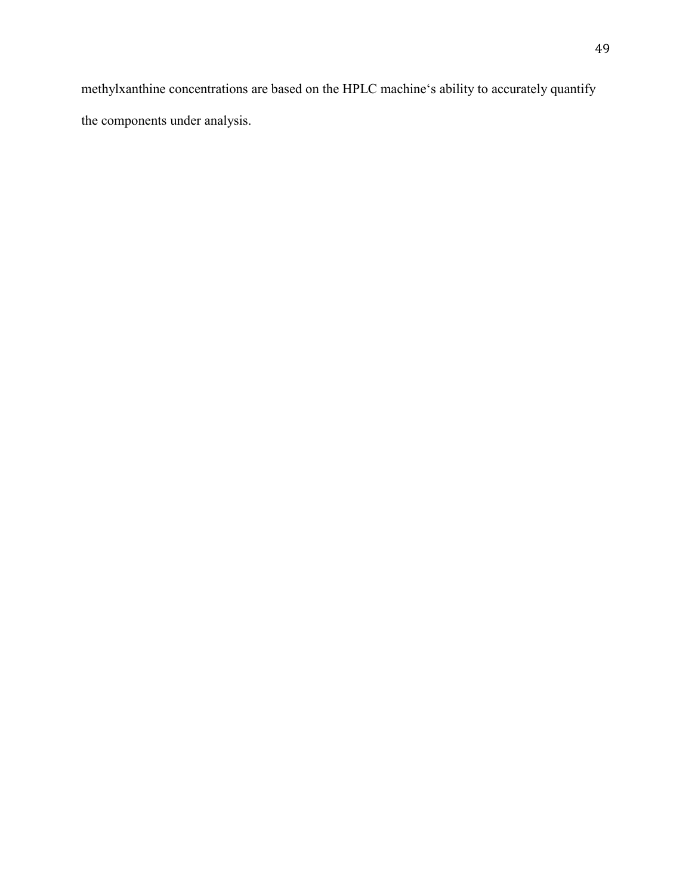methylxanthine concentrations are based on the HPLC machine‘s ability to accurately quantify the components under analysis.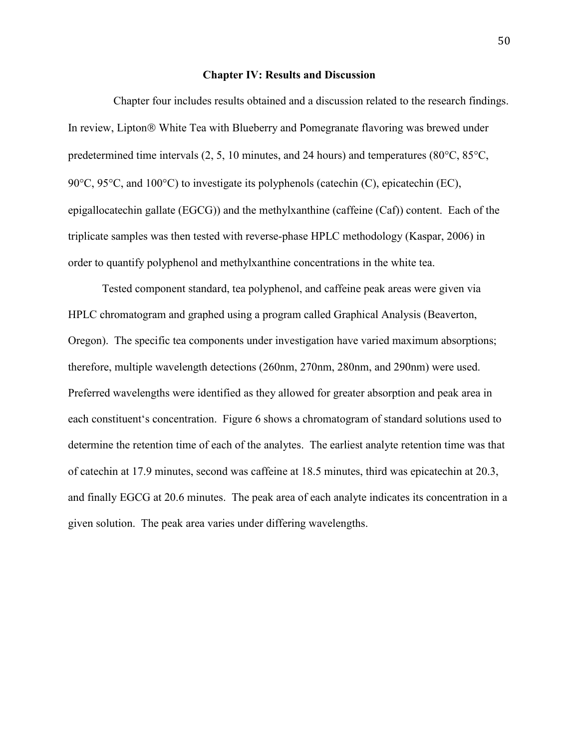# Chapter IV: Results and Discussion

Chapter four includes results obtained and a discussion related to the research findings. In review, Lipton® White Tea with Blueberry and Pomegranate flavoring was brewed under predetermined time intervals (2, 5, 10 minutes, and 24 hours) and temperatures (80°C, 85°C, 90°C, 95°C, and 100°C) to investigate its polyphenols (catechin (C), epicatechin (EC), epigallocatechin gallate (EGCG)) and the methylxanthine (caffeine (Caf)) content. Each of the triplicate samples was then tested with reverse-phase HPLC methodology (Kaspar, 2006) in order to quantify polyphenol and methylxanthine concentrations in the white tea.

Tested component standard, tea polyphenol, and caffeine peak areas were given via HPLC chromatogram and graphed using a program called Graphical Analysis (Beaverton, Oregon). The specific tea components under investigation have varied maximum absorptions; therefore, multiple wavelength detections (260nm, 270nm, 280nm, and 290nm) were used. Preferred wavelengths were identified as they allowed for greater absorption and peak area in each constituent's concentration. Figure 6 shows a chromatogram of standard solutions used to determine the retention time of each of the analytes. The earliest analyte retention time was that of catechin at 17.9 minutes, second was caffeine at 18.5 minutes, third was epicatechin at 20.3, and finally EGCG at 20.6 minutes. The peak area of each analyte indicates its concentration in a given solution. The peak area varies under differing wavelengths.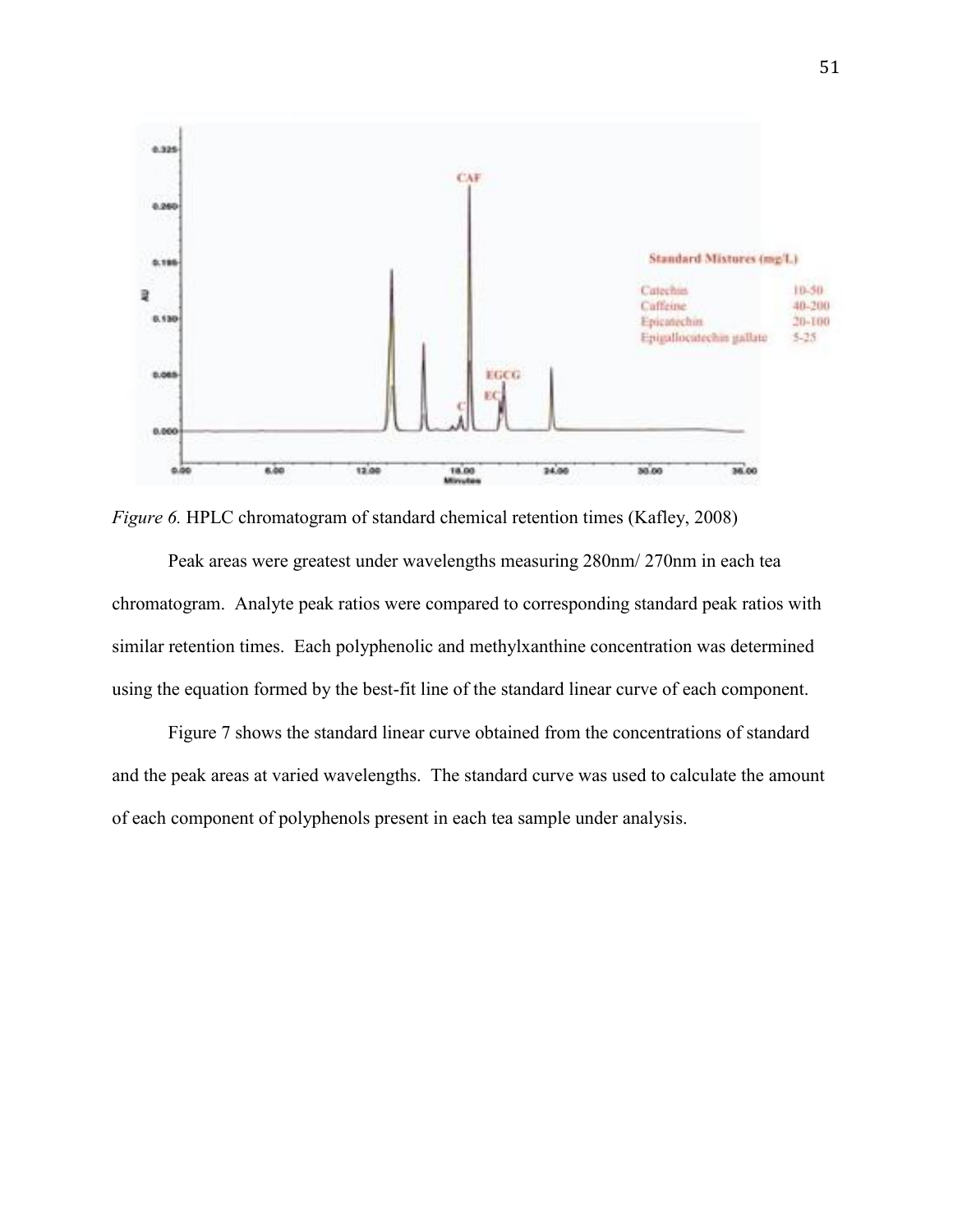*Figure 6.* HPLC chromatogram of standard chemical retention times (Kafley, 2008)

Peak areas were greatest under wavelengths measuring 280nm/ 270nm in each tea chromatogram. Analyte peak ratios were compared to corresponding standard peak ratios with similar retention times. Each polyphenolic and methylxanthine concentration was determined using the equation formed by the best-fit line of the standard linear curve of each component.

Figure 7 shows the standard linear curve obtained from the concentrations of standard and the peak areas at varied wavelengths. The standard curve was used to calculate the amount of each component of polyphenols present in each tea sample under analysis.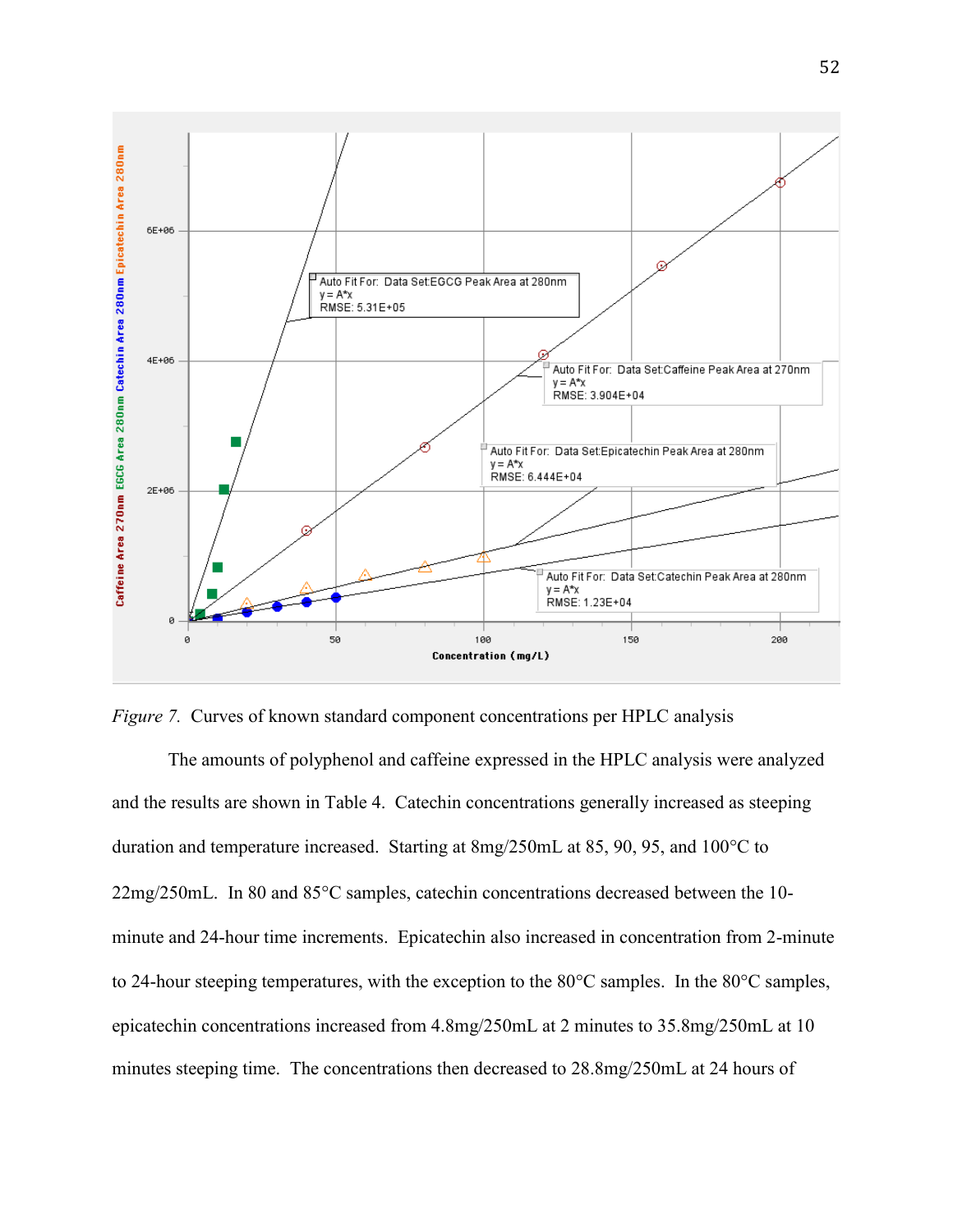*Figure 7.* Curves of known standard component concentrations per HPLC analysis

The amounts of polyphenol and caffeine expressed in the HPLC analysis were analyzed and the results are shown in Table 4. Catechin concentrations generally increased as steeping duration and temperature increased. Starting at 8mg/250mL at 85, 90, 95, and 100°C to 22mg/250mL. In 80 and 85°C samples, catechin concentrations decreased between the 10-minute and 24-hour time increments. Epicatechin also increased in concentration from 2-minute to 24-hour steeping temperatures, with the exception to the 80°C samples. In the 80°C samples, epicatechin concentrations increased from 4.8mg/250mL at 2 minutes to 35.8mg/250mL at 10 minutes steeping time. The concentrations then decreased to 28.8mg/250mL at 24 hours of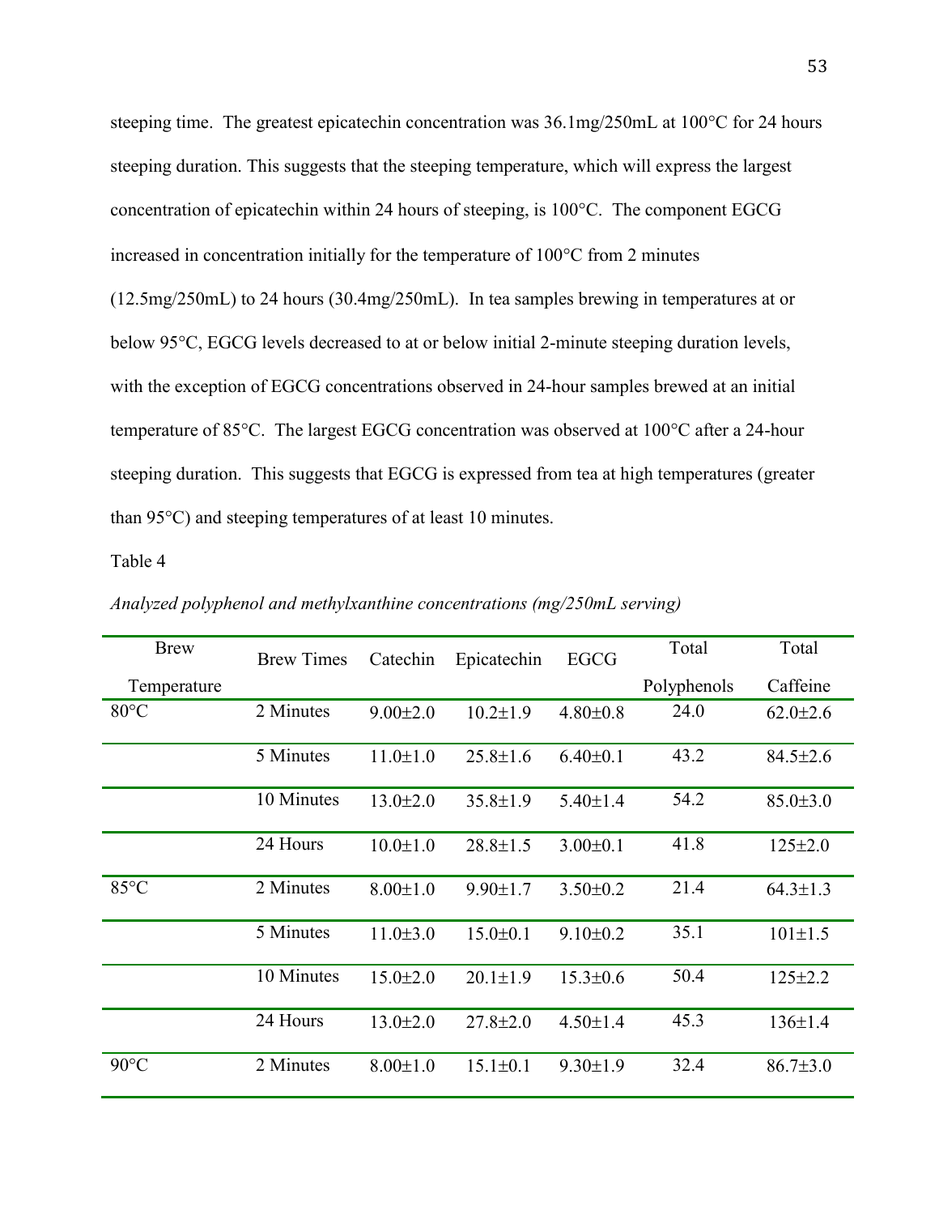steeping time. The greatest epicatechin concentration was 36.1mg/250mL at 100°C for 24 hours steeping duration. This suggests that the steeping temperature, which will express the largest concentration of epicatechin within 24 hours of steeping, is 100°C. The component EGCG increased in concentration initially for the temperature of 100°C from 2 minutes (12.5mg/250mL) to 24 hours (30.4mg/250mL). In tea samples brewing in temperatures at or below 95°C, EGCG levels decreased to at or below initial 2-minute steeping duration levels, with the exception of EGCG concentrations observed in 24-hour samples brewed at an initial temperature of 85°C. The largest EGCG concentration was observed at 100°C after a 24-hour steeping duration. This suggests that EGCG is expressed from tea at high temperatures (greater than 95°C) and steeping temperatures of at least 10 minutes.

Table 4

*Analyzed polyphenol and methylxanthine concentrations (mg/250mL serving)*

| Brew Temperature | Brew Times | Catechin | Epicatechin | EGCG | Total Polyphenols | Total Caffeine |
|---|---|---|---|---|---|---|
| 80°C | 2 Minutes | 9.00±2.0 | 10.2±1.9 | 4.80±0.8 | 24.0 | 62.0±2.6 |
| | 5 Minutes | 11.0±1.0 | 25.8±1.6 | 6.40±0.1 | 43.2 | 84.5±2.6 |
| | 10 Minutes | 13.0±2.0 | 35.8±1.9 | 5.40±1.4 | 54.2 | 85.0±3.0 |
| | 24 Hours | 10.0±1.0 | 28.8±1.5 | 3.00±0.1 | 41.8 | 125±2.0 |
| 85°C | 2 Minutes | 8.00±1.0 | 9.90±1.7 | 3.50±0.2 | 21.4 | 64.3±1.3 |
| | 5 Minutes | 11.0±3.0 | 15.0±0.1 | 9.10±0.2 | 35.1 | 101±1.5 |
| | 10 Minutes | 15.0±2.0 | 20.1±1.9 | 15.3±0.6 | 50.4 | 125±2.2 |
| | 24 Hours | 13.0±2.0 | 27.8±2.0 | 4.50±1.4 | 45.3 | 136±1.4 |
| 90°C | 2 Minutes | 8.00±1.0 | 15.1±0.1 | 9.30±1.9 | 32.4 | 86.7±3.0 |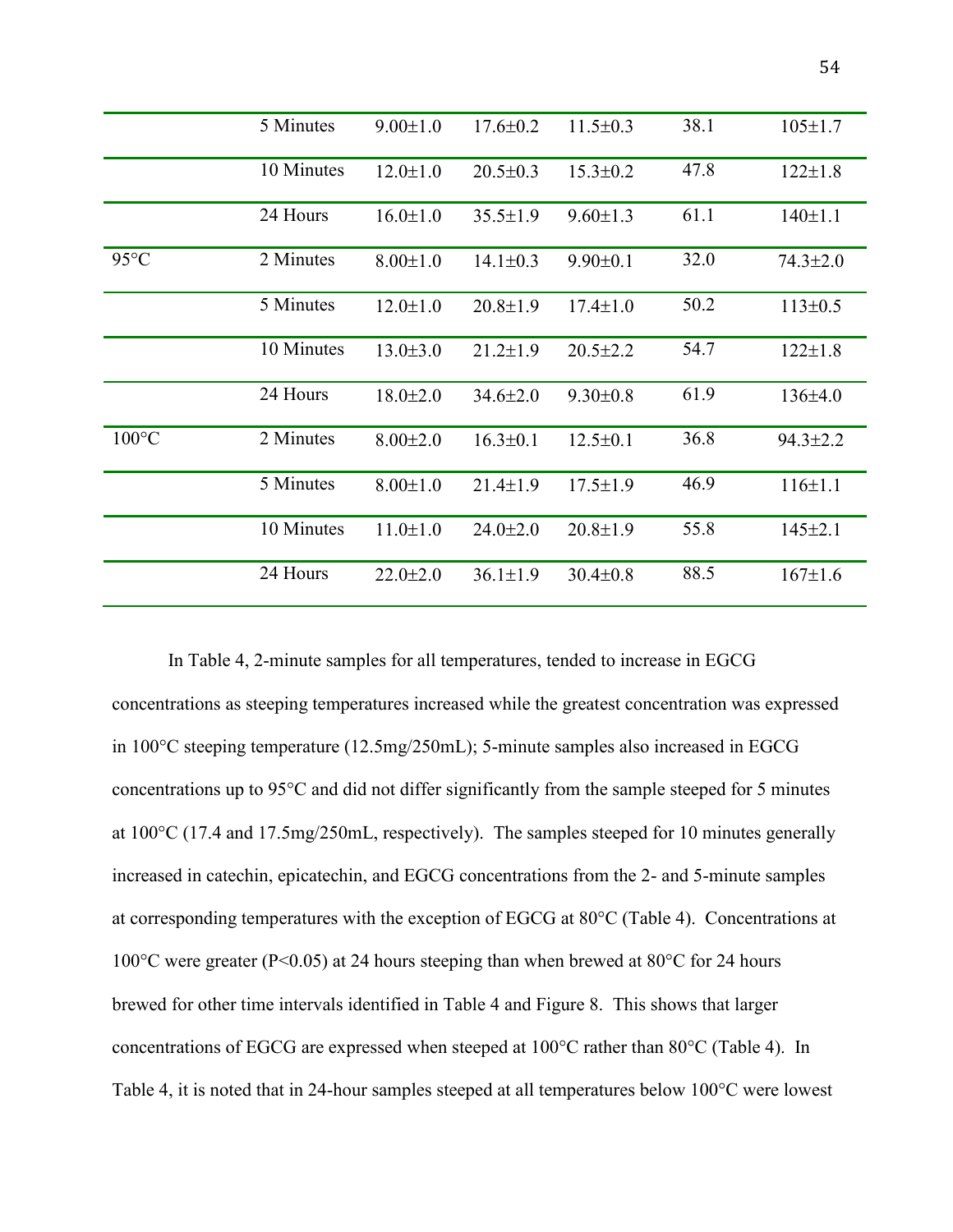| | | | | | | |
|---|---|---|---|---|---|---|
| | 5 Minutes | 9.00±1.0 | 17.6±0.2 | 11.5±0.3 | 38.1 | 105±1.7 |
| | 10 Minutes | 12.0±1.0 | 20.5±0.3 | 15.3±0.2 | 47.8 | 122±1.8 |
| | 24 Hours | 16.0±1.0 | 35.5±1.9 | 9.60±1.3 | 61.1 | 140±1.1 |
| 95°C | 2 Minutes | 8.00±1.0 | 14.1±0.3 | 9.90±0.1 | 32.0 | 74.3±2.0 |
| | 5 Minutes | 12.0±1.0 | 20.8±1.9 | 17.4±1.0 | 50.2 | 113±0.5 |
| | 10 Minutes | 13.0±3.0 | 21.2±1.9 | 20.5±2.2 | 54.7 | 122±1.8 |
| | 24 Hours | 18.0±2.0 | 34.6±2.0 | 9.30±0.8 | 61.9 | 136±4.0 |
| 100°C | 2 Minutes | 8.00±2.0 | 16.3±0.1 | 12.5±0.1 | 36.8 | 94.3±2.2 |
| | 5 Minutes | 8.00±1.0 | 21.4±1.9 | 17.5±1.9 | 46.9 | 116±1.1 |
| | 10 Minutes | 11.0±1.0 | 24.0±2.0 | 20.8±1.9 | 55.8 | 145±2.1 |
| | 24 Hours | 22.0±2.0 | 36.1±1.9 | 30.4±0.8 | 88.5 | 167±1.6 |

In Table 4, 2-minute samples for all temperatures, tended to increase in EGCG concentrations as steeping temperatures increased while the greatest concentration was expressed in 100°C steeping temperature (12.5mg/250mL); 5-minute samples also increased in EGCG concentrations up to 95°C and did not differ significantly from the sample steeped for 5 minutes at 100°C (17.4 and 17.5mg/250mL, respectively). The samples steeped for 10 minutes generally increased in catechin, epicatechin, and EGCG concentrations from the 2- and 5-minute samples at corresponding temperatures with the exception of EGCG at 80°C (Table 4). Concentrations at 100°C were greater ($P<0.05$) at 24 hours steeping than when brewed at 80°C for 24 hours brewed for other time intervals identified in Table 4 and Figure 8. This shows that larger concentrations of EGCG are expressed when steeped at 100°C rather than 80°C (Table 4). In Table 4, it is noted that in 24-hour samples steeped at all temperatures below 100°C were lowest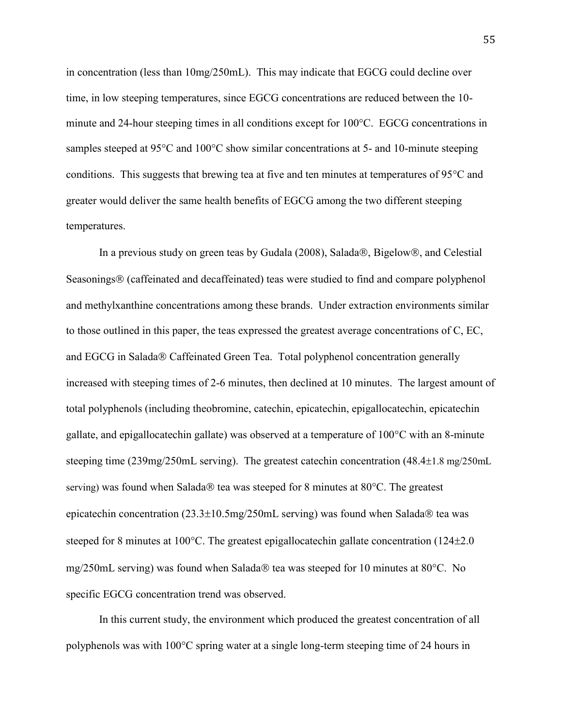in concentration (less than 10mg/250mL). This may indicate that EGCG could decline over time, in low steeping temperatures, since EGCG concentrations are reduced between the 10-minute and 24-hour steeping times in all conditions except for 100°C. EGCG concentrations in samples steeped at 95°C and 100°C show similar concentrations at 5- and 10-minute steeping conditions. This suggests that brewing tea at five and ten minutes at temperatures of 95°C and greater would deliver the same health benefits of EGCG among the two different steeping temperatures.

In a previous study on green teas by Gudala (2008), Salada®, Bigelow®, and Celestial Seasonings® (caffeinated and decaffeinated) teas were studied to find and compare polyphenol and methylxanthine concentrations among these brands. Under extraction environments similar to those outlined in this paper, the teas expressed the greatest average concentrations of C, EC, and EGCG in Salada® Caffeinated Green Tea. Total polyphenol concentration generally increased with steeping times of 2-6 minutes, then declined at 10 minutes. The largest amount of total polyphenols (including theobromine, catechin, epicatechin, epigallocatechin, epicatechin gallate, and epigallocatechin gallate) was observed at a temperature of 100°C with an 8-minute steeping time (239mg/250mL serving). The greatest catechin concentration (48.4±1.8 mg/250mL serving) was found when Salada® tea was steeped for 8 minutes at 80°C. The greatest epicatechin concentration (23.3±10.5mg/250mL serving) was found when Salada® tea was steeped for 8 minutes at 100°C. The greatest epigallocatechin gallate concentration (124±2.0 mg/250mL serving) was found when Salada® tea was steeped for 10 minutes at 80°C. No specific EGCG concentration trend was observed.

In this current study, the environment which produced the greatest concentration of all polyphenols was with 100°C spring water at a single long-term steeping time of 24 hours in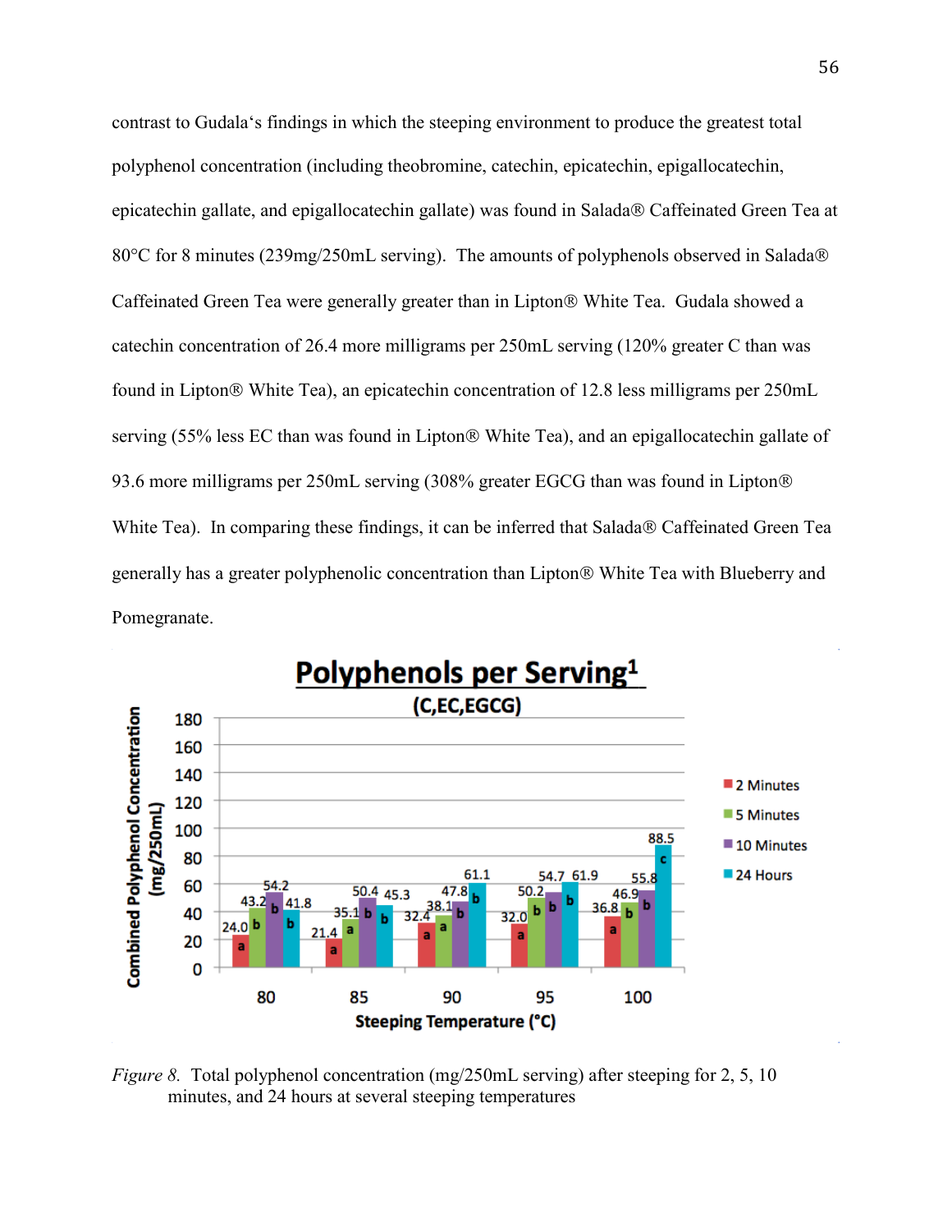contrast to Gudala's findings in which the steeping environment to produce the greatest total polyphenol concentration (including theobromine, catechin, epicatechin, epigallocatechin, epicatechin gallate, and epigallocatechin gallate) was found in Salada® Caffeinated Green Tea at 80°C for 8 minutes (239mg/250mL serving). The amounts of polyphenols observed in Salada® Caffeinated Green Tea were generally greater than in Lipton® White Tea. Gudala showed a catechin concentration of 26.4 more milligrams per 250mL serving (120% greater C than was found in Lipton® White Tea), an epicatechin concentration of 12.8 less milligrams per 250mL serving (55% less EC than was found in Lipton® White Tea), and an epigallocatechin gallate of 93.6 more milligrams per 250mL serving (308% greater EGCG than was found in Lipton® White Tea). In comparing these findings, it can be inferred that Salada® Caffeinated Green Tea generally has a greater polyphenolic concentration than Lipton® White Tea with Blueberry and Pomegranate.

*Figure 8.* Total polyphenol concentration (mg/250mL serving) after steeping for 2, 5, 10 minutes, and 24 hours at several steeping temperatures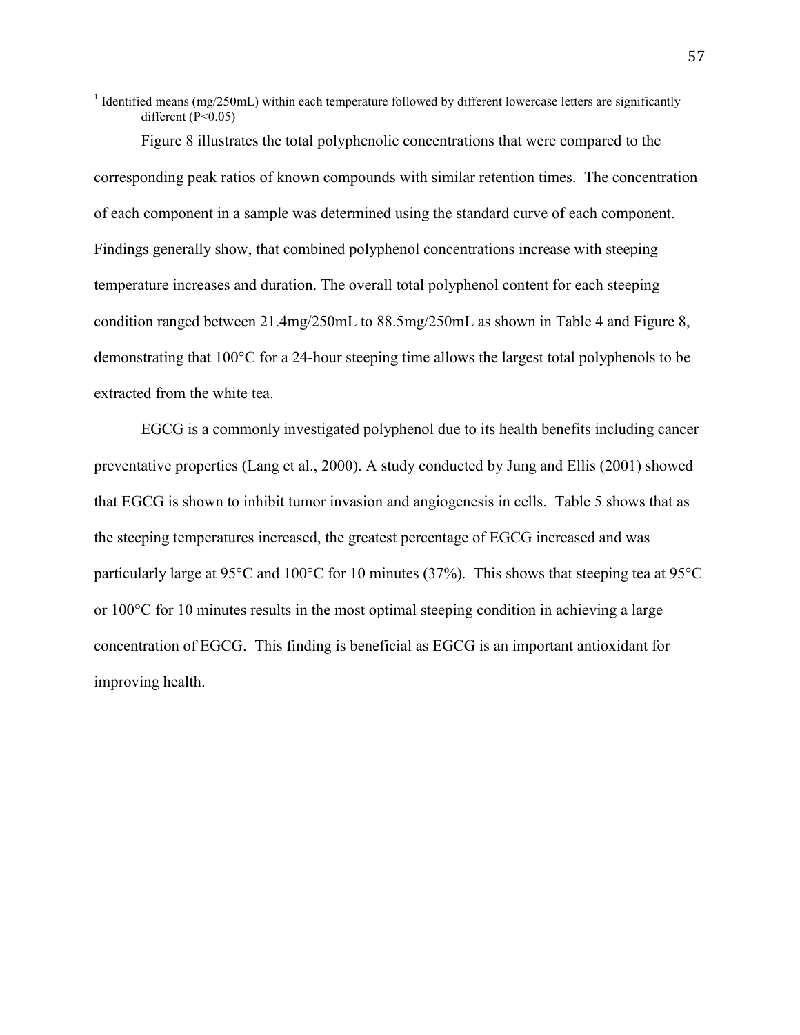[1] Identified means (mg/250mL) within each temperature followed by different lowercase letters are significantly different ($P<0.05$)

Figure 8 illustrates the total polyphenolic concentrations that were compared to the corresponding peak ratios of known compounds with similar retention times. The concentration of each component in a sample was determined using the standard curve of each component. Findings generally show, that combined polyphenol concentrations increase with steeping temperature increases and duration. The overall total polyphenol content for each steeping condition ranged between 21.4mg/250mL to 88.5mg/250mL as shown in Table 4 and Figure 8, demonstrating that 100°C for a 24-hour steeping time allows the largest total polyphenols to be extracted from the white tea.

EGCG is a commonly investigated polyphenol due to its health benefits including cancer preventative properties (Lang et al., 2000). A study conducted by Jung and Ellis (2001) showed that EGCG is shown to inhibit tumor invasion and angiogenesis in cells. Table 5 shows that as the steeping temperatures increased, the greatest percentage of EGCG increased and was particularly large at 95°C and 100°C for 10 minutes (37%). This shows that steeping tea at 95°C or 100°C for 10 minutes results in the most optimal steeping condition in achieving a large concentration of EGCG. This finding is beneficial as EGCG is an important antioxidant for improving health.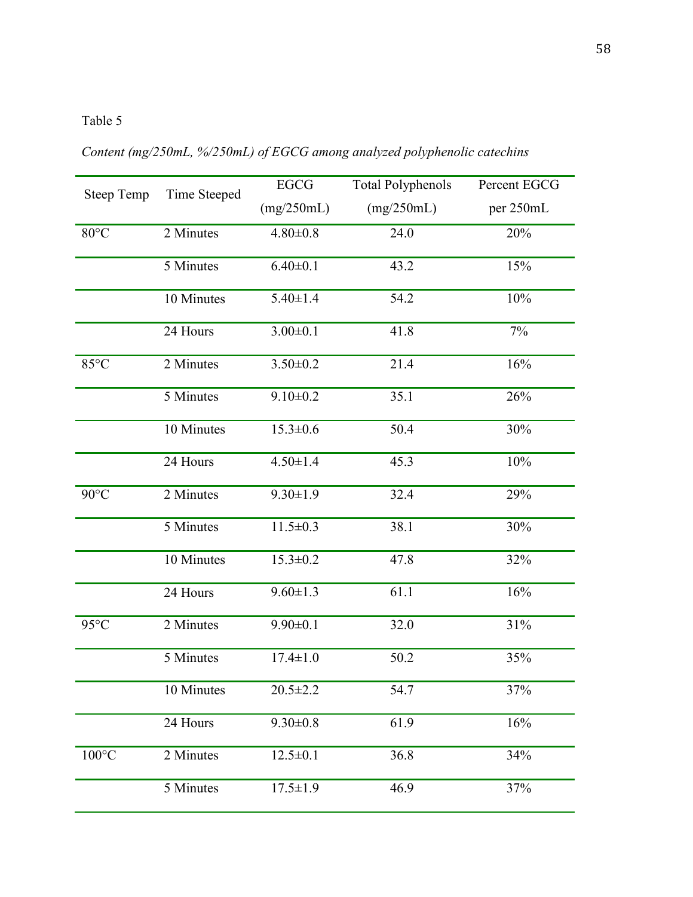Table 5

*Content (mg/250mL, %/250mL) of EGCG among analyzed polyphenolic catechins*

| Steep Temp | Time Steeped | EGCG (mg/250mL) | Total Polyphenols (mg/250mL) | Percent EGCG per 250mL |
|---|---|---|---|---|
| 80°C | 2 Minutes | 4.80±0.8 | 24.0 | 20% |
| | 5 Minutes | 6.40±0.1 | 43.2 | 15% |
| | 10 Minutes | 5.40±1.4 | 54.2 | 10% |
| | 24 Hours | 3.00±0.1 | 41.8 | 7% |
| 85°C | 2 Minutes | 3.50±0.2 | 21.4 | 16% |
| | 5 Minutes | 9.10±0.2 | 35.1 | 26% |
| | 10 Minutes | 15.3±0.6 | 50.4 | 30% |
| | 24 Hours | 4.50±1.4 | 45.3 | 10% |
| 90°C | 2 Minutes | 9.30±1.9 | 32.4 | 29% |
| | 5 Minutes | 11.5±0.3 | 38.1 | 30% |
| | 10 Minutes | 15.3±0.2 | 47.8 | 32% |
| | 24 Hours | 9.60±1.3 | 61.1 | 16% |
| 95°C | 2 Minutes | 9.90±0.1 | 32.0 | 31% |
| | 5 Minutes | 17.4±1.0 | 50.2 | 35% |
| | 10 Minutes | 20.5±2.2 | 54.7 | 37% |
| | 24 Hours | 9.30±0.8 | 61.9 | 16% |
| 100°C | 2 Minutes | 12.5±0.1 | 36.8 | 34% |
| | 5 Minutes | 17.5±1.9 | 46.9 | 37% |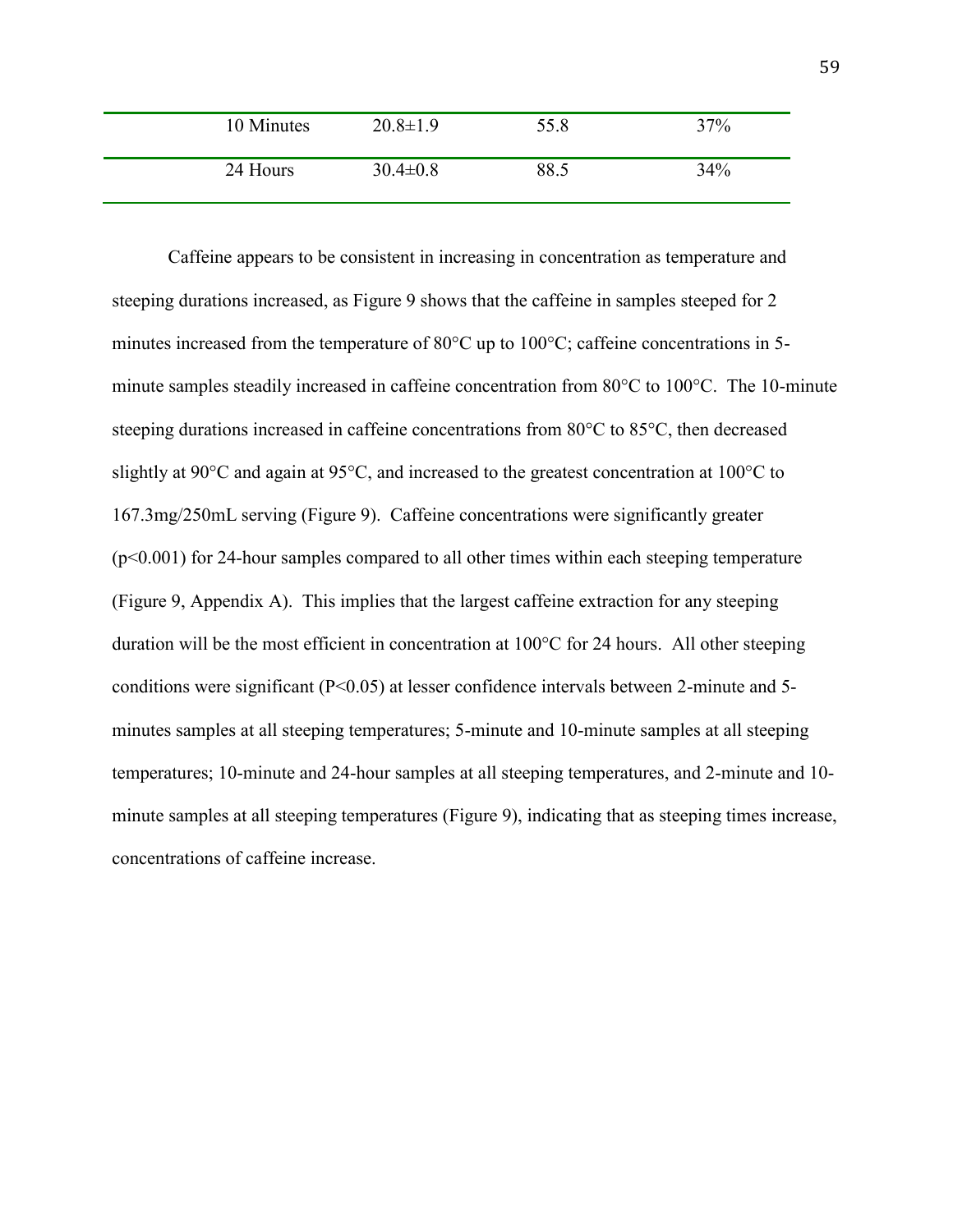| | | | |
|---|---|---|---|
| 10 Minutes | 20.8±1.9 | 55.8 | 37% |
| 24 Hours | 30.4±0.8 | 88.5 | 34% |

Caffeine appears to be consistent in increasing in concentration as temperature and steeping durations increased, as Figure 9 shows that the caffeine in samples steeped for 2 minutes increased from the temperature of 80°C up to 100°C; caffeine concentrations in 5-minute samples steadily increased in caffeine concentration from 80°C to 100°C. The 10-minute steeping durations increased in caffeine concentrations from 80°C to 85°C, then decreased slightly at 90°C and again at 95°C, and increased to the greatest concentration at 100°C to 167.3mg/250mL serving (Figure 9). Caffeine concentrations were significantly greater ($p<0.001$) for 24-hour samples compared to all other times within each steeping temperature (Figure 9, Appendix A). This implies that the largest caffeine extraction for any steeping duration will be the most efficient in concentration at 100°C for 24 hours. All other steeping conditions were significant ($P<0.05$) at lesser confidence intervals between 2-minute and 5-minutes samples at all steeping temperatures; 5-minute and 10-minute samples at all steeping temperatures; 10-minute and 24-hour samples at all steeping temperatures, and 2-minute and 10-minute samples at all steeping temperatures (Figure 9), indicating that as steeping times increase, concentrations of caffeine increase.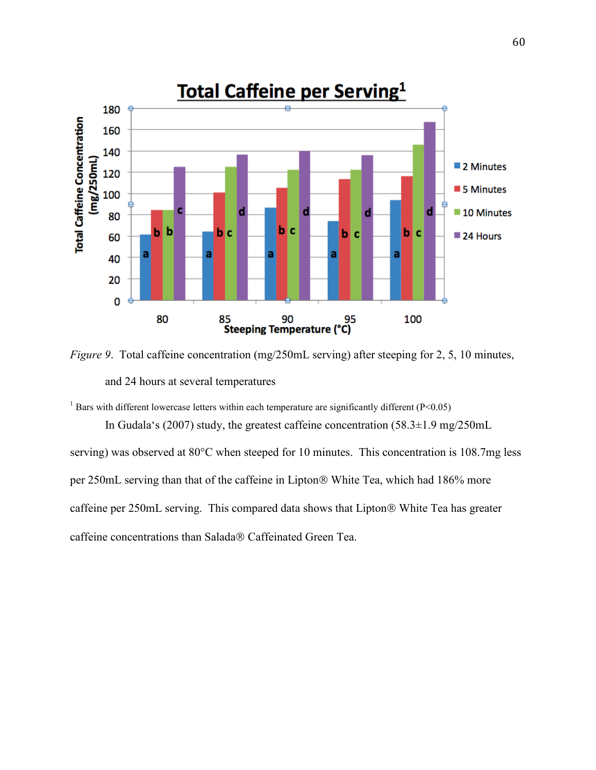*Figure 9*. Total caffeine concentration (mg/250mL serving) after steeping for 2, 5, 10 minutes, and 24 hours at several temperatures

[1] Bars with different lowercase letters within each temperature are significantly different (P<0.05)

In Gudala's (2007) study, the greatest caffeine concentration (58.3±1.9 mg/250mL serving) was observed at 80°C when steeped for 10 minutes. This concentration is 108.7mg less per 250mL serving than that of the caffeine in Lipton® White Tea, which had 186% more caffeine per 250mL serving. This compared data shows that Lipton® White Tea has greater caffeine concentrations than Salada® Caffeinated Green Tea.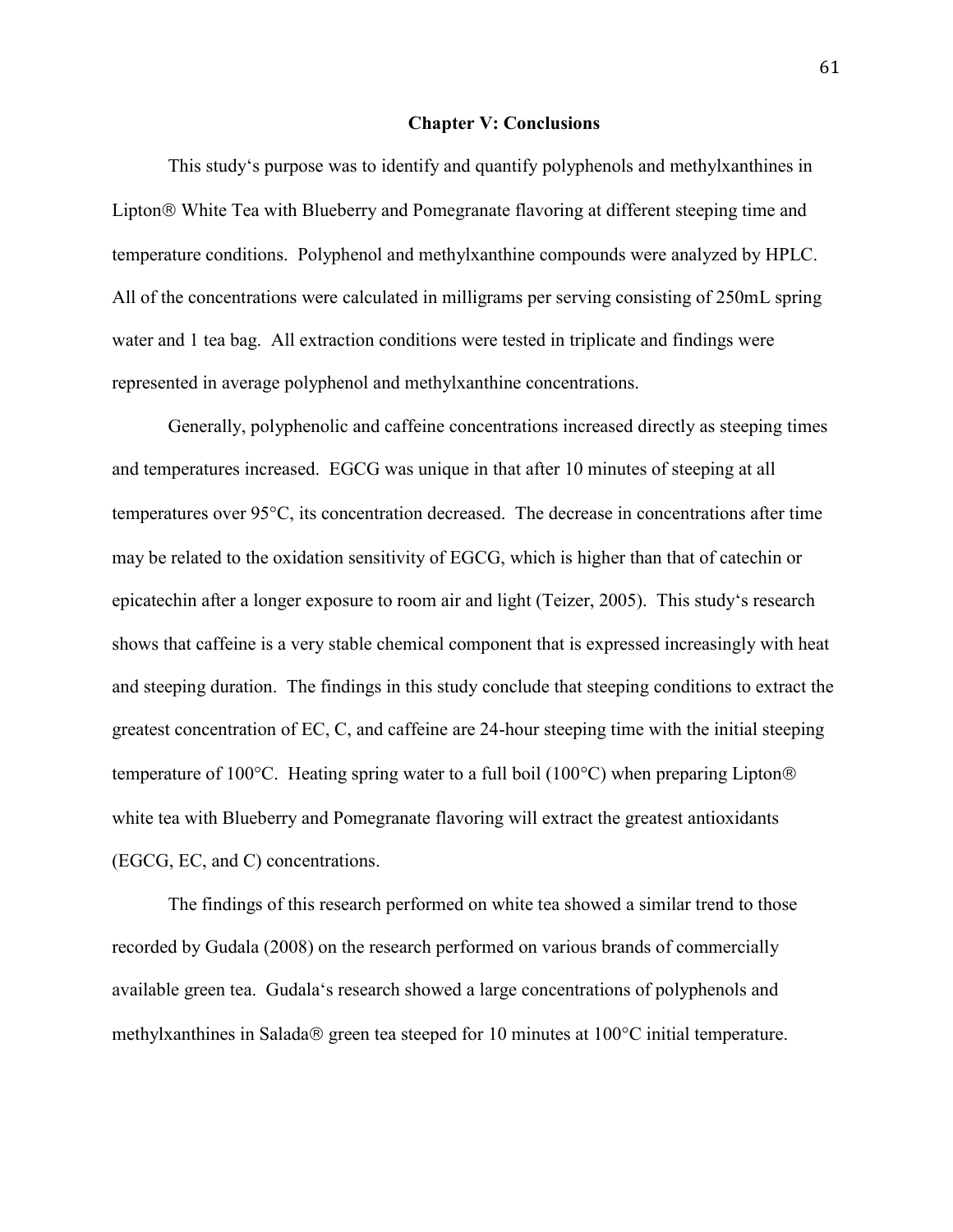## Chapter V: Conclusions

This study's purpose was to identify and quantify polyphenols and methylxanthines in Lipton® White Tea with Blueberry and Pomegranate flavoring at different steeping time and temperature conditions. Polyphenol and methylxanthine compounds were analyzed by HPLC. All of the concentrations were calculated in milligrams per serving consisting of 250mL spring water and 1 tea bag. All extraction conditions were tested in triplicate and findings were represented in average polyphenol and methylxanthine concentrations.

Generally, polyphenolic and caffeine concentrations increased directly as steeping times and temperatures increased. EGCG was unique in that after 10 minutes of steeping at all temperatures over 95°C, its concentration decreased. The decrease in concentrations after time may be related to the oxidation sensitivity of EGCG, which is higher than that of catechin or epicatechin after a longer exposure to room air and light (Teizer, 2005). This study's research shows that caffeine is a very stable chemical component that is expressed increasingly with heat and steeping duration. The findings in this study conclude that steeping conditions to extract the greatest concentration of EC, C, and caffeine are 24-hour steeping time with the initial steeping temperature of 100°C. Heating spring water to a full boil (100°C) when preparing Lipton® white tea with Blueberry and Pomegranate flavoring will extract the greatest antioxidants (EGCG, EC, and C) concentrations.

The findings of this research performed on white tea showed a similar trend to those recorded by Gudala (2008) on the research performed on various brands of commercially available green tea. Gudala's research showed a large concentrations of polyphenols and methylxanthines in Salada® green tea steeped for 10 minutes at 100°C initial temperature.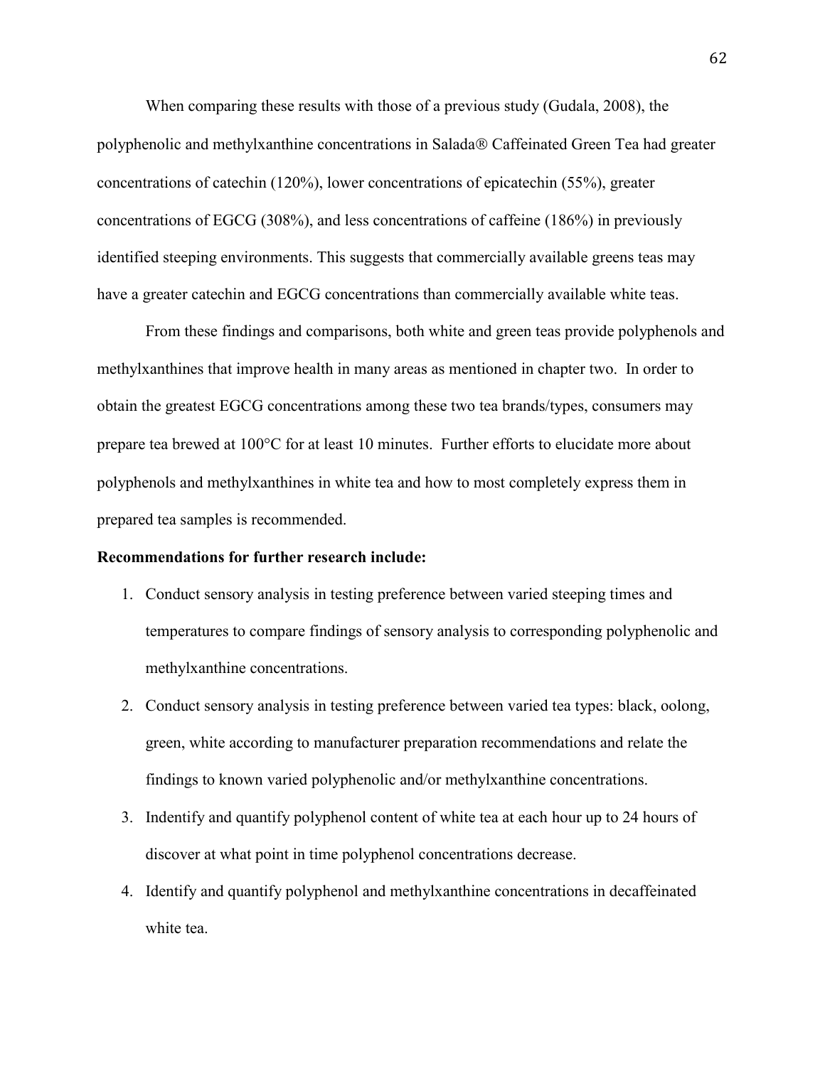When comparing these results with those of a previous study (Gudala, 2008), the polyphenolic and methylxanthine concentrations in Salada® Caffeinated Green Tea had greater concentrations of catechin (120%), lower concentrations of epicatechin (55%), greater concentrations of EGCG (308%), and less concentrations of caffeine (186%) in previously identified steeping environments. This suggests that commercially available greens teas may have a greater catechin and EGCG concentrations than commercially available white teas.

From these findings and comparisons, both white and green teas provide polyphenols and methylxanthines that improve health in many areas as mentioned in chapter two. In order to obtain the greatest EGCG concentrations among these two tea brands/types, consumers may prepare tea brewed at 100°C for at least 10 minutes. Further efforts to elucidate more about polyphenols and methylxanthines in white tea and how to most completely express them in prepared tea samples is recommended.

**Recommendations for further research include:**

1. Conduct sensory analysis in testing preference between varied steeping times and temperatures to compare findings of sensory analysis to corresponding polyphenolic and methylxanthine concentrations.
2. Conduct sensory analysis in testing preference between varied tea types: black, oolong, green, white according to manufacturer preparation recommendations and relate the findings to known varied polyphenolic and/or methylxanthine concentrations.
3. Indentify and quantify polyphenol content of white tea at each hour up to 24 hours of discover at what point in time polyphenol concentrations decrease.
4. Identify and quantify polyphenol and methylxanthine concentrations in decaffeinated white tea.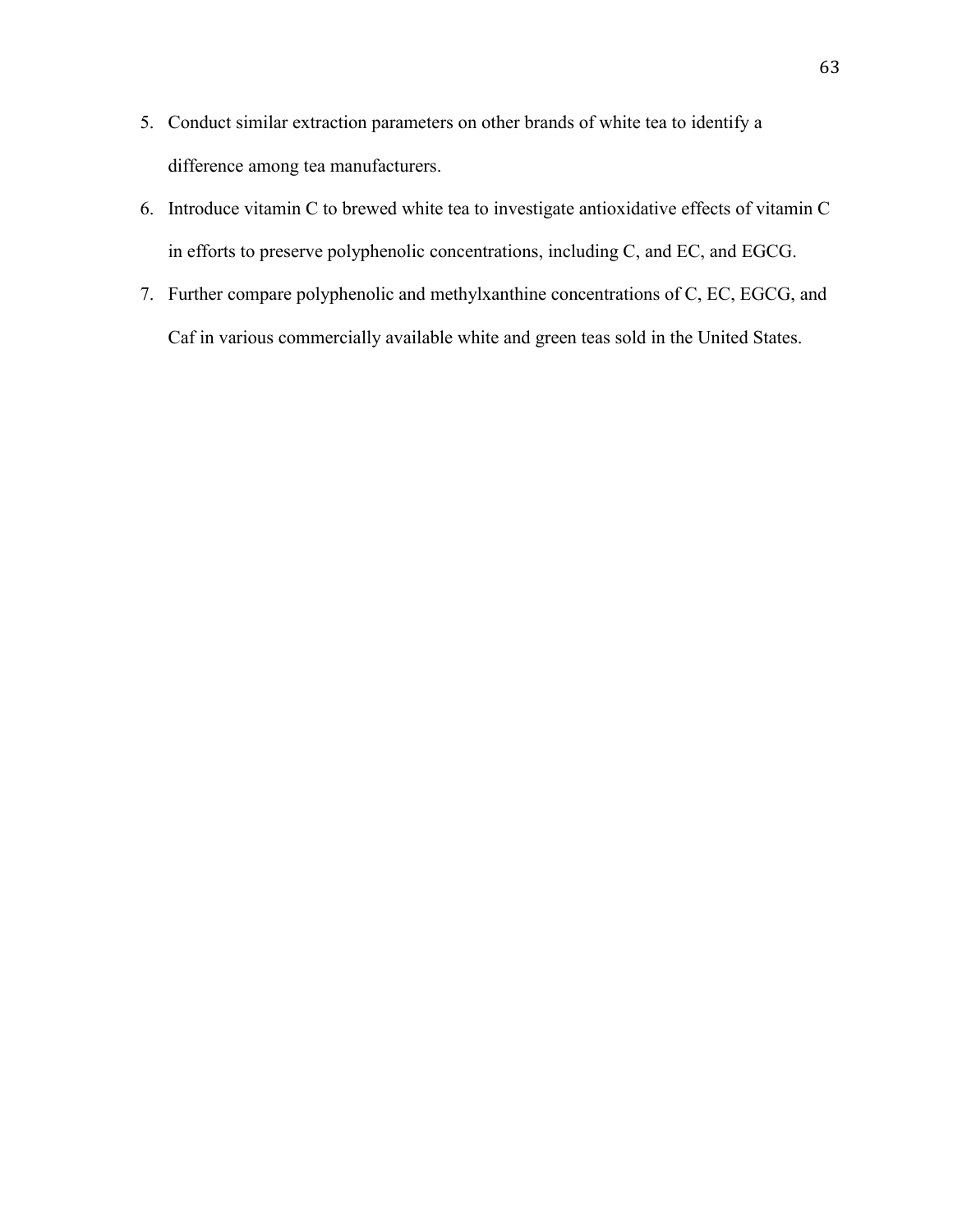5. Conduct similar extraction parameters on other brands of white tea to identify a difference among tea manufacturers.
6. Introduce vitamin C to brewed white tea to investigate antioxidative effects of vitamin C in efforts to preserve polyphenolic concentrations, including C, and EC, and EGCG.
7. Further compare polyphenolic and methylxanthine concentrations of C, EC, EGCG, and Caf in various commercially available white and green teas sold in the United States.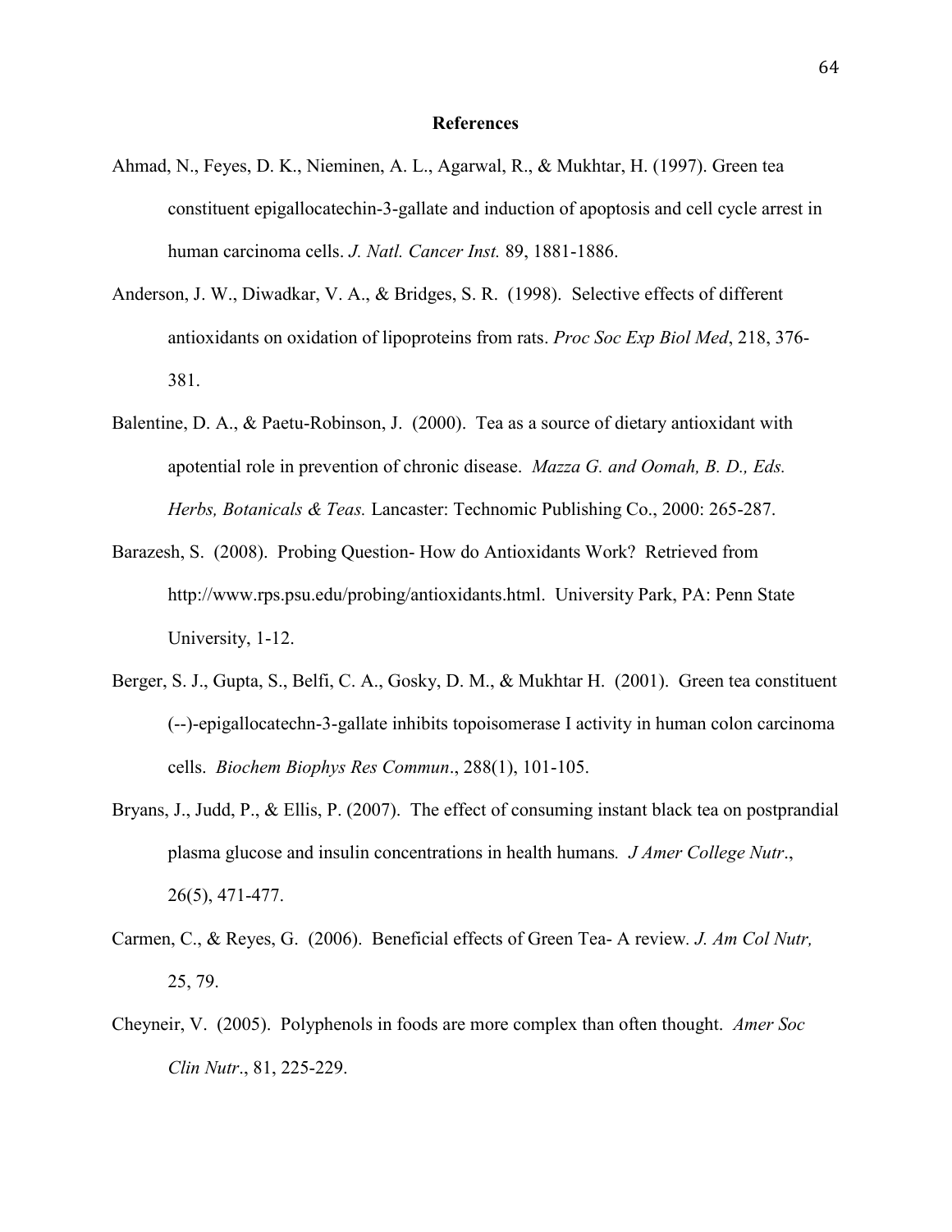# References

Ahmad, N., Feyes, D. K., Nieminen, A. L., Agarwal, R., & Mukhtar, H. (1997). Green tea constituent epigallocatechin-3-gallate and induction of apoptosis and cell cycle arrest in human carcinoma cells. *J. Natl. Cancer Inst.* 89, 1881-1886.

Anderson, J. W., Diwadkar, V. A., & Bridges, S. R. (1998). Selective effects of different antioxidants on oxidation of lipoproteins from rats. *Proc Soc Exp Biol Med*, 218, 376-381.

Balentine, D. A., & Paetu-Robinson, J. (2000). Tea as a source of dietary antioxidant with apotential role in prevention of chronic disease. *Mazza G. and Oomah, B. D., Eds. Herbs, Botanicals & Teas.* Lancaster: Technomic Publishing Co., 2000: 265-287.

Barazesh, S. (2008). Probing Question- How do Antioxidants Work? Retrieved from http://www.rps.psu.edu/probing/antioxidants.html. University Park, PA: Penn State University, 1-12.

Berger, S. J., Gupta, S., Belfi, C. A., Gosky, D. M., & Mukhtar H. (2001). Green tea constituent (--)-epigallocatechn-3-gallate inhibits topoisomerase I activity in human colon carcinoma cells. *Biochem Biophys Res Commun*., 288(1), 101-105.

Bryans, J., Judd, P., & Ellis, P. (2007). The effect of consuming instant black tea on postprandial plasma glucose and insulin concentrations in health humans*. J Amer College Nutr*., 26(5), 471-477.

Carmen, C., & Reyes, G. (2006). Beneficial effects of Green Tea- A review*. J. Am Col Nutr,* 25, 79.

Cheyneir, V. (2005). Polyphenols in foods are more complex than often thought. *Amer Soc Clin Nutr*., 81, 225-229.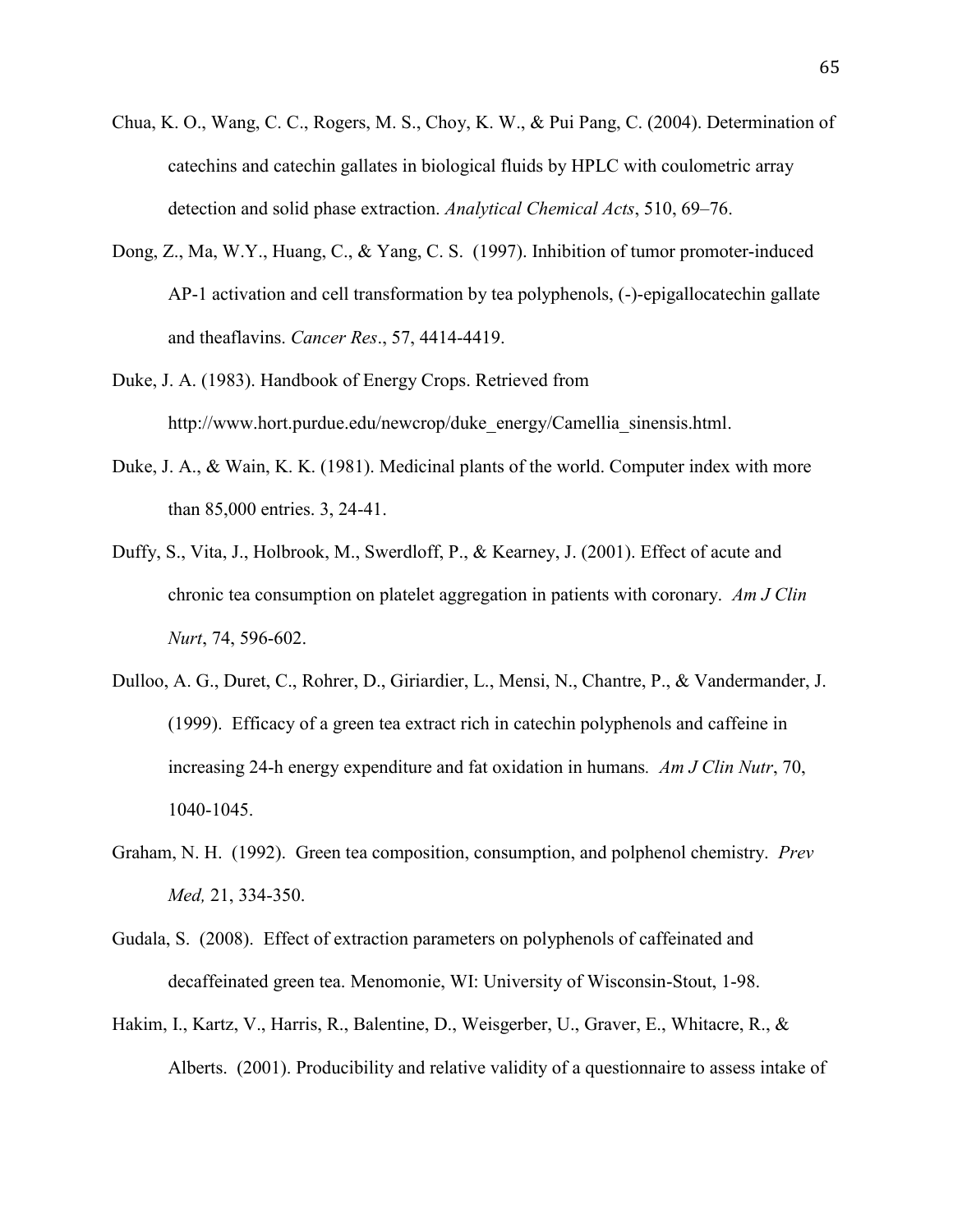Chua, K. O., Wang, C. C., Rogers, M. S., Choy, K. W., & Pui Pang, C. (2004). Determination of catechins and catechin gallates in biological fluids by HPLC with coulometric array detection and solid phase extraction. *Analytical Chemical Acts*, 510, 69–76.

Dong, Z., Ma, W.Y., Huang, C., & Yang, C. S. (1997). Inhibition of tumor promoter-induced AP-1 activation and cell transformation by tea polyphenols, (-)-epigallocatechin gallate and theaflavins. *Cancer Res*., 57, 4414-4419.

Duke, J. A. (1983). Handbook of Energy Crops. Retrieved from http://www.hort.purdue.edu/newcrop/duke_energy/Camellia_sinensis.html.

Duke, J. A., & Wain, K. K. (1981). Medicinal plants of the world. Computer index with more than 85,000 entries. 3, 24-41.

Duffy, S., Vita, J., Holbrook, M., Swerdloff, P., & Kearney, J. (2001). Effect of acute and chronic tea consumption on platelet aggregation in patients with coronary. *Am J Clin Nurt*, 74, 596-602.

Dulloo, A. G., Duret, C., Rohrer, D., Giriardier, L., Mensi, N., Chantre, P., & Vandermander, J. (1999). Efficacy of a green tea extract rich in catechin polyphenols and caffeine in increasing 24-h energy expenditure and fat oxidation in humans. *Am J Clin Nutr*, 70, 1040-1045.

Graham, N. H. (1992). Green tea composition, consumption, and polphenol chemistry. *Prev Med,* 21, 334-350.

Gudala, S. (2008). Effect of extraction parameters on polyphenols of caffeinated and decaffeinated green tea. Menomonie, WI: University of Wisconsin-Stout, 1-98.

Hakim, I., Kartz, V., Harris, R., Balentine, D., Weisgerber, U., Graver, E., Whitacre, R., & Alberts. (2001). Producibility and relative validity of a questionnaire to assess intake of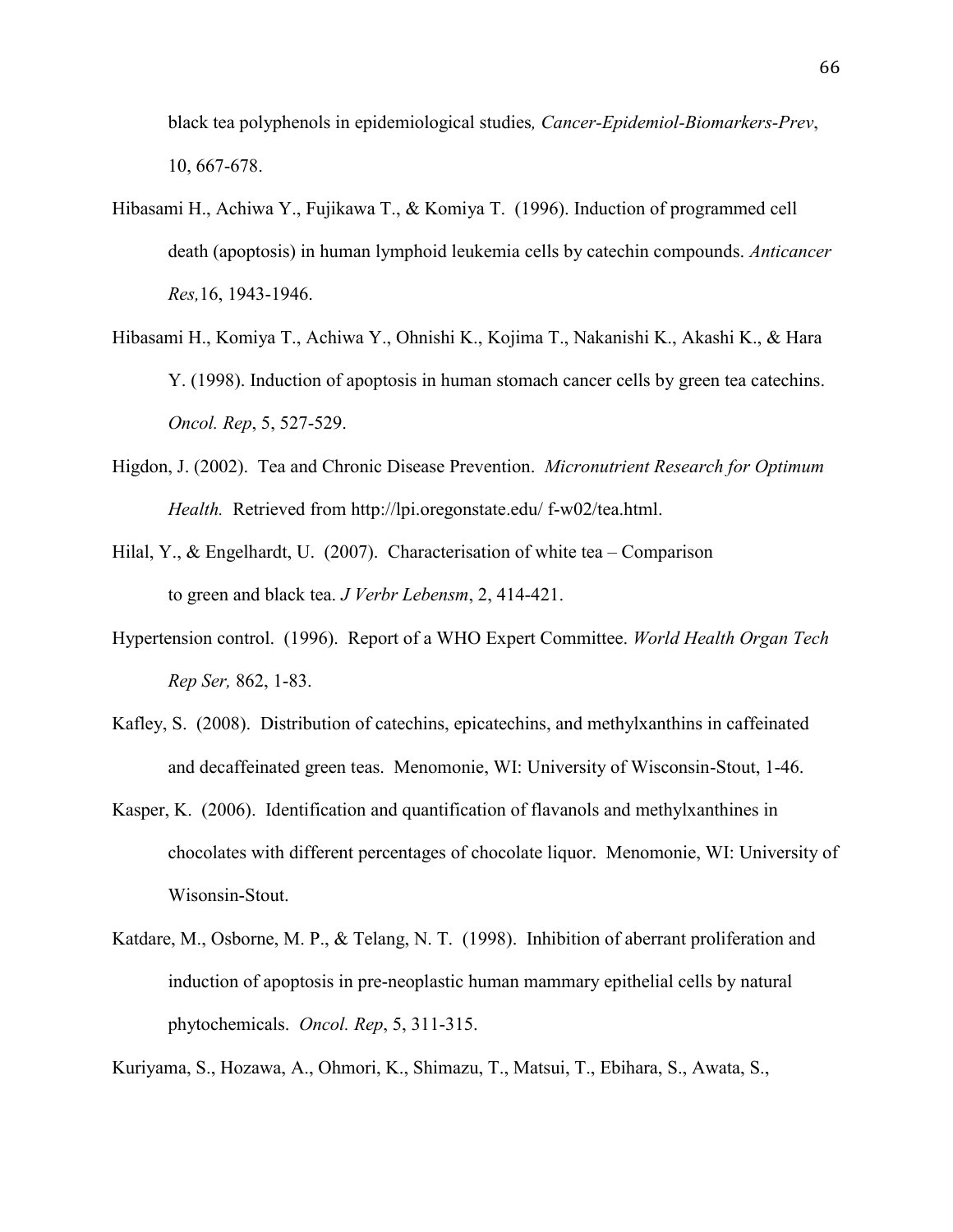black tea polyphenols in epidemiological studies*, Cancer-Epidemiol-Biomarkers-Prev*, 10, 667-678.

Hibasami H., Achiwa Y., Fujikawa T., & Komiya T. (1996). Induction of programmed cell death (apoptosis) in human lymphoid leukemia cells by catechin compounds. *Anticancer Res,*16, 1943-1946.

Hibasami H., Komiya T., Achiwa Y., Ohnishi K., Kojima T., Nakanishi K., Akashi K., & Hara Y. (1998). Induction of apoptosis in human stomach cancer cells by green tea catechins. *Oncol. Rep*, 5, 527-529.

Higdon, J. (2002). Tea and Chronic Disease Prevention. *Micronutrient Research for Optimum Health.* Retrieved from http://lpi.oregonstate.edu/ f-w02/tea.html.

Hilal, Y., & Engelhardt, U. (2007). Characterisation of white tea – Comparison to green and black tea. *J Verbr Lebensm*, 2, 414-421.

Hypertension control. (1996). Report of a WHO Expert Committee. *World Health Organ Tech Rep Ser,* 862, 1-83.

Kafley, S. (2008). Distribution of catechins, epicatechins, and methylxanthins in caffeinated and decaffeinated green teas. Menomonie, WI: University of Wisconsin-Stout, 1-46.

Kasper, K. (2006). Identification and quantification of flavanols and methylxanthines in chocolates with different percentages of chocolate liquor. Menomonie, WI: University of Wisonsin-Stout.

Katdare, M., Osborne, M. P., & Telang, N. T. (1998). Inhibition of aberrant proliferation and induction of apoptosis in pre-neoplastic human mammary epithelial cells by natural phytochemicals. *Oncol. Rep*, 5, 311-315.

Kuriyama, S., Hozawa, A., Ohmori, K., Shimazu, T., Matsui, T., Ebihara, S., Awata, S.,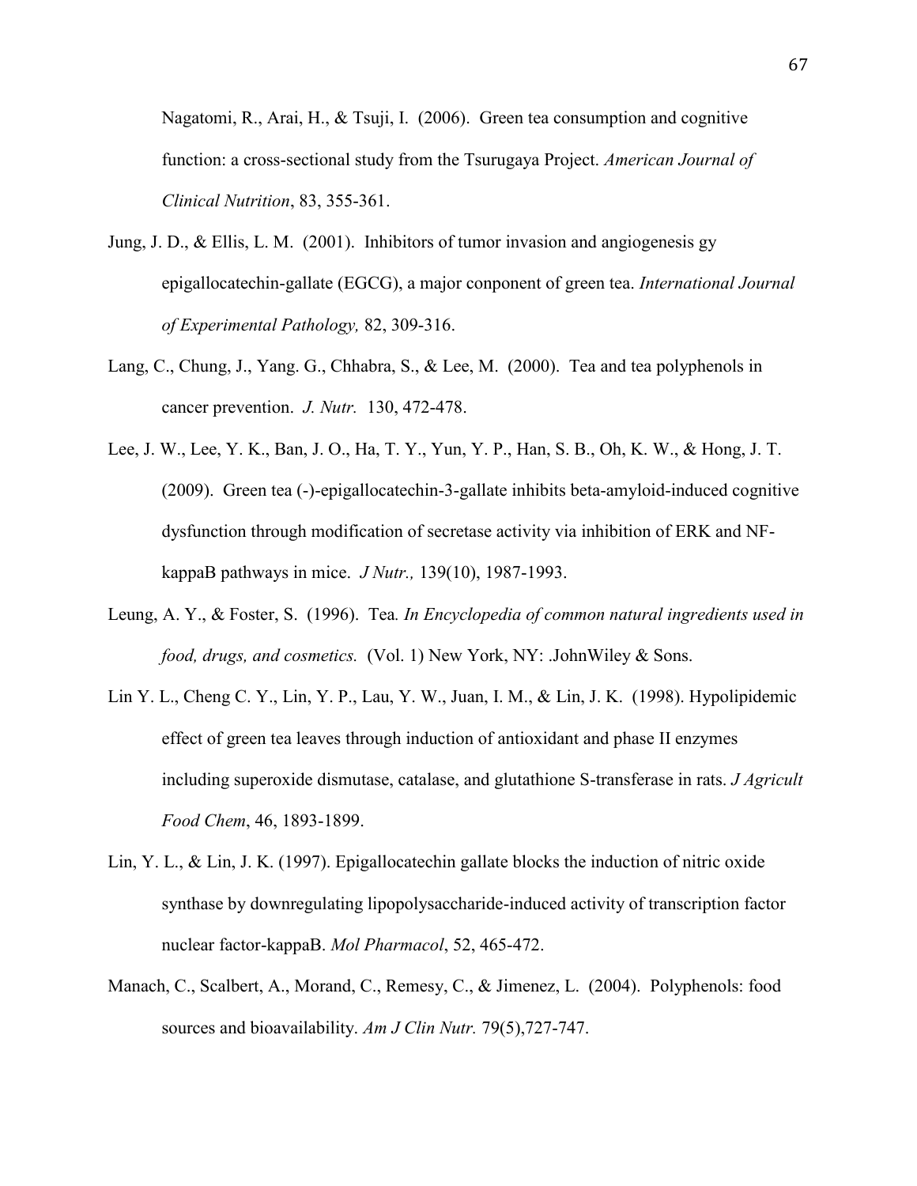Nagatomi, R., Arai, H., & Tsuji, I. (2006). Green tea consumption and cognitive function: a cross-sectional study from the Tsurugaya Project. *American Journal of Clinical Nutrition*, 83, 355-361.

Jung, J. D., & Ellis, L. M. (2001). Inhibitors of tumor invasion and angiogenesis gy epigallocatechin-gallate (EGCG), a major conponent of green tea. *International Journal of Experimental Pathology,* 82, 309-316.

Lang, C., Chung, J., Yang. G., Chhabra, S., & Lee, M. (2000). Tea and tea polyphenols in cancer prevention. *J. Nutr.* 130, 472-478.

Lee, J. W., Lee, Y. K., Ban, J. O., Ha, T. Y., Yun, Y. P., Han, S. B., Oh, K. W., & Hong, J. T. (2009). Green tea (-)-epigallocatechin-3-gallate inhibits beta-amyloid-induced cognitive dysfunction through modification of secretase activity via inhibition of ERK and NF-kappaB pathways in mice. *J Nutr.,* 139(10), 1987-1993.

Leung, A. Y., & Foster, S. (1996). Tea*. In Encyclopedia of common natural ingredients used in food, drugs, and cosmetics.* (Vol. 1) New York, NY: .JohnWiley & Sons.

Lin Y. L., Cheng C. Y., Lin, Y. P., Lau, Y. W., Juan, I. M., & Lin, J. K. (1998). Hypolipidemic effect of green tea leaves through induction of antioxidant and phase II enzymes including superoxide dismutase, catalase, and glutathione S-transferase in rats. *J Agricult Food Chem*, 46, 1893-1899.

Lin, Y. L., & Lin, J. K. (1997). Epigallocatechin gallate blocks the induction of nitric oxide synthase by downregulating lipopolysaccharide-induced activity of transcription factor nuclear factor-kappaB. *Mol Pharmacol*, 52, 465-472.

Manach, C., Scalbert, A., Morand, C., Remesy, C., & Jimenez, L. (2004). Polyphenols: food sources and bioavailability. *Am J Clin Nutr.* 79(5),727-747.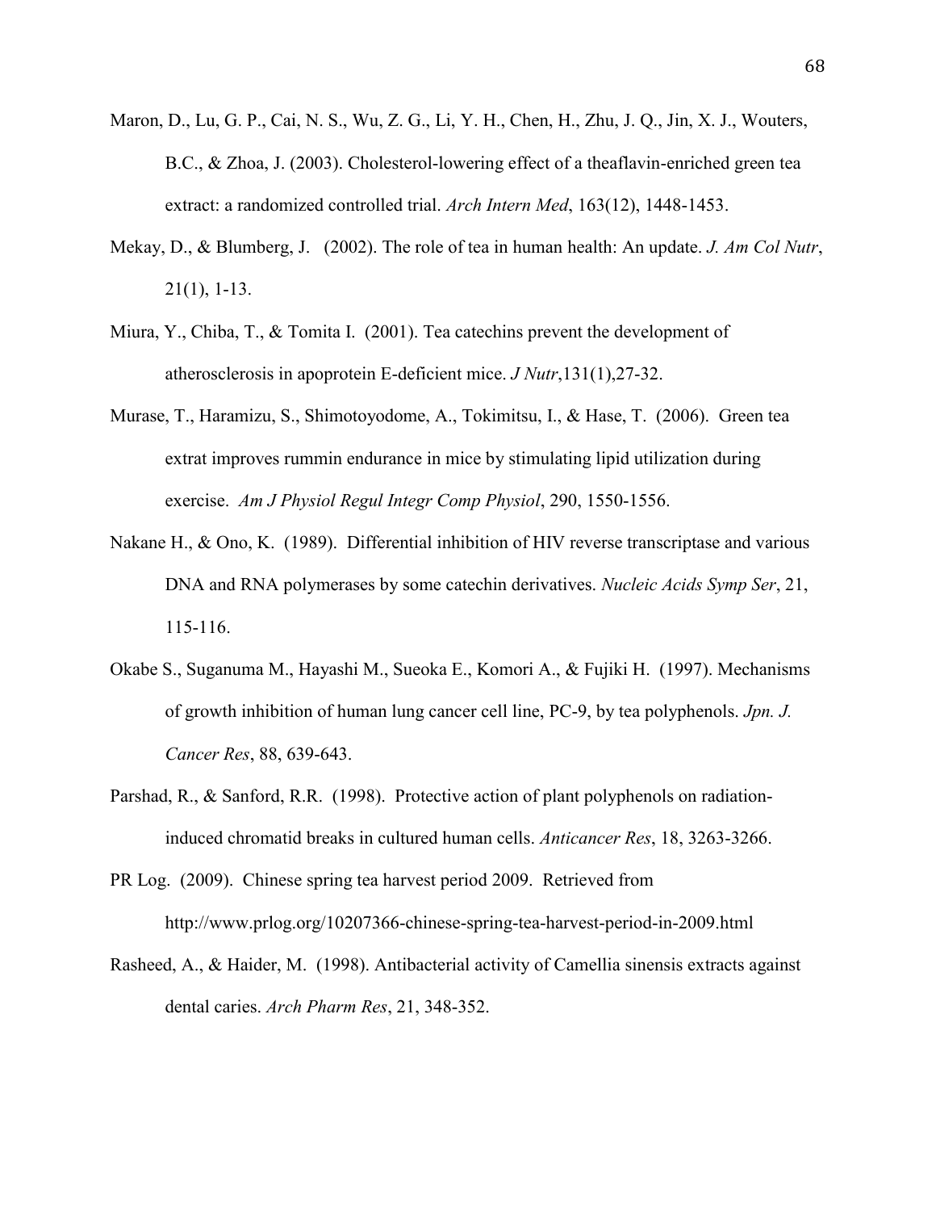Maron, D., Lu, G. P., Cai, N. S., Wu, Z. G., Li, Y. H., Chen, H., Zhu, J. Q., Jin, X. J., Wouters, B.C., & Zhoa, J. (2003). Cholesterol-lowering effect of a theaflavin-enriched green tea extract: a randomized controlled trial. *Arch Intern Med*, 163(12), 1448-1453.

Mekay, D., & Blumberg, J. (2002). The role of tea in human health: An update. *J. Am Col Nutr*, 21(1), 1-13.

Miura, Y., Chiba, T., & Tomita I. (2001). Tea catechins prevent the development of atherosclerosis in apoprotein E-deficient mice. *J Nutr*,131(1),27-32.

Murase, T., Haramizu, S., Shimotoyodome, A., Tokimitsu, I., & Hase, T. (2006). Green tea extrat improves rummin endurance in mice by stimulating lipid utilization during exercise. *Am J Physiol Regul Integr Comp Physiol*, 290, 1550-1556.

Nakane H., & Ono, K. (1989). Differential inhibition of HIV reverse transcriptase and various DNA and RNA polymerases by some catechin derivatives. *Nucleic Acids Symp Ser*, 21, 115-116.

Okabe S., Suganuma M., Hayashi M., Sueoka E., Komori A., & Fujiki H. (1997). Mechanisms of growth inhibition of human lung cancer cell line, PC-9, by tea polyphenols. *Jpn. J. Cancer Res*, 88, 639-643.

Parshad, R., & Sanford, R.R. (1998). Protective action of plant polyphenols on radiation-induced chromatid breaks in cultured human cells. *Anticancer Res*, 18, 3263-3266.

PR Log. (2009). Chinese spring tea harvest period 2009. Retrieved from http://www.prlog.org/10207366-chinese-spring-tea-harvest-period-in-2009.html

Rasheed, A., & Haider, M. (1998). Antibacterial activity of Camellia sinensis extracts against dental caries. *Arch Pharm Res*, 21, 348-352.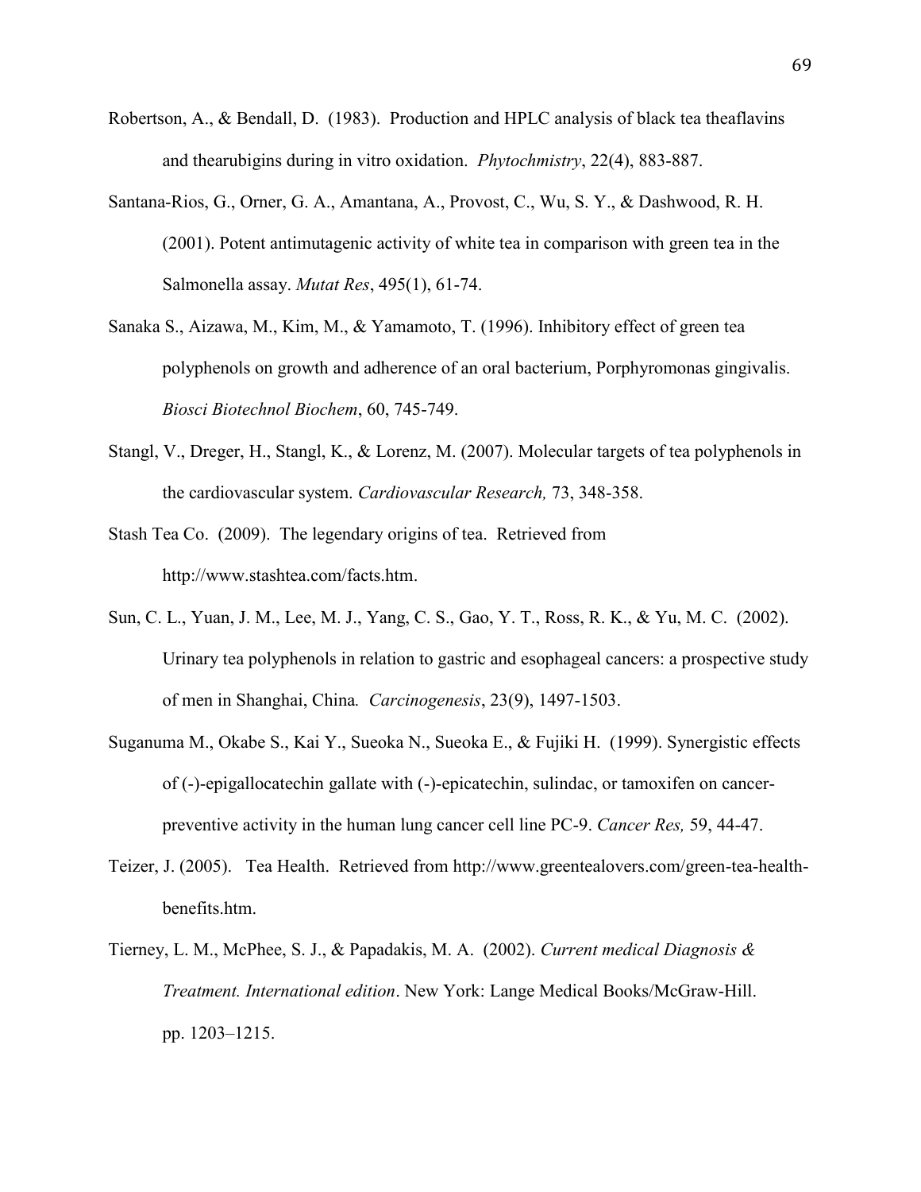Robertson, A., & Bendall, D. (1983). Production and HPLC analysis of black tea theaflavins and thearubigins during in vitro oxidation. *Phytochmistry*, 22(4), 883-887.

Santana-Rios, G., Orner, G. A., Amantana, A., Provost, C., Wu, S. Y., & Dashwood, R. H. (2001). Potent antimutagenic activity of white tea in comparison with green tea in the Salmonella assay. *Mutat Res*, 495(1), 61-74.

Sanaka S., Aizawa, M., Kim, M., & Yamamoto, T. (1996). Inhibitory effect of green tea polyphenols on growth and adherence of an oral bacterium, Porphyromonas gingivalis. *Biosci Biotechnol Biochem*, 60, 745-749.

Stangl, V., Dreger, H., Stangl, K., & Lorenz, M. (2007). Molecular targets of tea polyphenols in the cardiovascular system. *Cardiovascular Research,* 73, 348-358.

Stash Tea Co. (2009). The legendary origins of tea. Retrieved from http://www.stashtea.com/facts.htm.

Sun, C. L., Yuan, J. M., Lee, M. J., Yang, C. S., Gao, Y. T., Ross, R. K., & Yu, M. C. (2002). Urinary tea polyphenols in relation to gastric and esophageal cancers: a prospective study of men in Shanghai, China. *Carcinogenesis*, 23(9), 1497-1503.

Suganuma M., Okabe S., Kai Y., Sueoka N., Sueoka E., & Fujiki H. (1999). Synergistic effects of (-)-epigallocatechin gallate with (-)-epicatechin, sulindac, or tamoxifen on cancer-preventive activity in the human lung cancer cell line PC-9. *Cancer Res,* 59, 44-47.

Teizer, J. (2005). Tea Health. Retrieved from http://www.greentealovers.com/green-tea-health-benefits.htm.

Tierney, L. M., McPhee, S. J., & Papadakis, M. A. (2002). *Current medical Diagnosis & Treatment. International edition*. New York: Lange Medical Books/McGraw-Hill. pp. 1203–1215.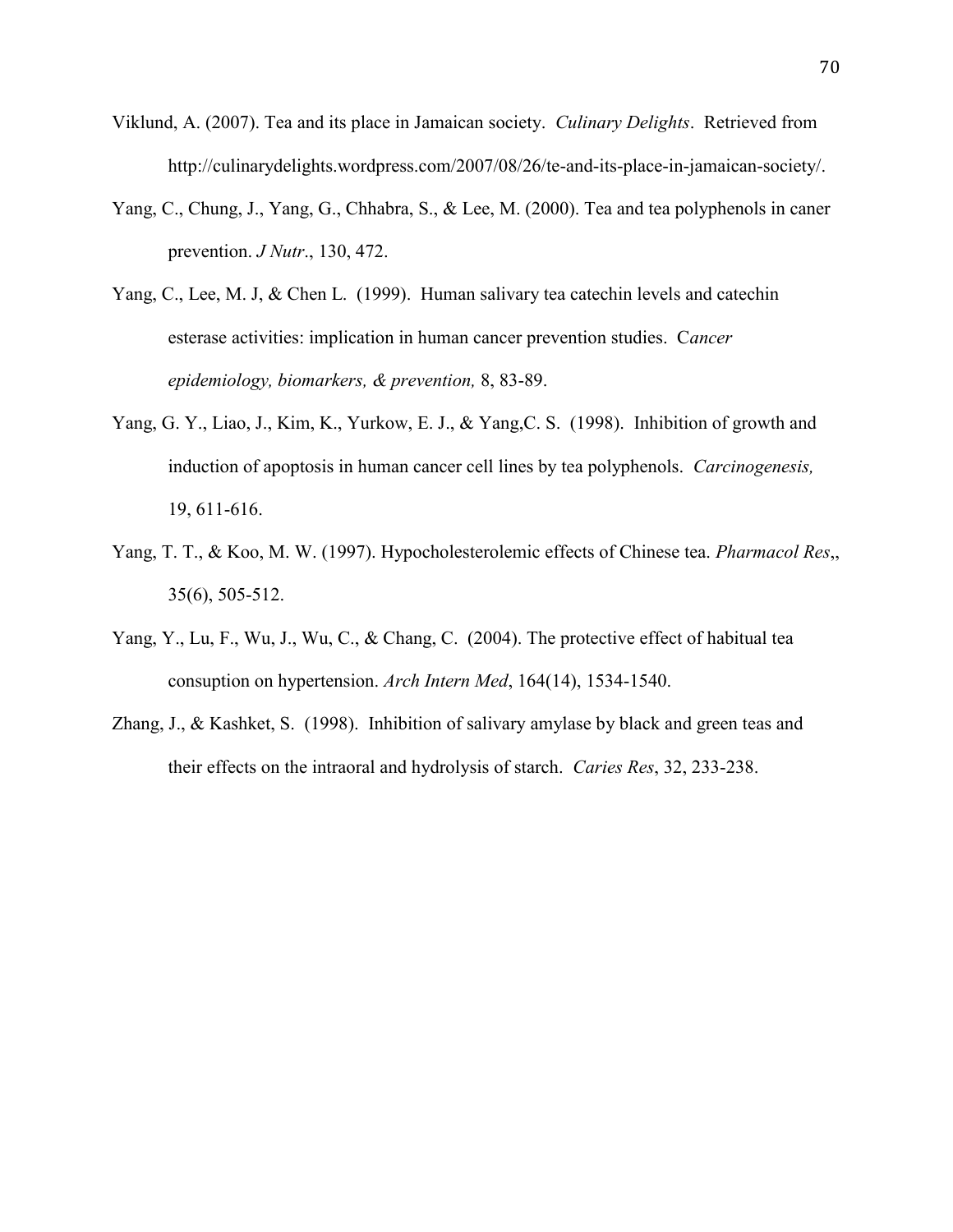Viklund, A. (2007). Tea and its place in Jamaican society. *Culinary Delights*. Retrieved from http://culinarydelights.wordpress.com/2007/08/26/te-and-its-place-in-jamaican-society/.

Yang, C., Chung, J., Yang, G., Chhabra, S., & Lee, M. (2000). Tea and tea polyphenols in caner prevention. *J Nutr*., 130, 472.

Yang, C., Lee, M. J, & Chen L. (1999). Human salivary tea catechin levels and catechin esterase activities: implication in human cancer prevention studies. C*ancer epidemiology, biomarkers, & prevention,* 8, 83-89.

Yang, G. Y., Liao, J., Kim, K., Yurkow, E. J., & Yang,C. S. (1998). Inhibition of growth and induction of apoptosis in human cancer cell lines by tea polyphenols. *Carcinogenesis,* 19, 611-616.

Yang, T. T., & Koo, M. W. (1997). Hypocholesterolemic effects of Chinese tea. *Pharmacol Res*,, 35(6), 505-512.

Yang, Y., Lu, F., Wu, J., Wu, C., & Chang, C. (2004). The protective effect of habitual tea consuption on hypertension. *Arch Intern Med*, 164(14), 1534-1540.

Zhang, J., & Kashket, S. (1998). Inhibition of salivary amylase by black and green teas and their effects on the intraoral and hydrolysis of starch. *Caries Res*, 32, 233-238.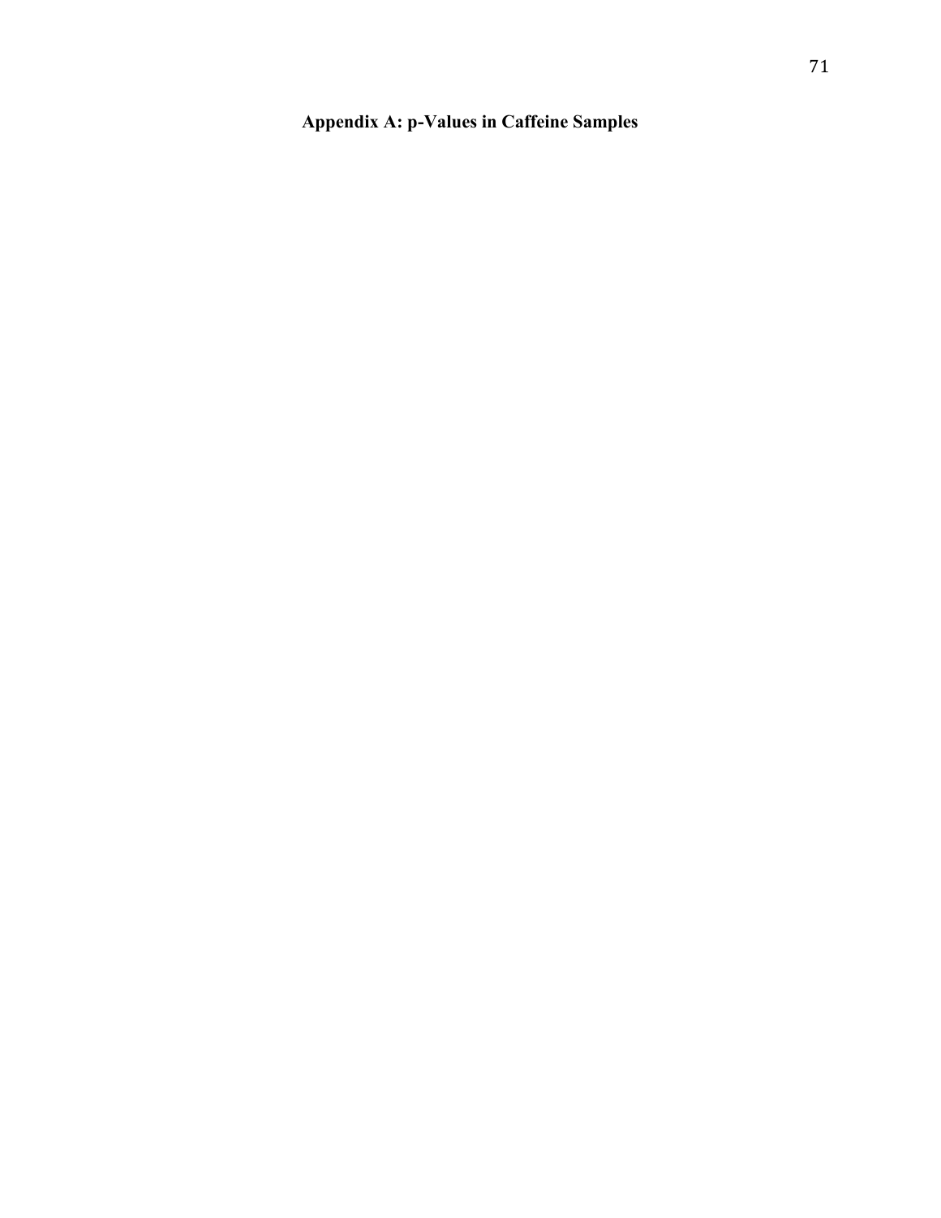# Appendix A: p-Values in Caffeine Samples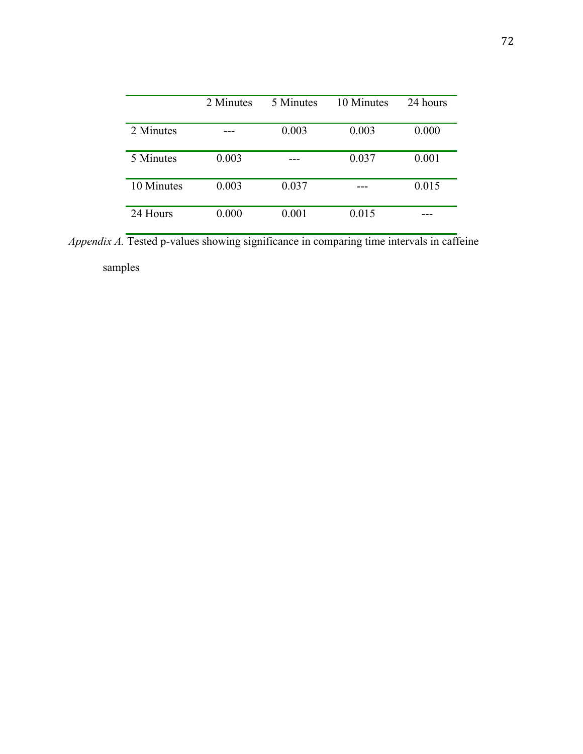| | 2 Minutes | 5 Minutes | 10 Minutes | 24 hours |
|---|---|---|---|---|
| 2 Minutes | --- | 0.003 | 0.003 | 0.000 |
| 5 Minutes | 0.003 | --- | 0.037 | 0.001 |
| 10 Minutes | 0.003 | 0.037 | --- | 0.015 |
| 24 Hours | 0.000 | 0.001 | 0.015 | --- |

*Appendix A.* Tested p-values showing significance in comparing time intervals in caffeine samples